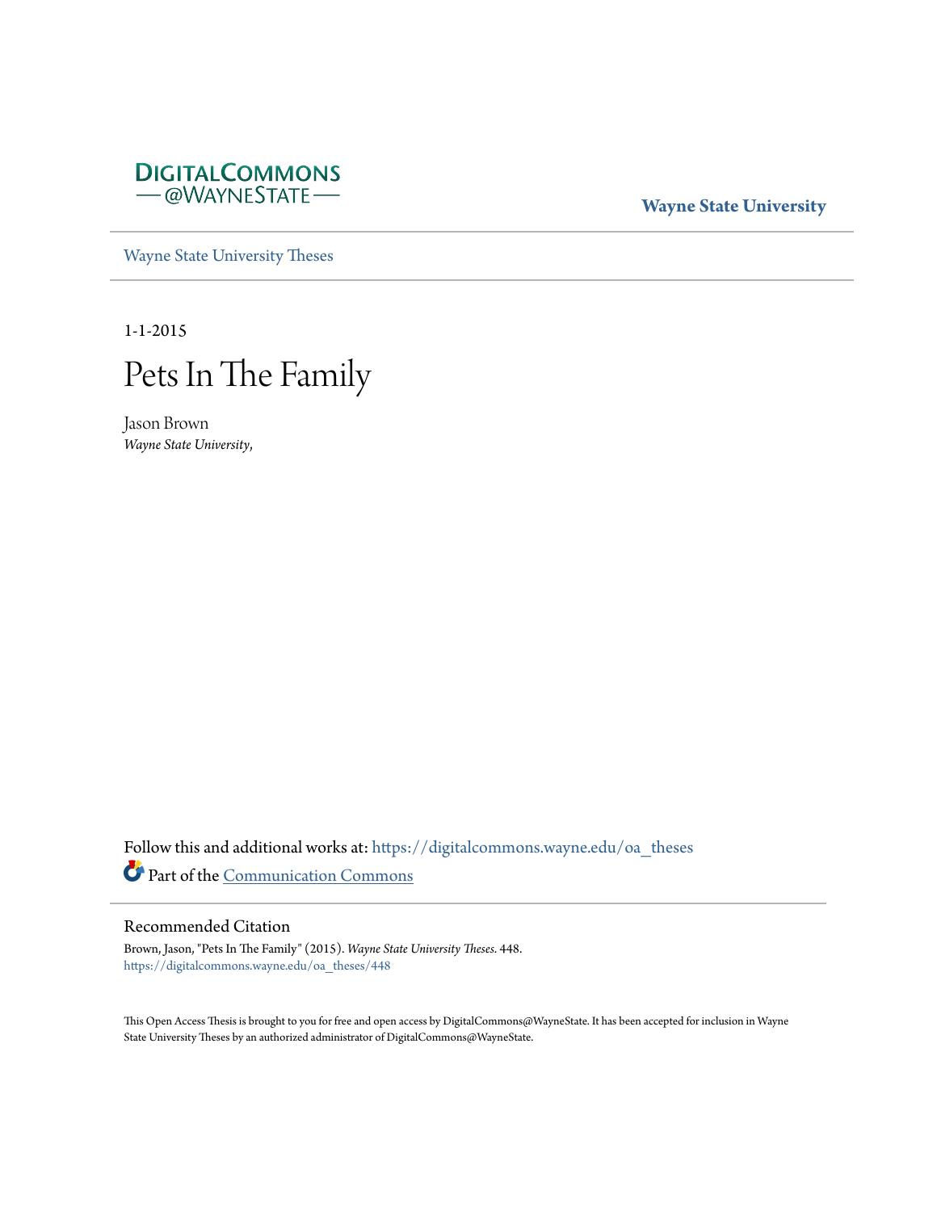DIGITALCOMMONS
— @WAYNESTATE —

**Wayne State University**

Wayne State University Theses

1-1-2015

# Pets In The Family

Jason Brown
*Wayne State University,*

Follow this and additional works at: https://digitalcommons.wayne.edu/oa_theses

Part of the Communication Commons

## Recommended Citation

Brown, Jason, "Pets In The Family" (2015). *Wayne State University Theses*. 448.
https://digitalcommons.wayne.edu/oa_theses/448

This Open Access Thesis is brought to you for free and open access by DigitalCommons@WayneState. It has been accepted for inclusion in Wayne State University Theses by an authorized administrator of DigitalCommons@WayneState.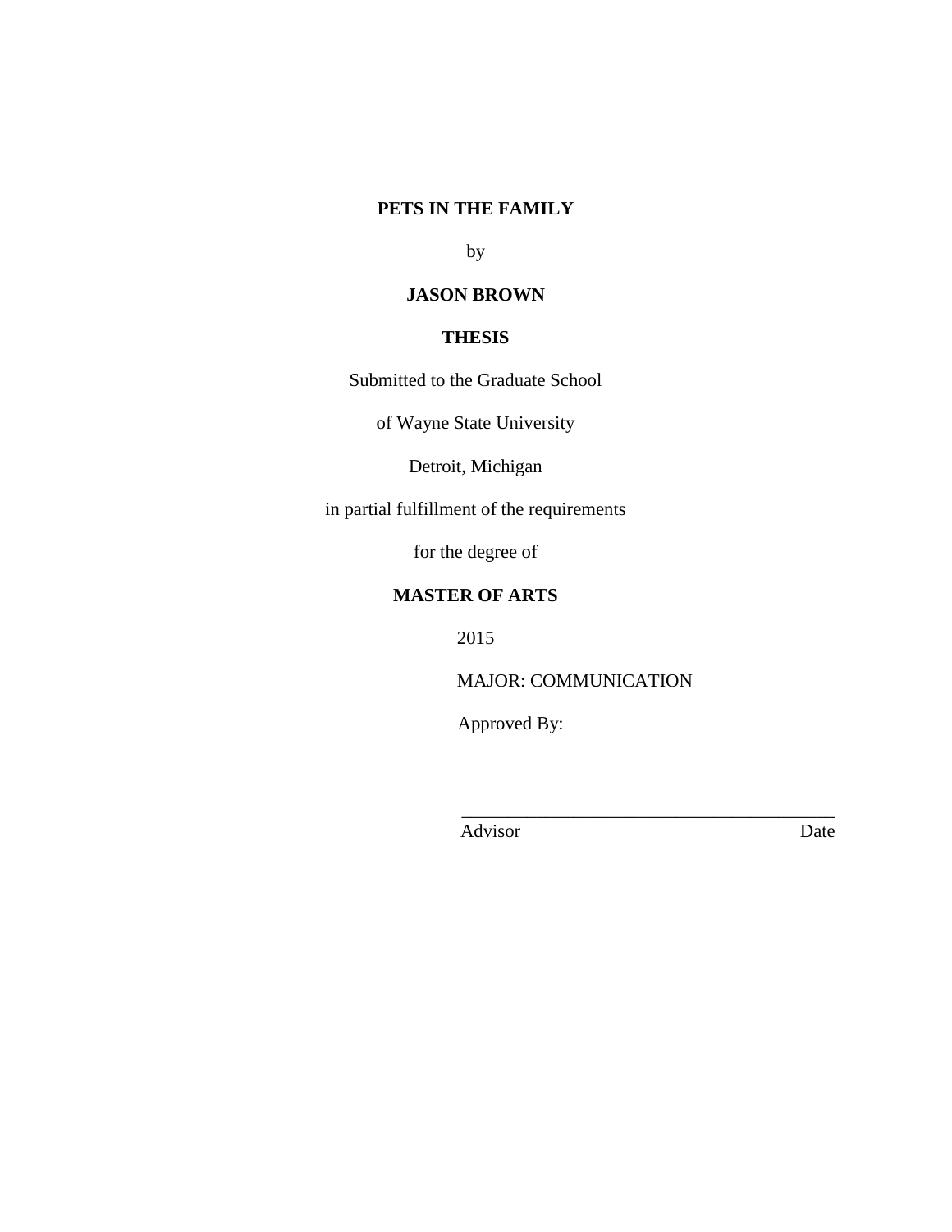**PETS IN THE FAMILY**

by

**JASON BROWN**

**THESIS**

Submitted to the Graduate School

of Wayne State University

Detroit, Michigan

in partial fulfillment of the requirements

for the degree of

**MASTER OF ARTS**

2015

MAJOR: COMMUNICATION

Approved By:

\_\_\_\_\_\_\_\_\_\_\_\_\_\_\_\_\_\_\_\_\_\_\_\_\_\_\_\_\_\_\_\_\_\_\_\_\_\_\_\_

Advisor Date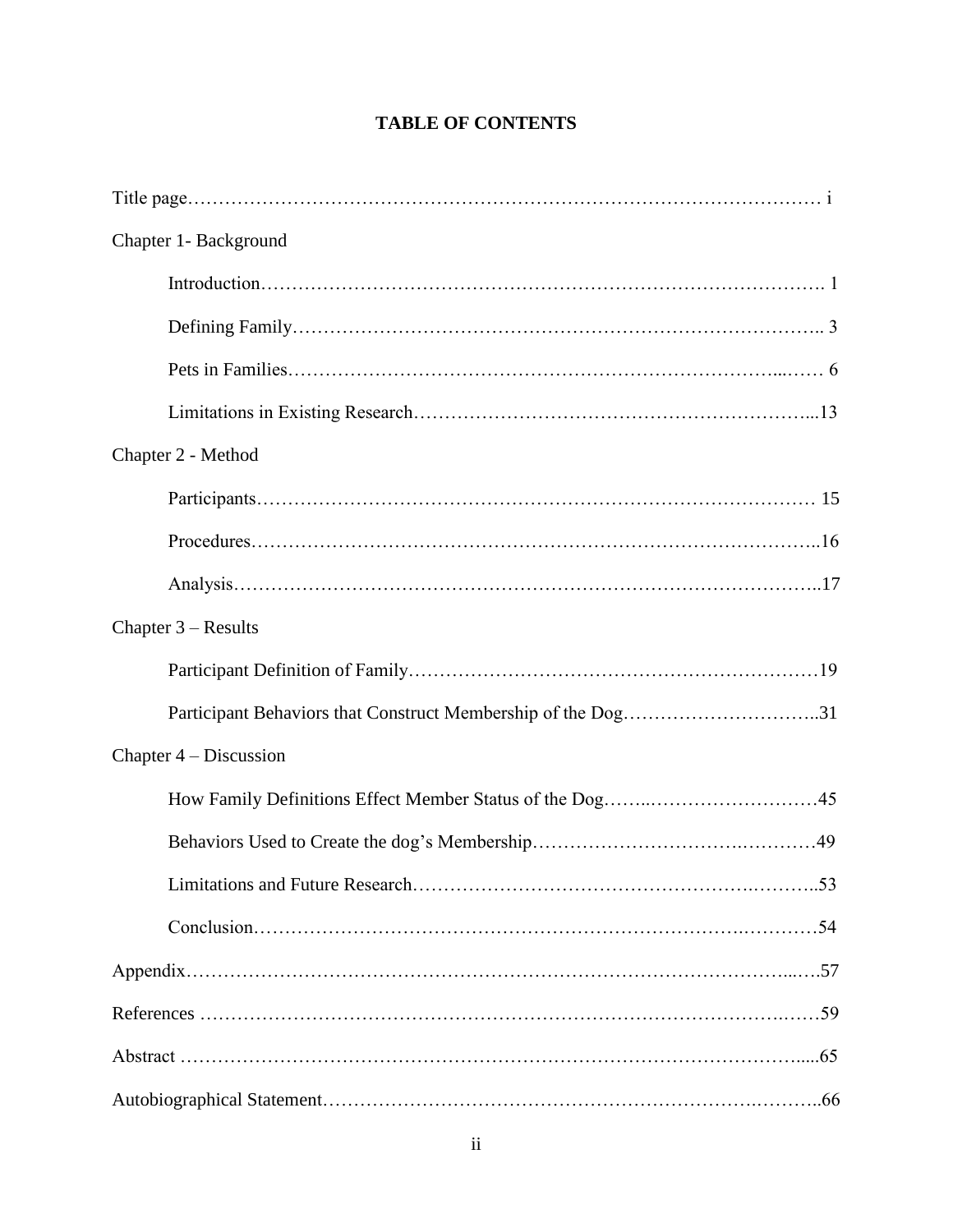# TABLE OF CONTENTS

Title page…………………………………………………………………………………… i

Chapter 1- Background

- Introduction……………………………………………………………………………. 1
- Defining Family………………………………………………………………………….. 3
- Pets in Families…………………………………………………………………...…… 6
- Limitations in Existing Research……………………………………………………...13

Chapter 2 - Method

- Participants……………………………………………………………………………… 15
- Procedures……………………………………………………………………………..16
- Analysis………………………………………………………………………………..17

Chapter 3 – Results

- Participant Definition of Family………………………………………………………19
- Participant Behaviors that Construct Membership of the Dog…………………………..31

Chapter 4 – Discussion

- How Family Definitions Effect Member Status of the Dog……..………………………45
- Behaviors Used to Create the dog's Membership……………………………….………49
- Limitations and Future Research…………………………………………….………..53
- Conclusion……………………………………………………………………..…………54

Appendix…………………………………………………………………………………...…57

References …………………………………………………………………………….……59

Abstract ………………………………………………………………………………….....65

Autobiographical Statement…………………………………………………….………..66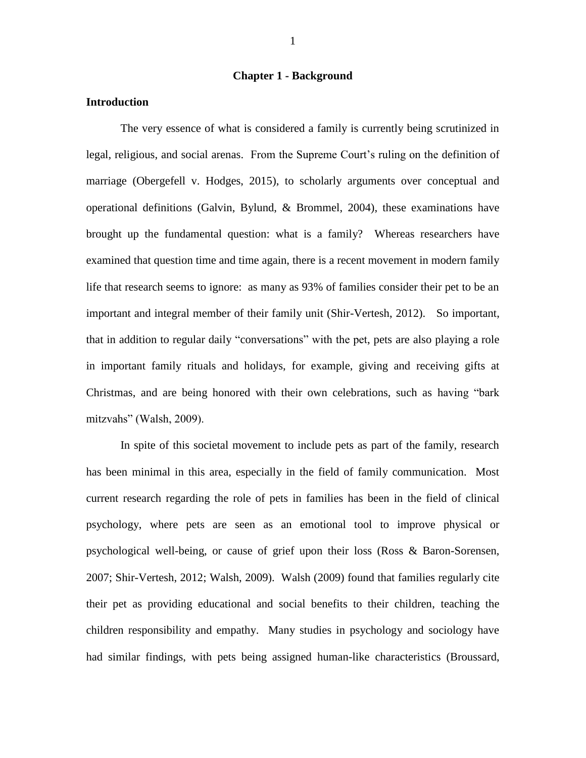# Chapter 1 - Background

## Introduction

The very essence of what is considered a family is currently being scrutinized in legal, religious, and social arenas. From the Supreme Court's ruling on the definition of marriage (Obergefell v. Hodges, 2015), to scholarly arguments over conceptual and operational definitions (Galvin, Bylund, & Brommel, 2004), these examinations have brought up the fundamental question: what is a family? Whereas researchers have examined that question time and time again, there is a recent movement in modern family life that research seems to ignore: as many as 93% of families consider their pet to be an important and integral member of their family unit (Shir-Vertesh, 2012). So important, that in addition to regular daily "conversations" with the pet, pets are also playing a role in important family rituals and holidays, for example, giving and receiving gifts at Christmas, and are being honored with their own celebrations, such as having "bark mitzvahs" (Walsh, 2009).

In spite of this societal movement to include pets as part of the family, research has been minimal in this area, especially in the field of family communication. Most current research regarding the role of pets in families has been in the field of clinical psychology, where pets are seen as an emotional tool to improve physical or psychological well-being, or cause of grief upon their loss (Ross & Baron-Sorensen, 2007; Shir-Vertesh, 2012; Walsh, 2009). Walsh (2009) found that families regularly cite their pet as providing educational and social benefits to their children, teaching the children responsibility and empathy. Many studies in psychology and sociology have had similar findings, with pets being assigned human-like characteristics (Broussard,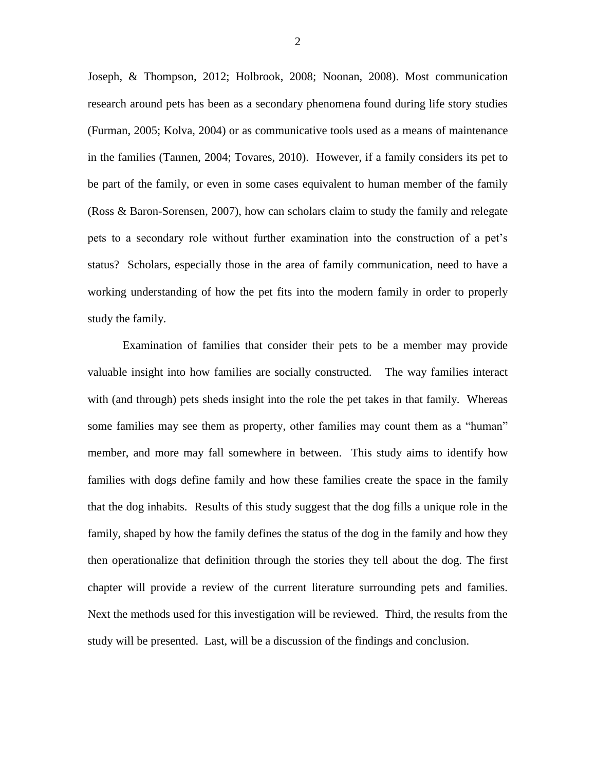Joseph, & Thompson, 2012; Holbrook, 2008; Noonan, 2008). Most communication research around pets has been as a secondary phenomena found during life story studies (Furman, 2005; Kolva, 2004) or as communicative tools used as a means of maintenance in the families (Tannen, 2004; Tovares, 2010). However, if a family considers its pet to be part of the family, or even in some cases equivalent to human member of the family (Ross & Baron-Sorensen, 2007), how can scholars claim to study the family and relegate pets to a secondary role without further examination into the construction of a pet's status? Scholars, especially those in the area of family communication, need to have a working understanding of how the pet fits into the modern family in order to properly study the family.

Examination of families that consider their pets to be a member may provide valuable insight into how families are socially constructed. The way families interact with (and through) pets sheds insight into the role the pet takes in that family. Whereas some families may see them as property, other families may count them as a "human" member, and more may fall somewhere in between. This study aims to identify how families with dogs define family and how these families create the space in the family that the dog inhabits. Results of this study suggest that the dog fills a unique role in the family, shaped by how the family defines the status of the dog in the family and how they then operationalize that definition through the stories they tell about the dog. The first chapter will provide a review of the current literature surrounding pets and families. Next the methods used for this investigation will be reviewed. Third, the results from the study will be presented. Last, will be a discussion of the findings and conclusion.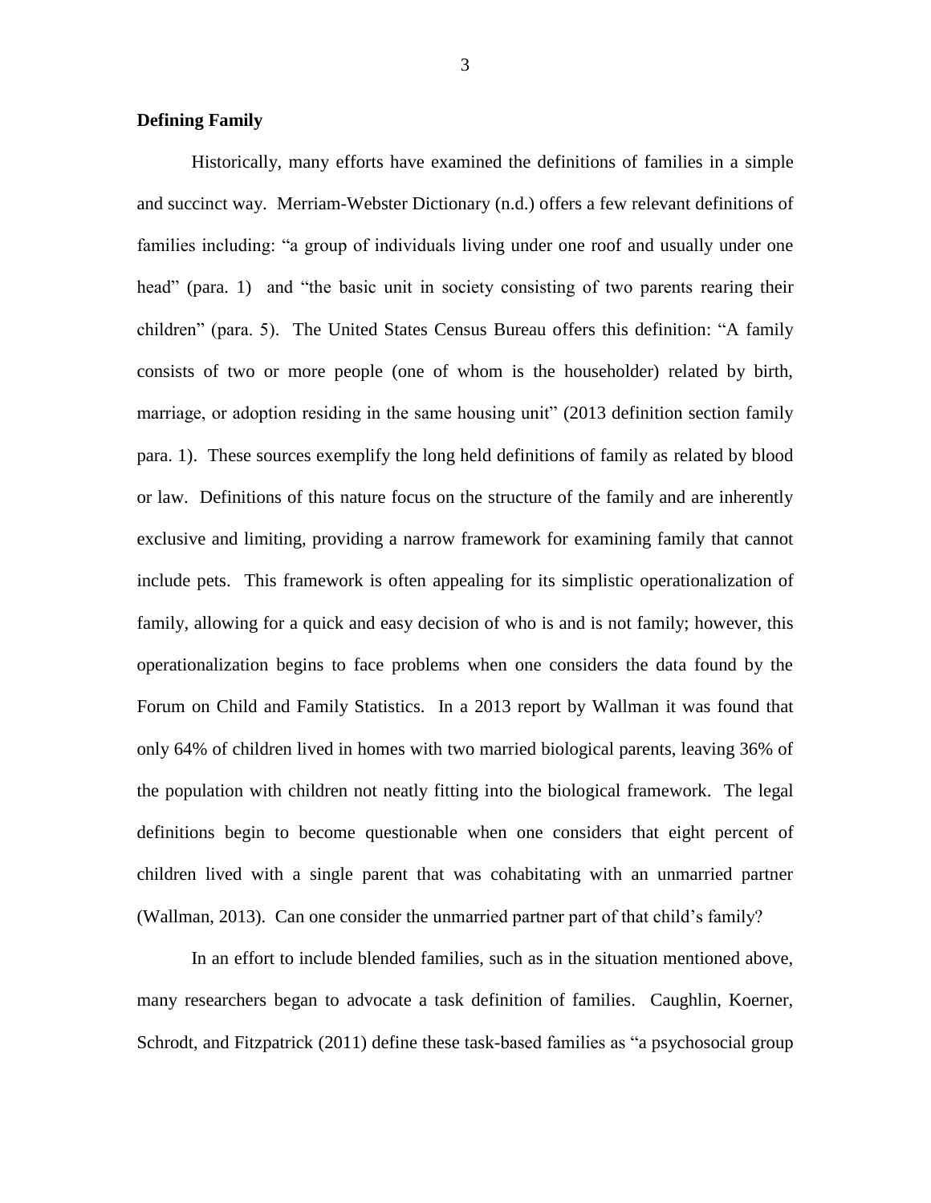**Defining Family**

Historically, many efforts have examined the definitions of families in a simple and succinct way. Merriam-Webster Dictionary (n.d.) offers a few relevant definitions of families including: "a group of individuals living under one roof and usually under one head" (para. 1) and "the basic unit in society consisting of two parents rearing their children" (para. 5). The United States Census Bureau offers this definition: "A family consists of two or more people (one of whom is the householder) related by birth, marriage, or adoption residing in the same housing unit" (2013 definition section family para. 1). These sources exemplify the long held definitions of family as related by blood or law. Definitions of this nature focus on the structure of the family and are inherently exclusive and limiting, providing a narrow framework for examining family that cannot include pets. This framework is often appealing for its simplistic operationalization of family, allowing for a quick and easy decision of who is and is not family; however, this operationalization begins to face problems when one considers the data found by the Forum on Child and Family Statistics. In a 2013 report by Wallman it was found that only 64% of children lived in homes with two married biological parents, leaving 36% of the population with children not neatly fitting into the biological framework. The legal definitions begin to become questionable when one considers that eight percent of children lived with a single parent that was cohabitating with an unmarried partner (Wallman, 2013). Can one consider the unmarried partner part of that child's family?

In an effort to include blended families, such as in the situation mentioned above, many researchers began to advocate a task definition of families. Caughlin, Koerner, Schrodt, and Fitzpatrick (2011) define these task-based families as "a psychosocial group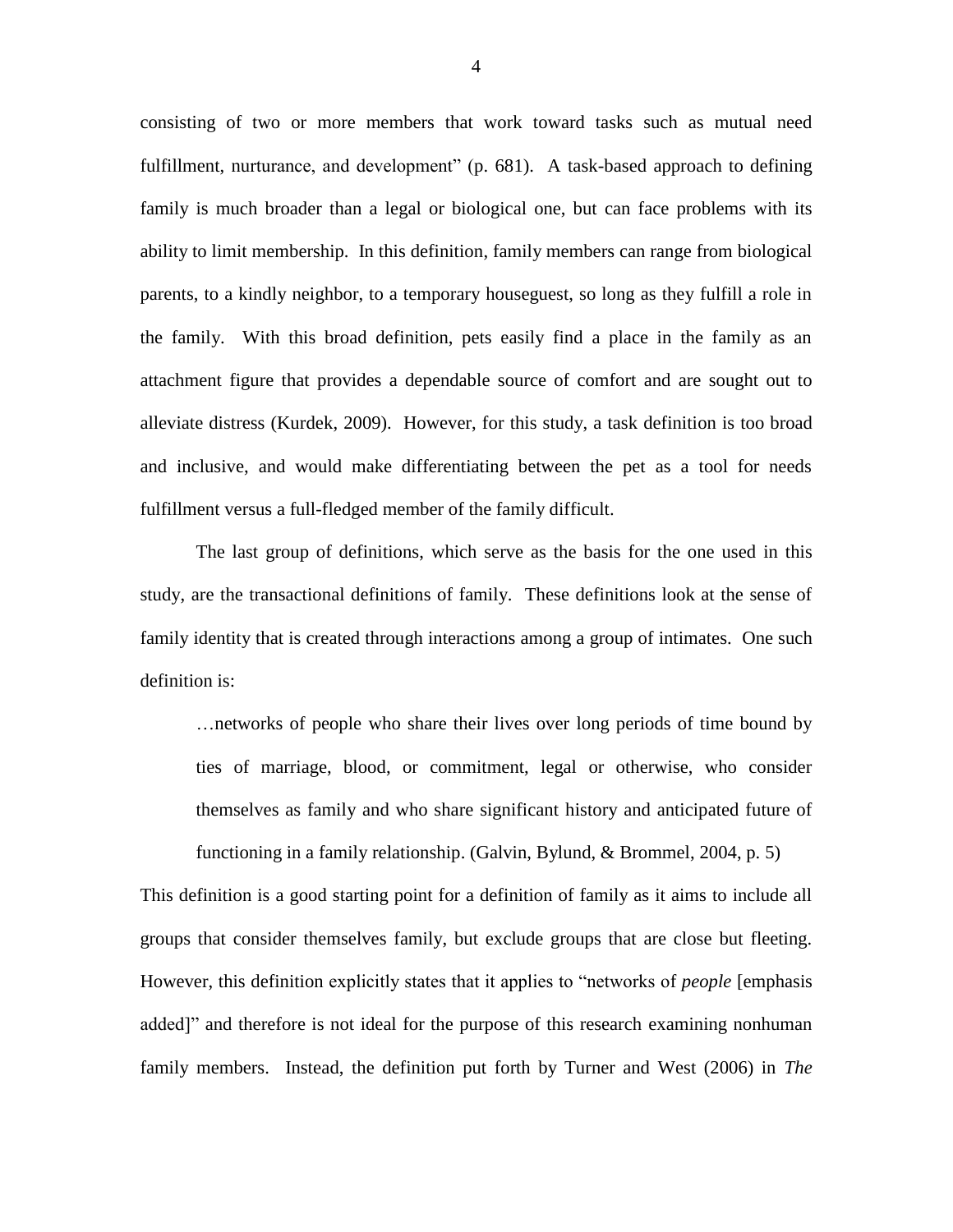consisting of two or more members that work toward tasks such as mutual need fulfillment, nurturance, and development" (p. 681). A task-based approach to defining family is much broader than a legal or biological one, but can face problems with its ability to limit membership. In this definition, family members can range from biological parents, to a kindly neighbor, to a temporary houseguest, so long as they fulfill a role in the family. With this broad definition, pets easily find a place in the family as an attachment figure that provides a dependable source of comfort and are sought out to alleviate distress (Kurdek, 2009). However, for this study, a task definition is too broad and inclusive, and would make differentiating between the pet as a tool for needs fulfillment versus a full-fledged member of the family difficult.

The last group of definitions, which serve as the basis for the one used in this study, are the transactional definitions of family. These definitions look at the sense of family identity that is created through interactions among a group of intimates. One such definition is:

> …networks of people who share their lives over long periods of time bound by ties of marriage, blood, or commitment, legal or otherwise, who consider themselves as family and who share significant history and anticipated future of functioning in a family relationship. (Galvin, Bylund, & Brommel, 2004, p. 5)

This definition is a good starting point for a definition of family as it aims to include all groups that consider themselves family, but exclude groups that are close but fleeting. However, this definition explicitly states that it applies to "networks of *people* [emphasis added]" and therefore is not ideal for the purpose of this research examining nonhuman family members. Instead, the definition put forth by Turner and West (2006) in *The*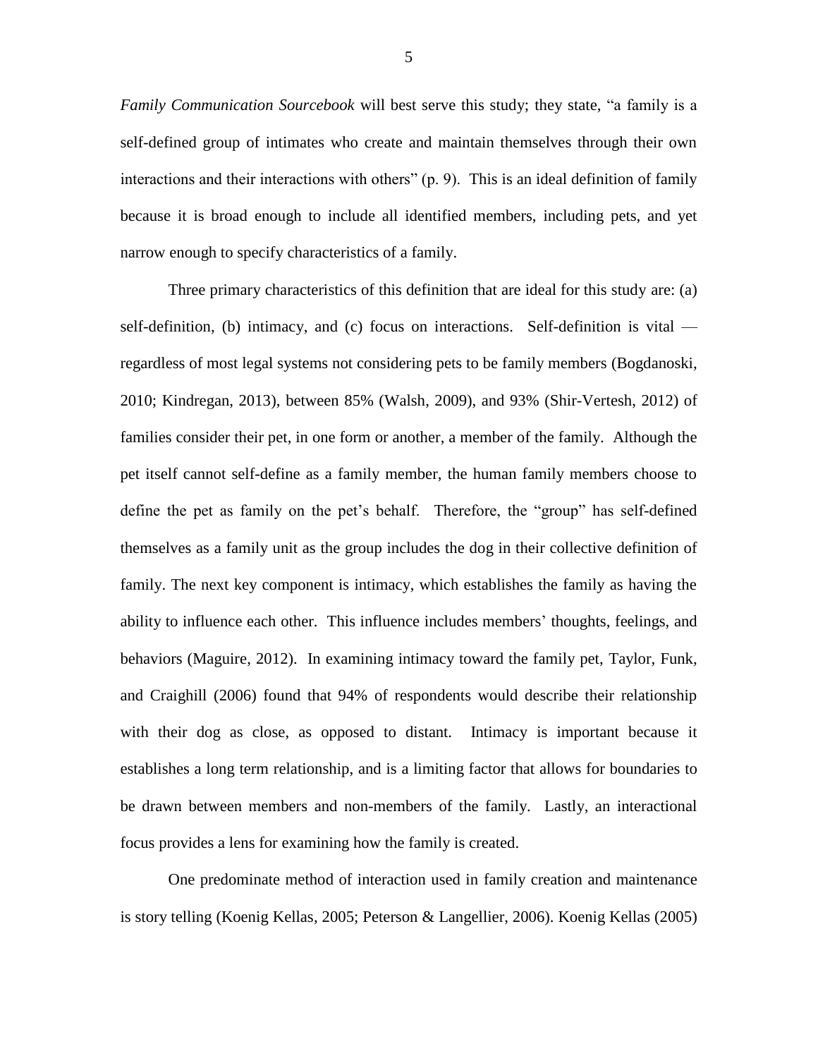*Family Communication Sourcebook* will best serve this study; they state, "a family is a self-defined group of intimates who create and maintain themselves through their own interactions and their interactions with others" (p. 9). This is an ideal definition of family because it is broad enough to include all identified members, including pets, and yet narrow enough to specify characteristics of a family.

Three primary characteristics of this definition that are ideal for this study are: (a) self-definition, (b) intimacy, and (c) focus on interactions. Self-definition is vital — regardless of most legal systems not considering pets to be family members (Bogdanoski, 2010; Kindregan, 2013), between 85% (Walsh, 2009), and 93% (Shir-Vertesh, 2012) of families consider their pet, in one form or another, a member of the family. Although the pet itself cannot self-define as a family member, the human family members choose to define the pet as family on the pet's behalf. Therefore, the "group" has self-defined themselves as a family unit as the group includes the dog in their collective definition of family. The next key component is intimacy, which establishes the family as having the ability to influence each other. This influence includes members' thoughts, feelings, and behaviors (Maguire, 2012). In examining intimacy toward the family pet, Taylor, Funk, and Craighill (2006) found that 94% of respondents would describe their relationship with their dog as close, as opposed to distant. Intimacy is important because it establishes a long term relationship, and is a limiting factor that allows for boundaries to be drawn between members and non-members of the family. Lastly, an interactional focus provides a lens for examining how the family is created.

One predominate method of interaction used in family creation and maintenance is story telling (Koenig Kellas, 2005; Peterson & Langellier, 2006). Koenig Kellas (2005)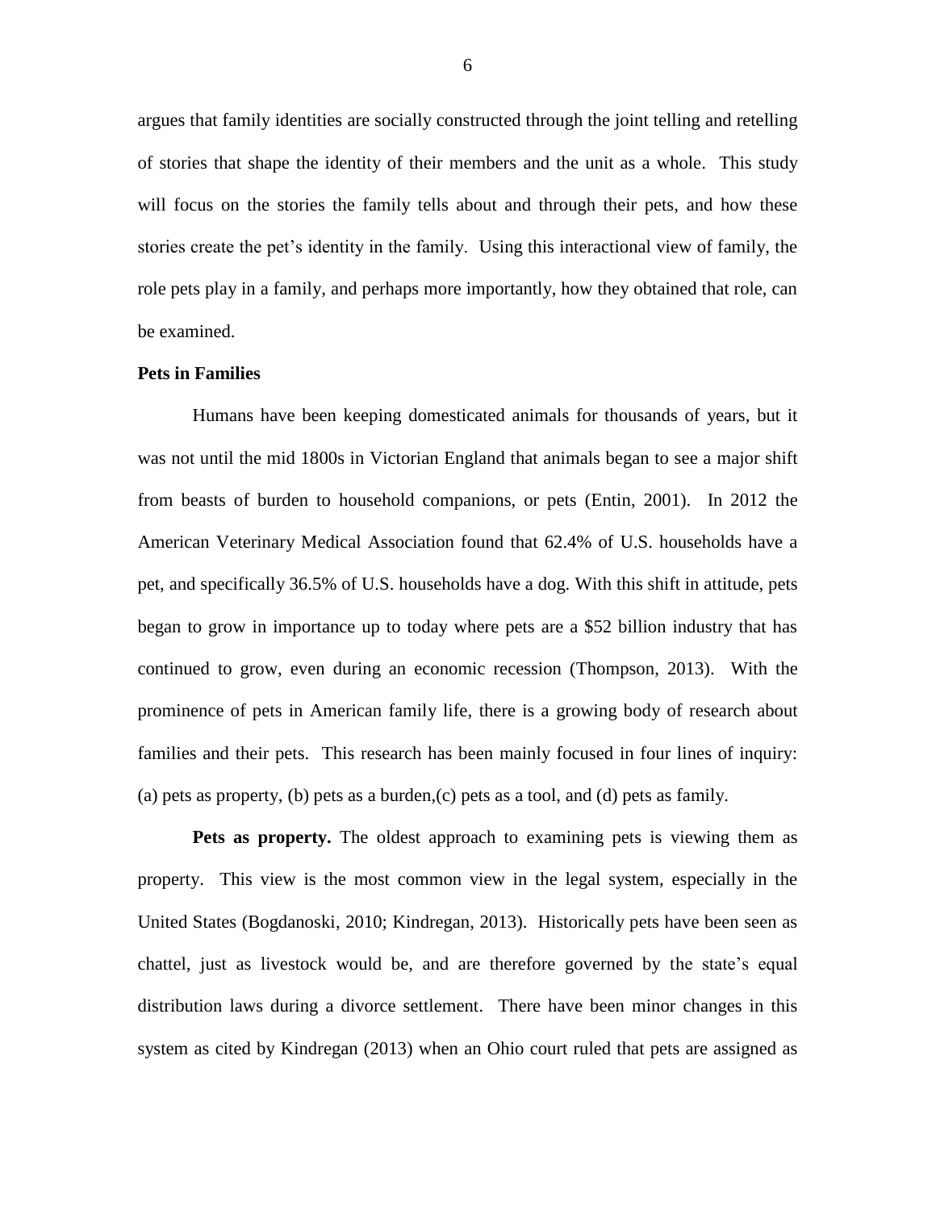argues that family identities are socially constructed through the joint telling and retelling of stories that shape the identity of their members and the unit as a whole. This study will focus on the stories the family tells about and through their pets, and how these stories create the pet's identity in the family. Using this interactional view of family, the role pets play in a family, and perhaps more importantly, how they obtained that role, can be examined.

**Pets in Families**

Humans have been keeping domesticated animals for thousands of years, but it was not until the mid 1800s in Victorian England that animals began to see a major shift from beasts of burden to household companions, or pets (Entin, 2001). In 2012 the American Veterinary Medical Association found that 62.4% of U.S. households have a pet, and specifically 36.5% of U.S. households have a dog. With this shift in attitude, pets began to grow in importance up to today where pets are a $52 billion industry that has continued to grow, even during an economic recession (Thompson, 2013). With the prominence of pets in American family life, there is a growing body of research about families and their pets. This research has been mainly focused in four lines of inquiry: (a) pets as property, (b) pets as a burden,(c) pets as a tool, and (d) pets as family.

**Pets as property.** The oldest approach to examining pets is viewing them as property. This view is the most common view in the legal system, especially in the United States (Bogdanoski, 2010; Kindregan, 2013). Historically pets have been seen as chattel, just as livestock would be, and are therefore governed by the state's equal distribution laws during a divorce settlement. There have been minor changes in this system as cited by Kindregan (2013) when an Ohio court ruled that pets are assigned as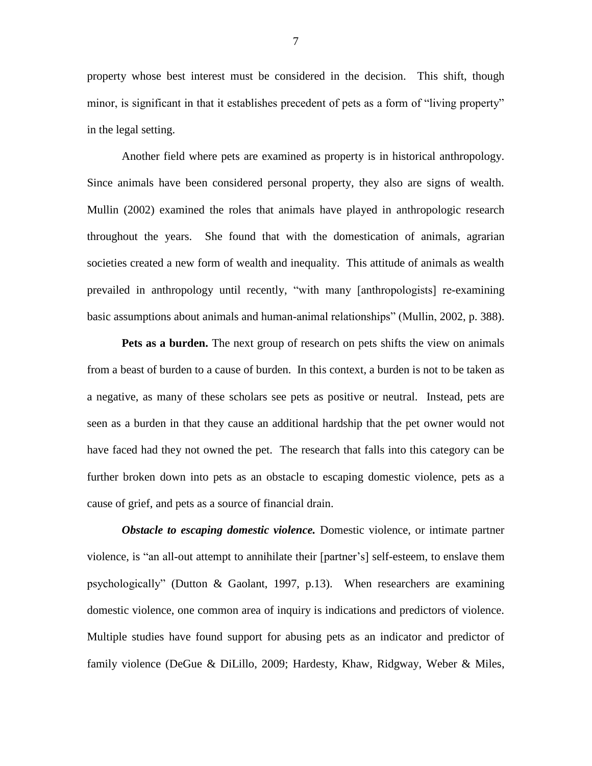property whose best interest must be considered in the decision. This shift, though minor, is significant in that it establishes precedent of pets as a form of "living property" in the legal setting.

Another field where pets are examined as property is in historical anthropology. Since animals have been considered personal property, they also are signs of wealth. Mullin (2002) examined the roles that animals have played in anthropologic research throughout the years. She found that with the domestication of animals, agrarian societies created a new form of wealth and inequality. This attitude of animals as wealth prevailed in anthropology until recently, "with many [anthropologists] re-examining basic assumptions about animals and human-animal relationships" (Mullin, 2002, p. 388).

**Pets as a burden.** The next group of research on pets shifts the view on animals from a beast of burden to a cause of burden. In this context, a burden is not to be taken as a negative, as many of these scholars see pets as positive or neutral. Instead, pets are seen as a burden in that they cause an additional hardship that the pet owner would not have faced had they not owned the pet. The research that falls into this category can be further broken down into pets as an obstacle to escaping domestic violence, pets as a cause of grief, and pets as a source of financial drain.

***Obstacle to escaping domestic violence.*** Domestic violence, or intimate partner violence, is "an all-out attempt to annihilate their [partner's] self-esteem, to enslave them psychologically" (Dutton & Gaolant, 1997, p.13). When researchers are examining domestic violence, one common area of inquiry is indications and predictors of violence. Multiple studies have found support for abusing pets as an indicator and predictor of family violence (DeGue & DiLillo, 2009; Hardesty, Khaw, Ridgway, Weber & Miles,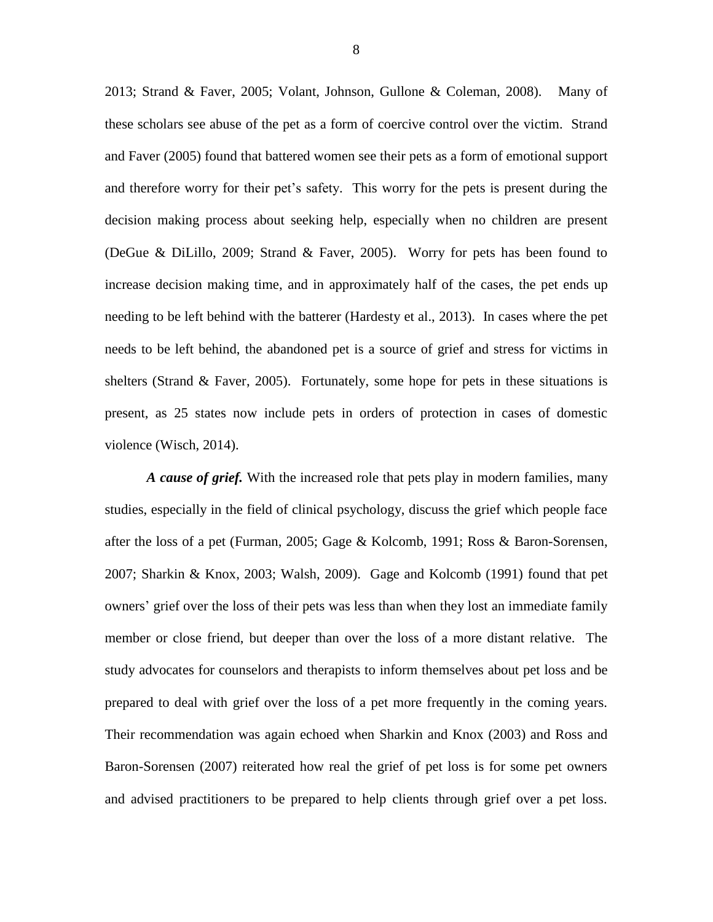2013; Strand & Faver, 2005; Volant, Johnson, Gullone & Coleman, 2008). Many of these scholars see abuse of the pet as a form of coercive control over the victim. Strand and Faver (2005) found that battered women see their pets as a form of emotional support and therefore worry for their pet's safety. This worry for the pets is present during the decision making process about seeking help, especially when no children are present (DeGue & DiLillo, 2009; Strand & Faver, 2005). Worry for pets has been found to increase decision making time, and in approximately half of the cases, the pet ends up needing to be left behind with the batterer (Hardesty et al., 2013). In cases where the pet needs to be left behind, the abandoned pet is a source of grief and stress for victims in shelters (Strand & Faver, 2005). Fortunately, some hope for pets in these situations is present, as 25 states now include pets in orders of protection in cases of domestic violence (Wisch, 2014).

***A cause of grief.*** With the increased role that pets play in modern families, many studies, especially in the field of clinical psychology, discuss the grief which people face after the loss of a pet (Furman, 2005; Gage & Kolcomb, 1991; Ross & Baron-Sorensen, 2007; Sharkin & Knox, 2003; Walsh, 2009). Gage and Kolcomb (1991) found that pet owners' grief over the loss of their pets was less than when they lost an immediate family member or close friend, but deeper than over the loss of a more distant relative. The study advocates for counselors and therapists to inform themselves about pet loss and be prepared to deal with grief over the loss of a pet more frequently in the coming years. Their recommendation was again echoed when Sharkin and Knox (2003) and Ross and Baron-Sorensen (2007) reiterated how real the grief of pet loss is for some pet owners and advised practitioners to be prepared to help clients through grief over a pet loss.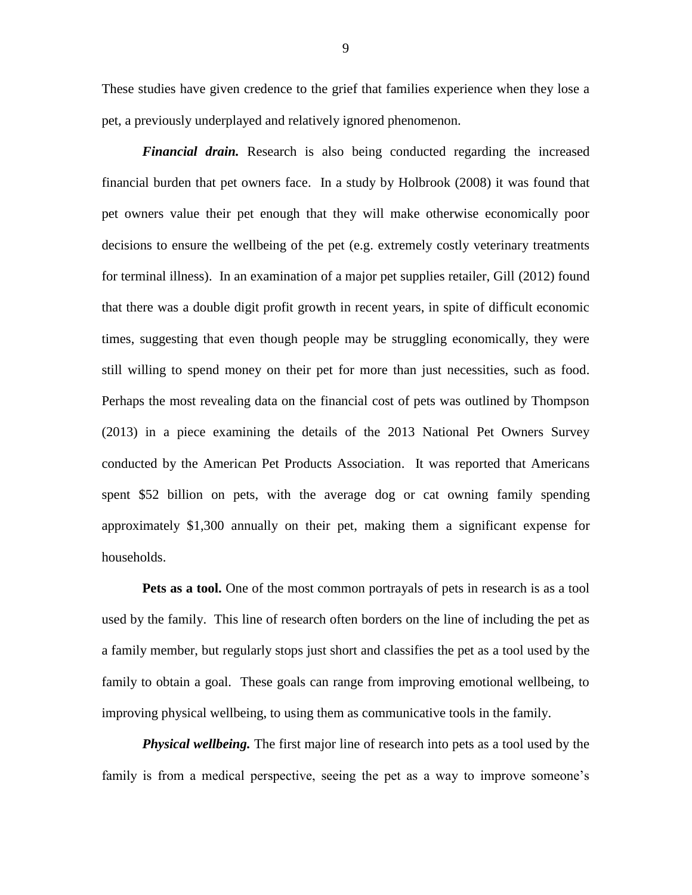These studies have given credence to the grief that families experience when they lose a pet, a previously underplayed and relatively ignored phenomenon.

***Financial drain.*** Research is also being conducted regarding the increased financial burden that pet owners face. In a study by Holbrook (2008) it was found that pet owners value their pet enough that they will make otherwise economically poor decisions to ensure the wellbeing of the pet (e.g. extremely costly veterinary treatments for terminal illness). In an examination of a major pet supplies retailer, Gill (2012) found that there was a double digit profit growth in recent years, in spite of difficult economic times, suggesting that even though people may be struggling economically, they were still willing to spend money on their pet for more than just necessities, such as food. Perhaps the most revealing data on the financial cost of pets was outlined by Thompson (2013) in a piece examining the details of the 2013 National Pet Owners Survey conducted by the American Pet Products Association. It was reported that Americans spent $52 billion on pets, with the average dog or cat owning family spending approximately $1,300 annually on their pet, making them a significant expense for households.

**Pets as a tool.** One of the most common portrayals of pets in research is as a tool used by the family. This line of research often borders on the line of including the pet as a family member, but regularly stops just short and classifies the pet as a tool used by the family to obtain a goal. These goals can range from improving emotional wellbeing, to improving physical wellbeing, to using them as communicative tools in the family.

***Physical wellbeing.*** The first major line of research into pets as a tool used by the family is from a medical perspective, seeing the pet as a way to improve someone's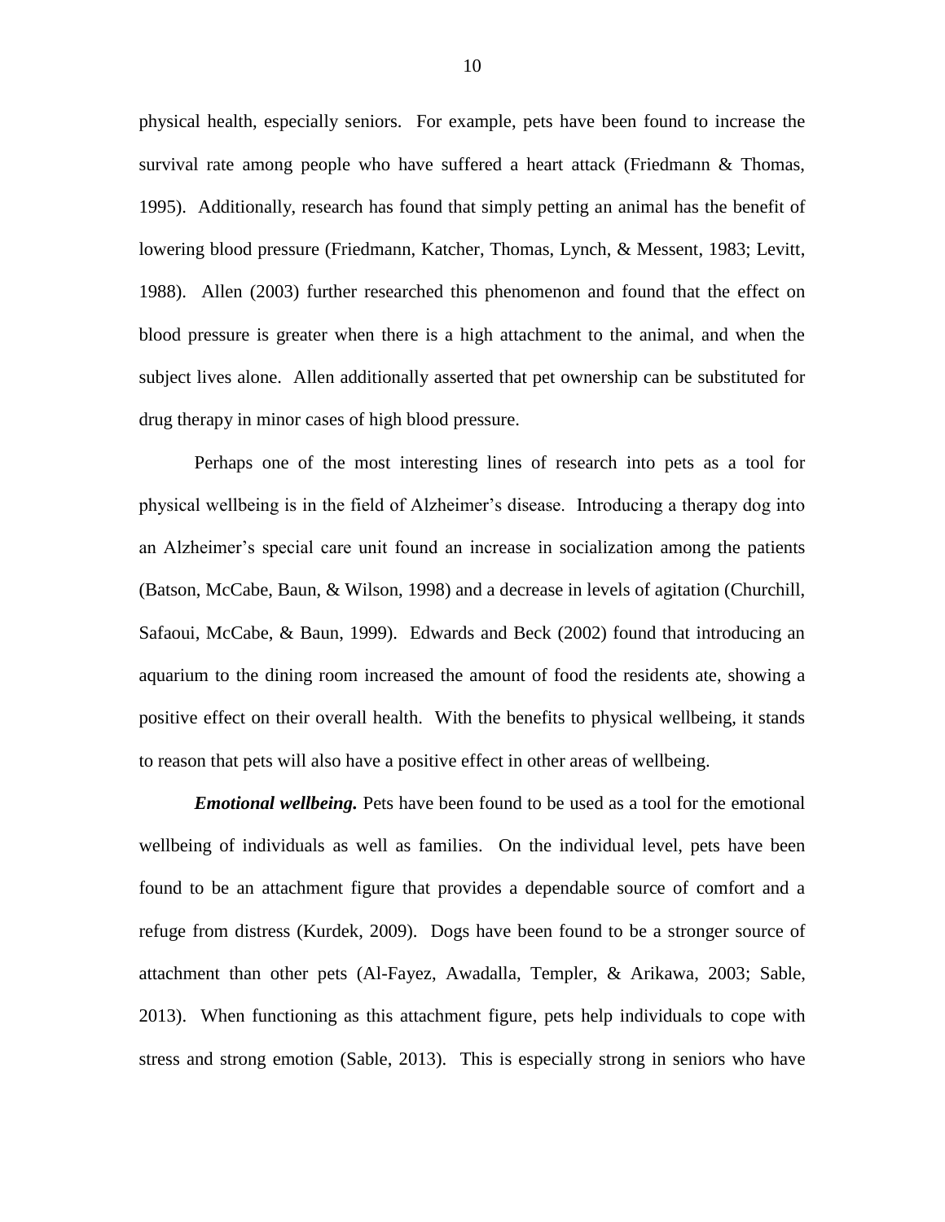physical health, especially seniors. For example, pets have been found to increase the survival rate among people who have suffered a heart attack (Friedmann & Thomas, 1995). Additionally, research has found that simply petting an animal has the benefit of lowering blood pressure (Friedmann, Katcher, Thomas, Lynch, & Messent, 1983; Levitt, 1988). Allen (2003) further researched this phenomenon and found that the effect on blood pressure is greater when there is a high attachment to the animal, and when the subject lives alone. Allen additionally asserted that pet ownership can be substituted for drug therapy in minor cases of high blood pressure.

Perhaps one of the most interesting lines of research into pets as a tool for physical wellbeing is in the field of Alzheimer's disease. Introducing a therapy dog into an Alzheimer's special care unit found an increase in socialization among the patients (Batson, McCabe, Baun, & Wilson, 1998) and a decrease in levels of agitation (Churchill, Safaoui, McCabe, & Baun, 1999). Edwards and Beck (2002) found that introducing an aquarium to the dining room increased the amount of food the residents ate, showing a positive effect on their overall health. With the benefits to physical wellbeing, it stands to reason that pets will also have a positive effect in other areas of wellbeing.

***Emotional wellbeing.*** Pets have been found to be used as a tool for the emotional wellbeing of individuals as well as families. On the individual level, pets have been found to be an attachment figure that provides a dependable source of comfort and a refuge from distress (Kurdek, 2009). Dogs have been found to be a stronger source of attachment than other pets (Al-Fayez, Awadalla, Templer, & Arikawa, 2003; Sable, 2013). When functioning as this attachment figure, pets help individuals to cope with stress and strong emotion (Sable, 2013). This is especially strong in seniors who have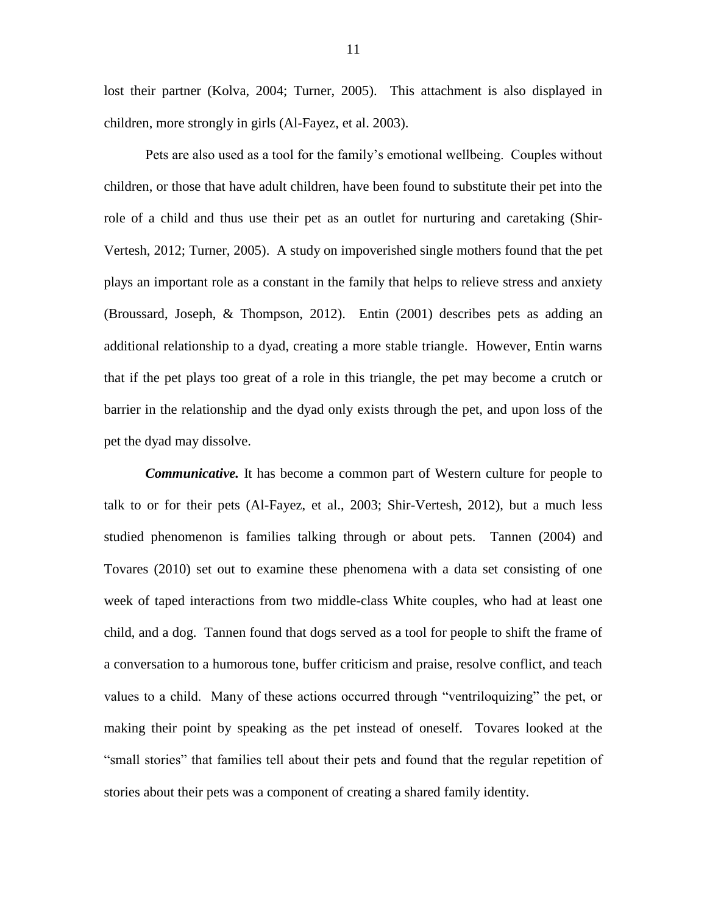lost their partner (Kolva, 2004; Turner, 2005). This attachment is also displayed in children, more strongly in girls (Al-Fayez, et al. 2003).

Pets are also used as a tool for the family's emotional wellbeing. Couples without children, or those that have adult children, have been found to substitute their pet into the role of a child and thus use their pet as an outlet for nurturing and caretaking (Shir-Vertesh, 2012; Turner, 2005). A study on impoverished single mothers found that the pet plays an important role as a constant in the family that helps to relieve stress and anxiety (Broussard, Joseph, & Thompson, 2012). Entin (2001) describes pets as adding an additional relationship to a dyad, creating a more stable triangle. However, Entin warns that if the pet plays too great of a role in this triangle, the pet may become a crutch or barrier in the relationship and the dyad only exists through the pet, and upon loss of the pet the dyad may dissolve.

***Communicative.*** It has become a common part of Western culture for people to talk to or for their pets (Al-Fayez, et al., 2003; Shir-Vertesh, 2012), but a much less studied phenomenon is families talking through or about pets. Tannen (2004) and Tovares (2010) set out to examine these phenomena with a data set consisting of one week of taped interactions from two middle-class White couples, who had at least one child, and a dog. Tannen found that dogs served as a tool for people to shift the frame of a conversation to a humorous tone, buffer criticism and praise, resolve conflict, and teach values to a child. Many of these actions occurred through "ventriloquizing" the pet, or making their point by speaking as the pet instead of oneself. Tovares looked at the "small stories" that families tell about their pets and found that the regular repetition of stories about their pets was a component of creating a shared family identity.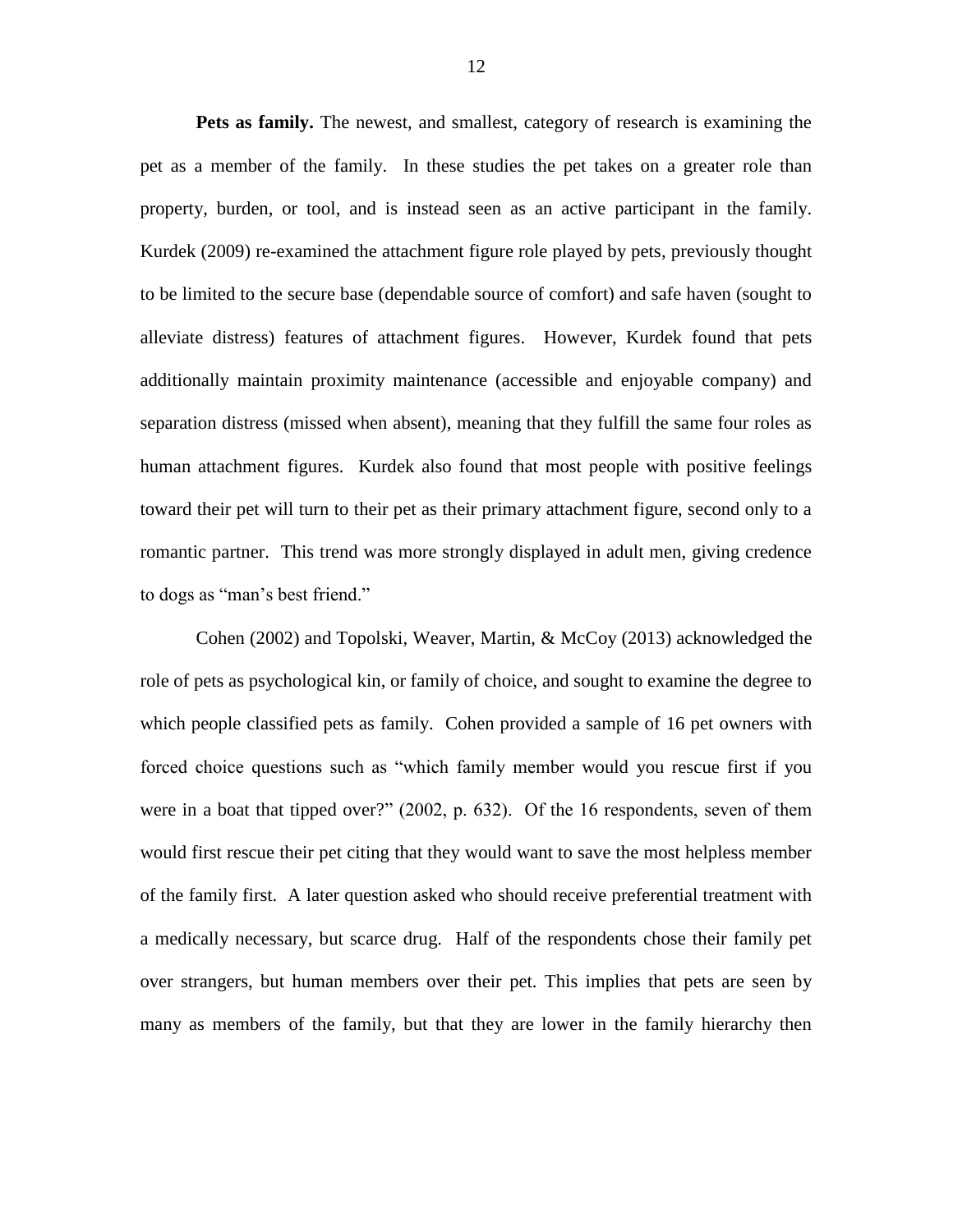**Pets as family.** The newest, and smallest, category of research is examining the pet as a member of the family. In these studies the pet takes on a greater role than property, burden, or tool, and is instead seen as an active participant in the family. Kurdek (2009) re-examined the attachment figure role played by pets, previously thought to be limited to the secure base (dependable source of comfort) and safe haven (sought to alleviate distress) features of attachment figures. However, Kurdek found that pets additionally maintain proximity maintenance (accessible and enjoyable company) and separation distress (missed when absent), meaning that they fulfill the same four roles as human attachment figures. Kurdek also found that most people with positive feelings toward their pet will turn to their pet as their primary attachment figure, second only to a romantic partner. This trend was more strongly displayed in adult men, giving credence to dogs as "man's best friend."

Cohen (2002) and Topolski, Weaver, Martin, & McCoy (2013) acknowledged the role of pets as psychological kin, or family of choice, and sought to examine the degree to which people classified pets as family. Cohen provided a sample of 16 pet owners with forced choice questions such as "which family member would you rescue first if you were in a boat that tipped over?" (2002, p. 632). Of the 16 respondents, seven of them would first rescue their pet citing that they would want to save the most helpless member of the family first. A later question asked who should receive preferential treatment with a medically necessary, but scarce drug. Half of the respondents chose their family pet over strangers, but human members over their pet. This implies that pets are seen by many as members of the family, but that they are lower in the family hierarchy then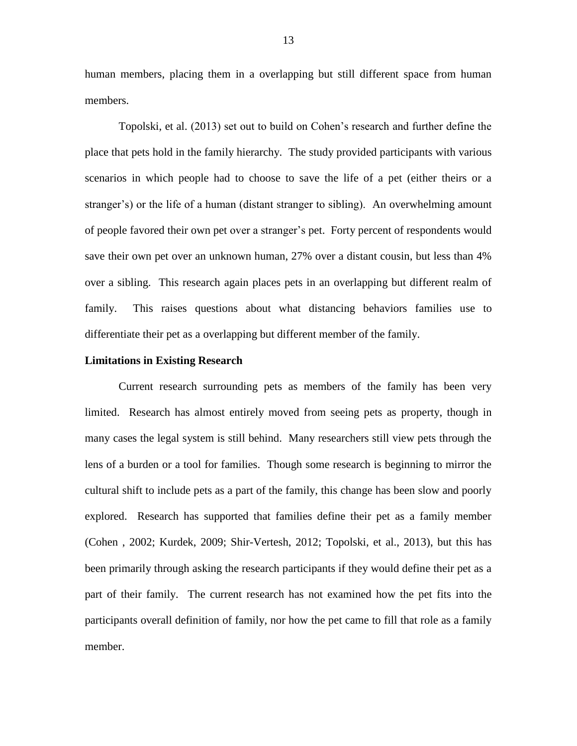human members, placing them in a overlapping but still different space from human members.

Topolski, et al. (2013) set out to build on Cohen's research and further define the place that pets hold in the family hierarchy. The study provided participants with various scenarios in which people had to choose to save the life of a pet (either theirs or a stranger's) or the life of a human (distant stranger to sibling). An overwhelming amount of people favored their own pet over a stranger's pet. Forty percent of respondents would save their own pet over an unknown human, 27% over a distant cousin, but less than 4% over a sibling. This research again places pets in an overlapping but different realm of family. This raises questions about what distancing behaviors families use to differentiate their pet as a overlapping but different member of the family.

**Limitations in Existing Research**

Current research surrounding pets as members of the family has been very limited. Research has almost entirely moved from seeing pets as property, though in many cases the legal system is still behind. Many researchers still view pets through the lens of a burden or a tool for families. Though some research is beginning to mirror the cultural shift to include pets as a part of the family, this change has been slow and poorly explored. Research has supported that families define their pet as a family member (Cohen , 2002; Kurdek, 2009; Shir-Vertesh, 2012; Topolski, et al., 2013), but this has been primarily through asking the research participants if they would define their pet as a part of their family. The current research has not examined how the pet fits into the participants overall definition of family, nor how the pet came to fill that role as a family member.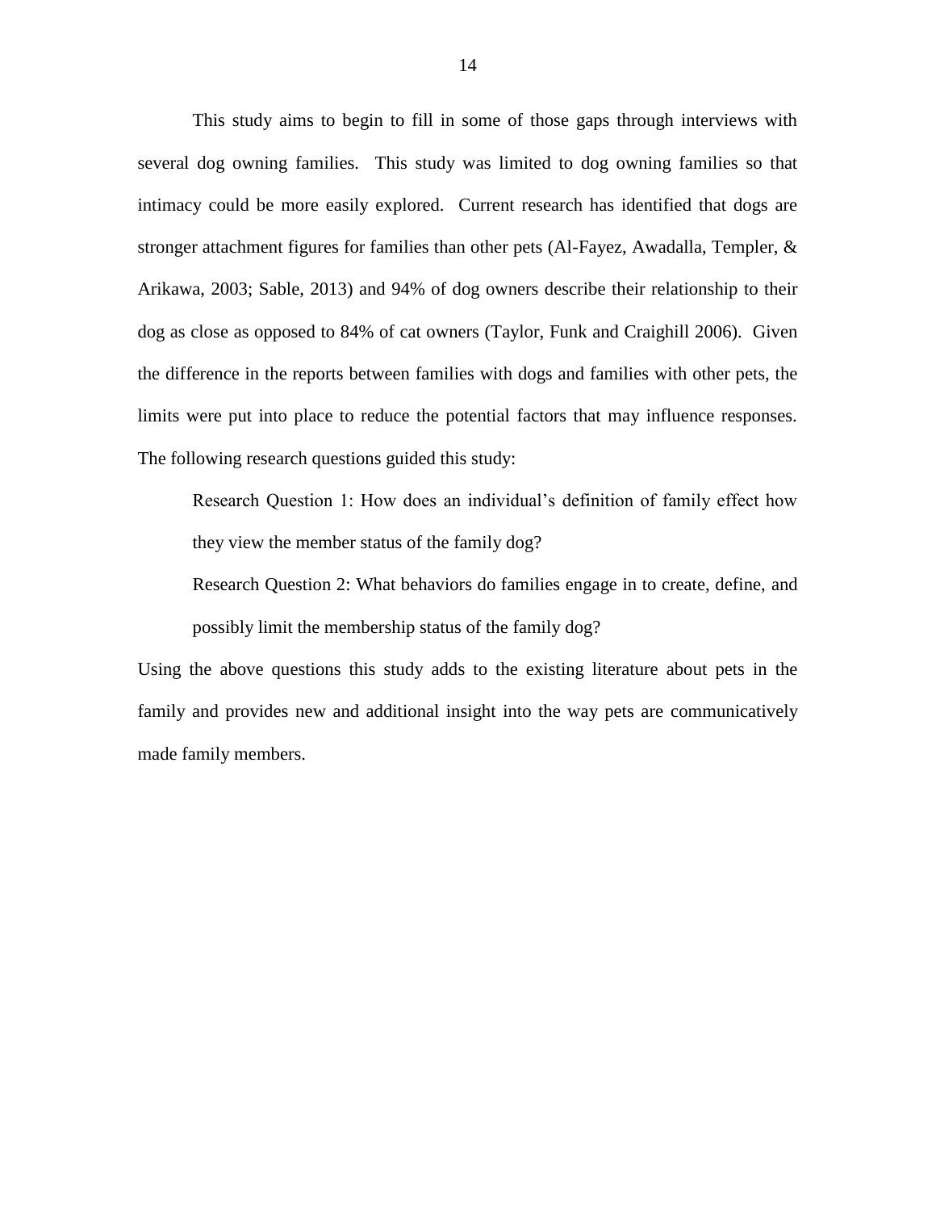This study aims to begin to fill in some of those gaps through interviews with several dog owning families. This study was limited to dog owning families so that intimacy could be more easily explored. Current research has identified that dogs are stronger attachment figures for families than other pets (Al-Fayez, Awadalla, Templer, & Arikawa, 2003; Sable, 2013) and 94% of dog owners describe their relationship to their dog as close as opposed to 84% of cat owners (Taylor, Funk and Craighill 2006). Given the difference in the reports between families with dogs and families with other pets, the limits were put into place to reduce the potential factors that may influence responses. The following research questions guided this study:

> Research Question 1: How does an individual's definition of family effect how they view the member status of the family dog?
>
> Research Question 2: What behaviors do families engage in to create, define, and possibly limit the membership status of the family dog?

Using the above questions this study adds to the existing literature about pets in the family and provides new and additional insight into the way pets are communicatively made family members.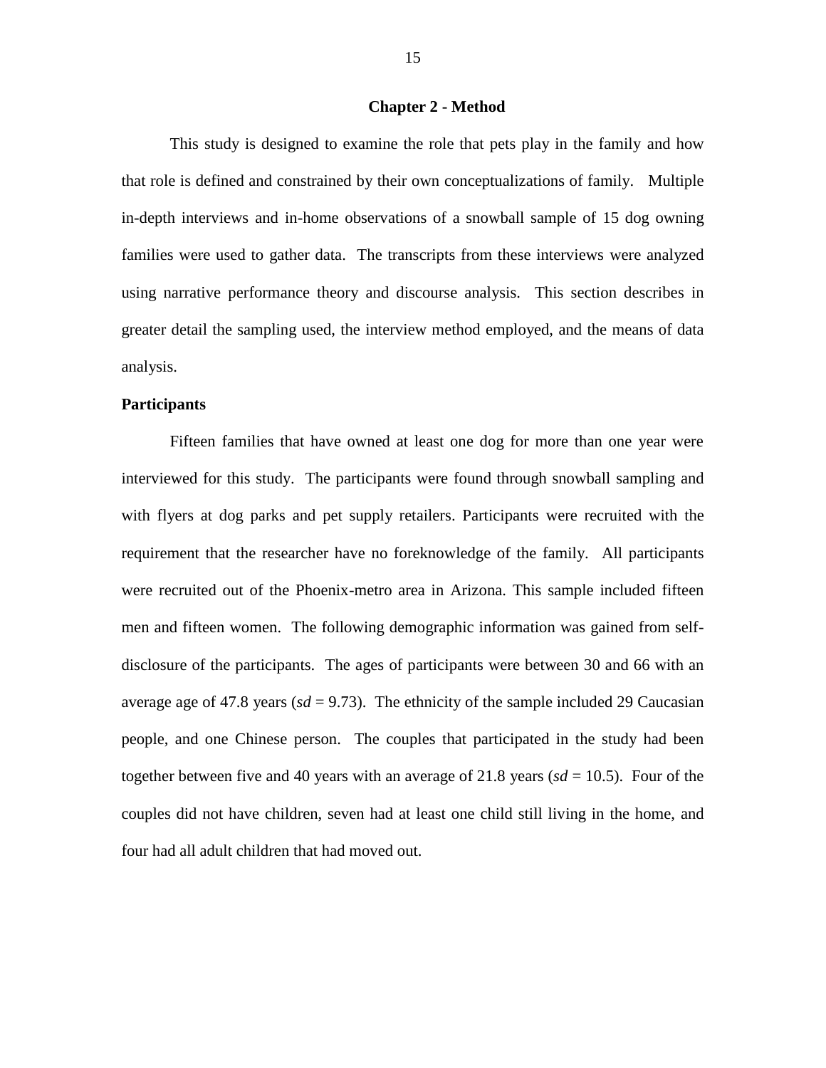# Chapter 2 - Method

This study is designed to examine the role that pets play in the family and how that role is defined and constrained by their own conceptualizations of family. Multiple in-depth interviews and in-home observations of a snowball sample of 15 dog owning families were used to gather data. The transcripts from these interviews were analyzed using narrative performance theory and discourse analysis. This section describes in greater detail the sampling used, the interview method employed, and the means of data analysis.

## Participants

Fifteen families that have owned at least one dog for more than one year were interviewed for this study. The participants were found through snowball sampling and with flyers at dog parks and pet supply retailers. Participants were recruited with the requirement that the researcher have no foreknowledge of the family. All participants were recruited out of the Phoenix-metro area in Arizona. This sample included fifteen men and fifteen women. The following demographic information was gained from self-disclosure of the participants. The ages of participants were between 30 and 66 with an average age of 47.8 years (*sd* = 9.73). The ethnicity of the sample included 29 Caucasian people, and one Chinese person. The couples that participated in the study had been together between five and 40 years with an average of 21.8 years (*sd* = 10.5). Four of the couples did not have children, seven had at least one child still living in the home, and four had all adult children that had moved out.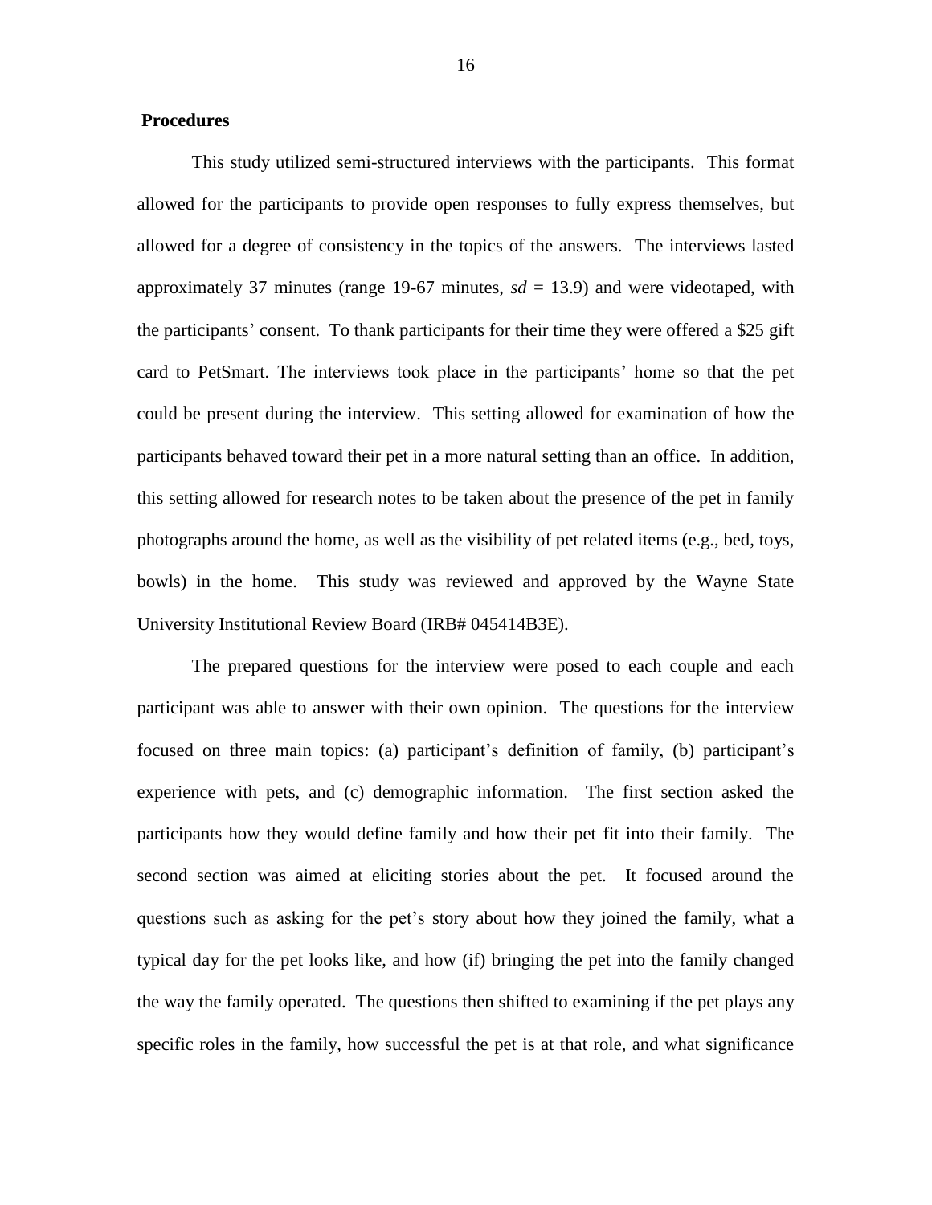**Procedures**

This study utilized semi-structured interviews with the participants. This format allowed for the participants to provide open responses to fully express themselves, but allowed for a degree of consistency in the topics of the answers. The interviews lasted approximately 37 minutes (range 19-67 minutes, $sd$ = 13.9) and were videotaped, with the participants' consent. To thank participants for their time they were offered a $25 gift card to PetSmart. The interviews took place in the participants' home so that the pet could be present during the interview. This setting allowed for examination of how the participants behaved toward their pet in a more natural setting than an office. In addition, this setting allowed for research notes to be taken about the presence of the pet in family photographs around the home, as well as the visibility of pet related items (e.g., bed, toys, bowls) in the home. This study was reviewed and approved by the Wayne State University Institutional Review Board (IRB# 045414B3E).

The prepared questions for the interview were posed to each couple and each participant was able to answer with their own opinion. The questions for the interview focused on three main topics: (a) participant's definition of family, (b) participant's experience with pets, and (c) demographic information. The first section asked the participants how they would define family and how their pet fit into their family. The second section was aimed at eliciting stories about the pet. It focused around the questions such as asking for the pet's story about how they joined the family, what a typical day for the pet looks like, and how (if) bringing the pet into the family changed the way the family operated. The questions then shifted to examining if the pet plays any specific roles in the family, how successful the pet is at that role, and what significance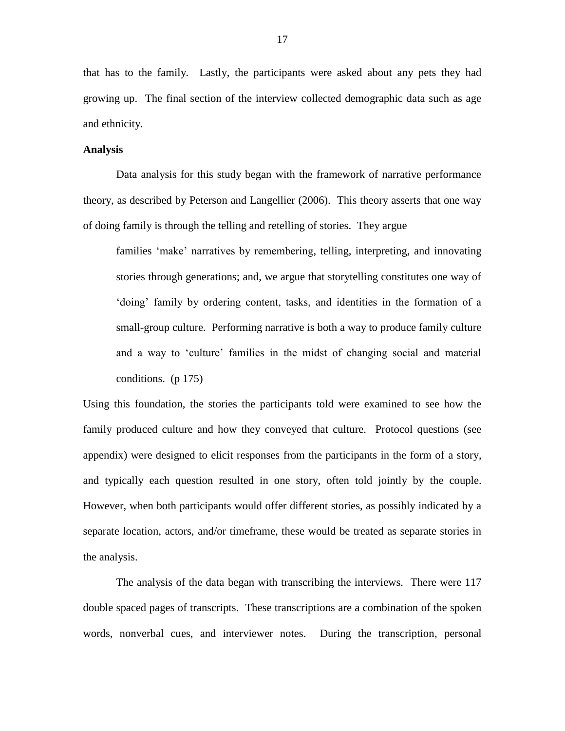that has to the family. Lastly, the participants were asked about any pets they had growing up. The final section of the interview collected demographic data such as age and ethnicity.

**Analysis**

Data analysis for this study began with the framework of narrative performance theory, as described by Peterson and Langellier (2006). This theory asserts that one way of doing family is through the telling and retelling of stories. They argue

> families 'make' narratives by remembering, telling, interpreting, and innovating stories through generations; and, we argue that storytelling constitutes one way of 'doing' family by ordering content, tasks, and identities in the formation of a small-group culture. Performing narrative is both a way to produce family culture and a way to 'culture' families in the midst of changing social and material conditions. (p 175)

Using this foundation, the stories the participants told were examined to see how the family produced culture and how they conveyed that culture. Protocol questions (see appendix) were designed to elicit responses from the participants in the form of a story, and typically each question resulted in one story, often told jointly by the couple. However, when both participants would offer different stories, as possibly indicated by a separate location, actors, and/or timeframe, these would be treated as separate stories in the analysis.

The analysis of the data began with transcribing the interviews. There were 117 double spaced pages of transcripts. These transcriptions are a combination of the spoken words, nonverbal cues, and interviewer notes. During the transcription, personal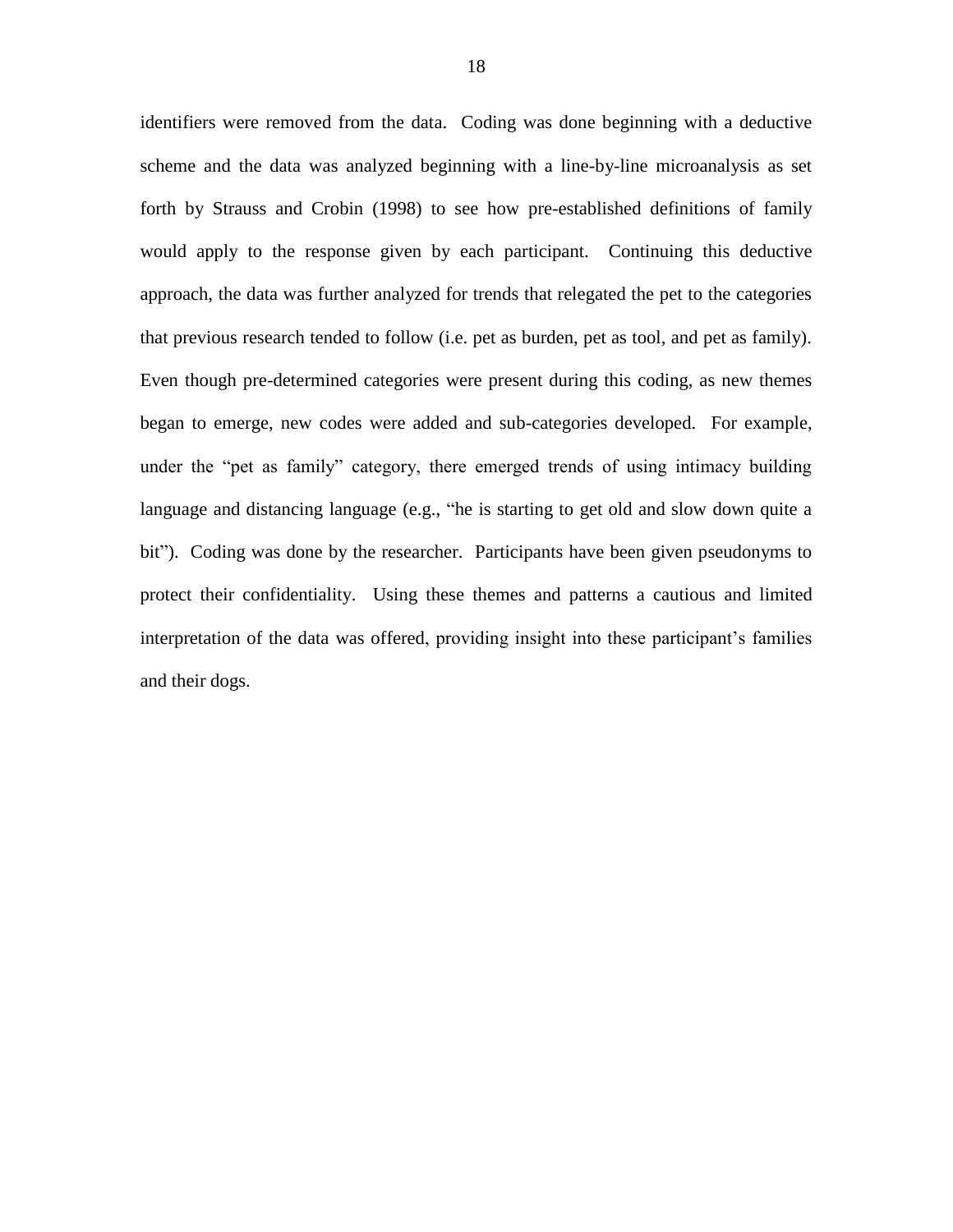identifiers were removed from the data. Coding was done beginning with a deductive scheme and the data was analyzed beginning with a line-by-line microanalysis as set forth by Strauss and Crobin (1998) to see how pre-established definitions of family would apply to the response given by each participant. Continuing this deductive approach, the data was further analyzed for trends that relegated the pet to the categories that previous research tended to follow (i.e. pet as burden, pet as tool, and pet as family). Even though pre-determined categories were present during this coding, as new themes began to emerge, new codes were added and sub-categories developed. For example, under the "pet as family" category, there emerged trends of using intimacy building language and distancing language (e.g., "he is starting to get old and slow down quite a bit"). Coding was done by the researcher. Participants have been given pseudonyms to protect their confidentiality. Using these themes and patterns a cautious and limited interpretation of the data was offered, providing insight into these participant's families and their dogs.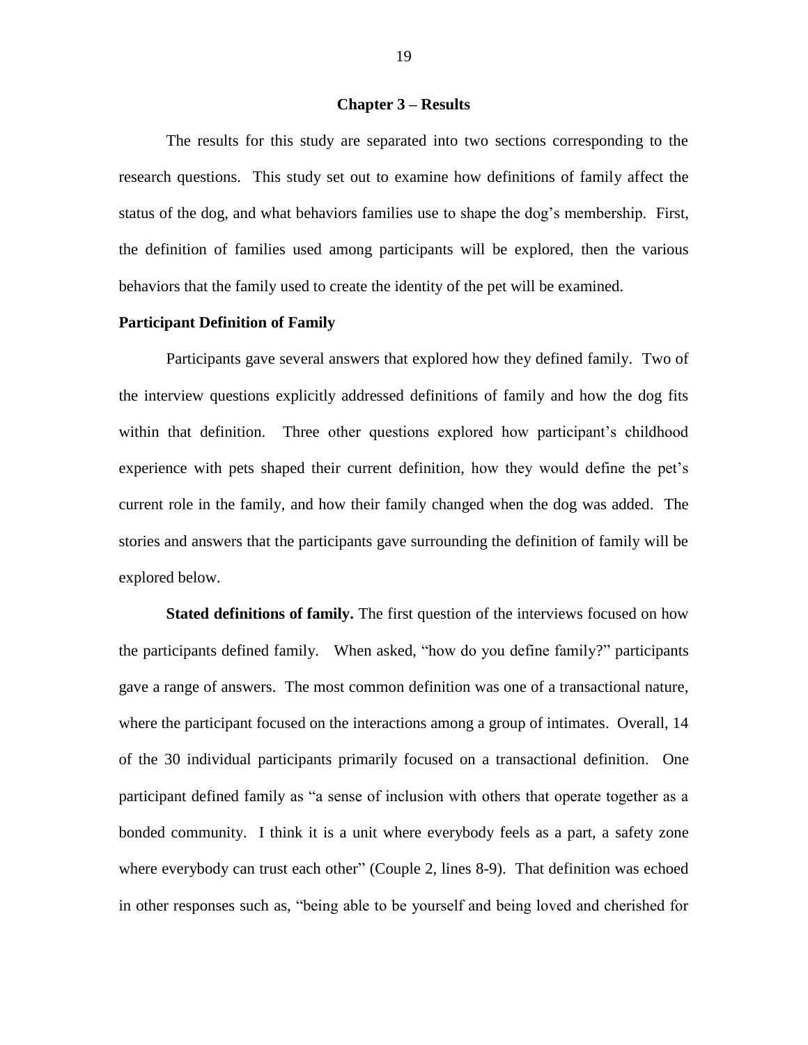# Chapter 3 – Results

The results for this study are separated into two sections corresponding to the research questions. This study set out to examine how definitions of family affect the status of the dog, and what behaviors families use to shape the dog's membership. First, the definition of families used among participants will be explored, then the various behaviors that the family used to create the identity of the pet will be examined.

## Participant Definition of Family

Participants gave several answers that explored how they defined family. Two of the interview questions explicitly addressed definitions of family and how the dog fits within that definition. Three other questions explored how participant's childhood experience with pets shaped their current definition, how they would define the pet's current role in the family, and how their family changed when the dog was added. The stories and answers that the participants gave surrounding the definition of family will be explored below.

**Stated definitions of family.** The first question of the interviews focused on how the participants defined family. When asked, "how do you define family?" participants gave a range of answers. The most common definition was one of a transactional nature, where the participant focused on the interactions among a group of intimates. Overall, 14 of the 30 individual participants primarily focused on a transactional definition. One participant defined family as "a sense of inclusion with others that operate together as a bonded community. I think it is a unit where everybody feels as a part, a safety zone where everybody can trust each other" (Couple 2, lines 8-9). That definition was echoed in other responses such as, "being able to be yourself and being loved and cherished for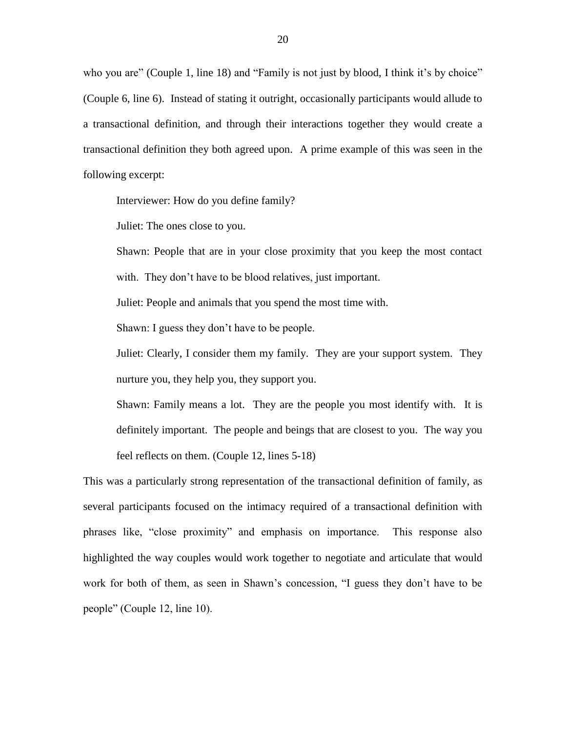who you are" (Couple 1, line 18) and "Family is not just by blood, I think it's by choice" (Couple 6, line 6). Instead of stating it outright, occasionally participants would allude to a transactional definition, and through their interactions together they would create a transactional definition they both agreed upon. A prime example of this was seen in the following excerpt:

> Interviewer: How do you define family?
>
> Juliet: The ones close to you.
>
> Shawn: People that are in your close proximity that you keep the most contact with. They don't have to be blood relatives, just important.
>
> Juliet: People and animals that you spend the most time with.
>
> Shawn: I guess they don't have to be people.
>
> Juliet: Clearly, I consider them my family. They are your support system. They nurture you, they help you, they support you.
>
> Shawn: Family means a lot. They are the people you most identify with. It is definitely important. The people and beings that are closest to you. The way you feel reflects on them. (Couple 12, lines 5-18)

This was a particularly strong representation of the transactional definition of family, as several participants focused on the intimacy required of a transactional definition with phrases like, "close proximity" and emphasis on importance. This response also highlighted the way couples would work together to negotiate and articulate that would work for both of them, as seen in Shawn's concession, "I guess they don't have to be people" (Couple 12, line 10).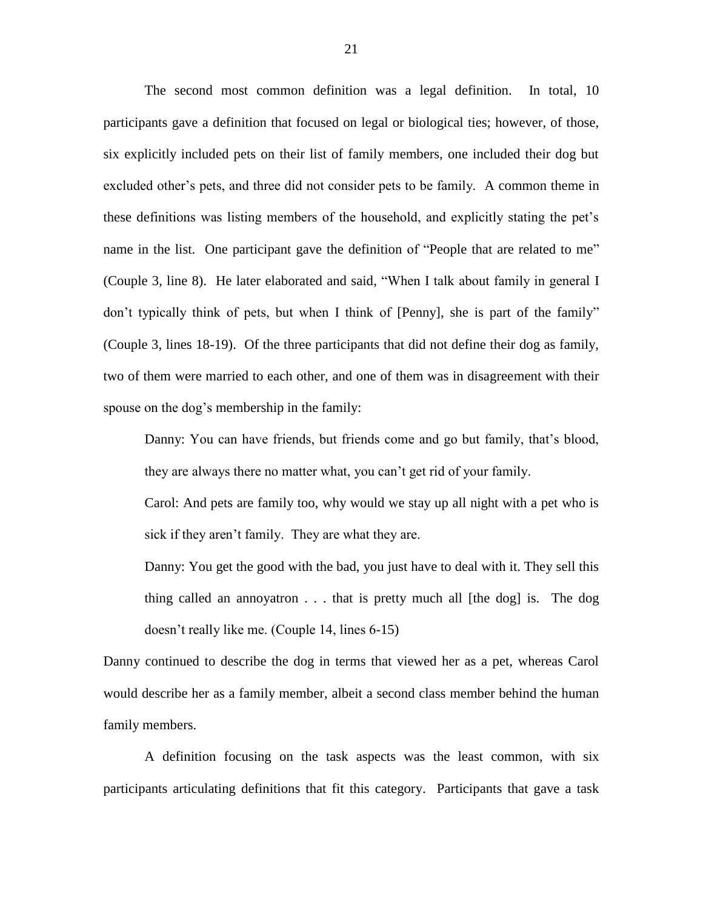The second most common definition was a legal definition. In total, 10 participants gave a definition that focused on legal or biological ties; however, of those, six explicitly included pets on their list of family members, one included their dog but excluded other's pets, and three did not consider pets to be family. A common theme in these definitions was listing members of the household, and explicitly stating the pet's name in the list. One participant gave the definition of "People that are related to me" (Couple 3, line 8). He later elaborated and said, "When I talk about family in general I don't typically think of pets, but when I think of [Penny], she is part of the family" (Couple 3, lines 18-19). Of the three participants that did not define their dog as family, two of them were married to each other, and one of them was in disagreement with their spouse on the dog's membership in the family:

> Danny: You can have friends, but friends come and go but family, that's blood, they are always there no matter what, you can't get rid of your family.
>
> Carol: And pets are family too, why would we stay up all night with a pet who is sick if they aren't family. They are what they are.
>
> Danny: You get the good with the bad, you just have to deal with it. They sell this thing called an annoyatron . . . that is pretty much all [the dog] is. The dog doesn't really like me. (Couple 14, lines 6-15)

Danny continued to describe the dog in terms that viewed her as a pet, whereas Carol would describe her as a family member, albeit a second class member behind the human family members.

A definition focusing on the task aspects was the least common, with six participants articulating definitions that fit this category. Participants that gave a task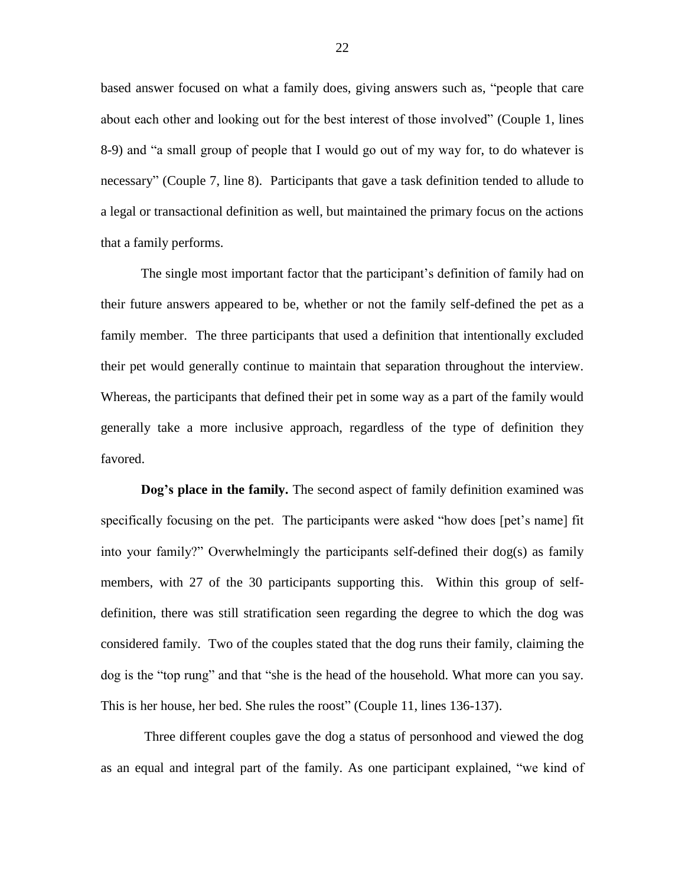based answer focused on what a family does, giving answers such as, "people that care about each other and looking out for the best interest of those involved" (Couple 1, lines 8-9) and "a small group of people that I would go out of my way for, to do whatever is necessary" (Couple 7, line 8). Participants that gave a task definition tended to allude to a legal or transactional definition as well, but maintained the primary focus on the actions that a family performs.

The single most important factor that the participant's definition of family had on their future answers appeared to be, whether or not the family self-defined the pet as a family member. The three participants that used a definition that intentionally excluded their pet would generally continue to maintain that separation throughout the interview. Whereas, the participants that defined their pet in some way as a part of the family would generally take a more inclusive approach, regardless of the type of definition they favored.

**Dog's place in the family.** The second aspect of family definition examined was specifically focusing on the pet. The participants were asked "how does [pet's name] fit into your family?" Overwhelmingly the participants self-defined their dog(s) as family members, with 27 of the 30 participants supporting this. Within this group of self-definition, there was still stratification seen regarding the degree to which the dog was considered family. Two of the couples stated that the dog runs their family, claiming the dog is the "top rung" and that "she is the head of the household. What more can you say. This is her house, her bed. She rules the roost" (Couple 11, lines 136-137).

Three different couples gave the dog a status of personhood and viewed the dog as an equal and integral part of the family. As one participant explained, "we kind of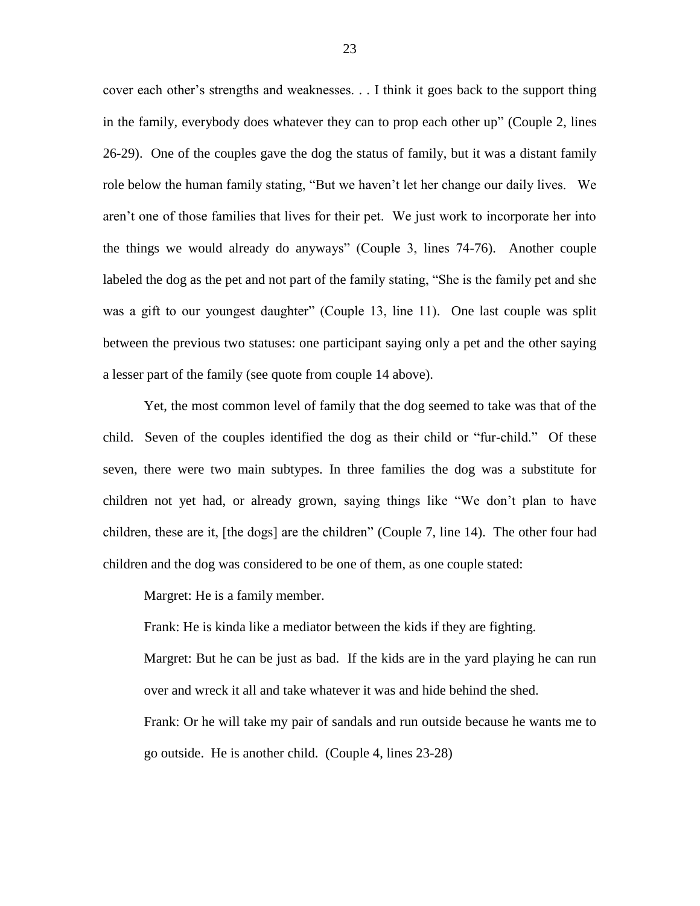cover each other's strengths and weaknesses. . . I think it goes back to the support thing in the family, everybody does whatever they can to prop each other up" (Couple 2, lines 26-29). One of the couples gave the dog the status of family, but it was a distant family role below the human family stating, "But we haven't let her change our daily lives. We aren't one of those families that lives for their pet. We just work to incorporate her into the things we would already do anyways" (Couple 3, lines 74-76). Another couple labeled the dog as the pet and not part of the family stating, "She is the family pet and she was a gift to our youngest daughter" (Couple 13, line 11). One last couple was split between the previous two statuses: one participant saying only a pet and the other saying a lesser part of the family (see quote from couple 14 above).

Yet, the most common level of family that the dog seemed to take was that of the child. Seven of the couples identified the dog as their child or "fur-child." Of these seven, there were two main subtypes. In three families the dog was a substitute for children not yet had, or already grown, saying things like "We don't plan to have children, these are it, [the dogs] are the children" (Couple 7, line 14). The other four had children and the dog was considered to be one of them, as one couple stated:

> Margret: He is a family member.
>
> Frank: He is kinda like a mediator between the kids if they are fighting.
>
> Margret: But he can be just as bad. If the kids are in the yard playing he can run over and wreck it all and take whatever it was and hide behind the shed.
>
> Frank: Or he will take my pair of sandals and run outside because he wants me to go outside. He is another child. (Couple 4, lines 23-28)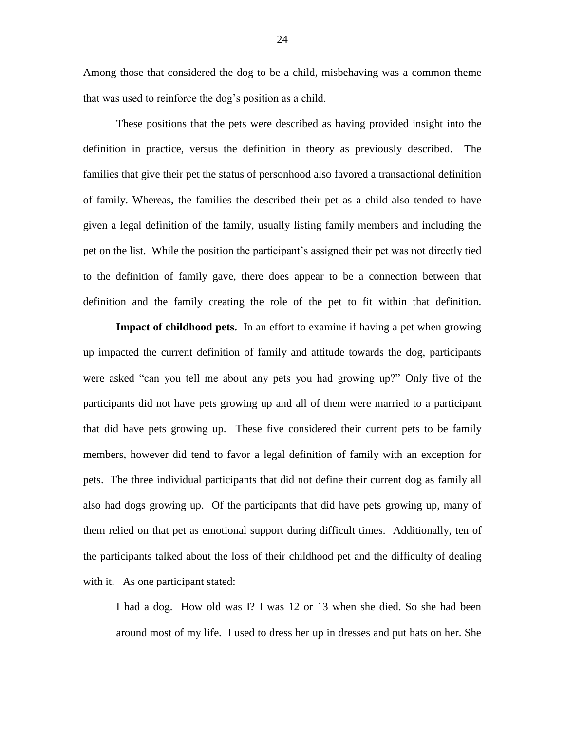Among those that considered the dog to be a child, misbehaving was a common theme that was used to reinforce the dog's position as a child.

These positions that the pets were described as having provided insight into the definition in practice, versus the definition in theory as previously described. The families that give their pet the status of personhood also favored a transactional definition of family. Whereas, the families the described their pet as a child also tended to have given a legal definition of the family, usually listing family members and including the pet on the list. While the position the participant's assigned their pet was not directly tied to the definition of family gave, there does appear to be a connection between that definition and the family creating the role of the pet to fit within that definition.

**Impact of childhood pets.** In an effort to examine if having a pet when growing up impacted the current definition of family and attitude towards the dog, participants were asked "can you tell me about any pets you had growing up?" Only five of the participants did not have pets growing up and all of them were married to a participant that did have pets growing up. These five considered their current pets to be family members, however did tend to favor a legal definition of family with an exception for pets. The three individual participants that did not define their current dog as family all also had dogs growing up. Of the participants that did have pets growing up, many of them relied on that pet as emotional support during difficult times. Additionally, ten of the participants talked about the loss of their childhood pet and the difficulty of dealing with it. As one participant stated:

> I had a dog. How old was I? I was 12 or 13 when she died. So she had been around most of my life. I used to dress her up in dresses and put hats on her. She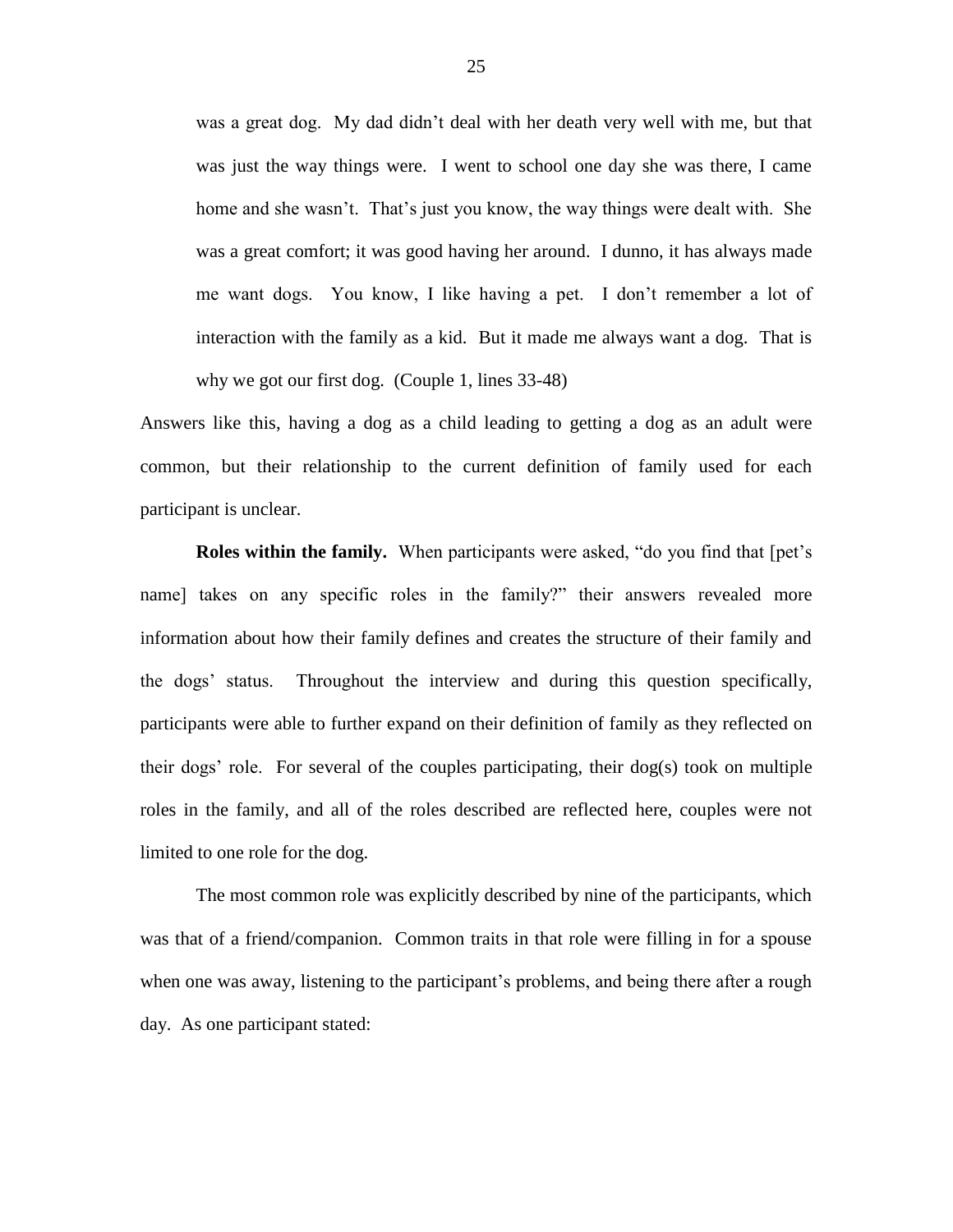> was a great dog. My dad didn't deal with her death very well with me, but that was just the way things were. I went to school one day she was there, I came home and she wasn't. That's just you know, the way things were dealt with. She was a great comfort; it was good having her around. I dunno, it has always made me want dogs. You know, I like having a pet. I don't remember a lot of interaction with the family as a kid. But it made me always want a dog. That is why we got our first dog. (Couple 1, lines 33-48)

Answers like this, having a dog as a child leading to getting a dog as an adult were common, but their relationship to the current definition of family used for each participant is unclear.

**Roles within the family.** When participants were asked, "do you find that [pet's name] takes on any specific roles in the family?" their answers revealed more information about how their family defines and creates the structure of their family and the dogs' status. Throughout the interview and during this question specifically, participants were able to further expand on their definition of family as they reflected on their dogs' role. For several of the couples participating, their dog(s) took on multiple roles in the family, and all of the roles described are reflected here, couples were not limited to one role for the dog.

The most common role was explicitly described by nine of the participants, which was that of a friend/companion. Common traits in that role were filling in for a spouse when one was away, listening to the participant's problems, and being there after a rough day. As one participant stated: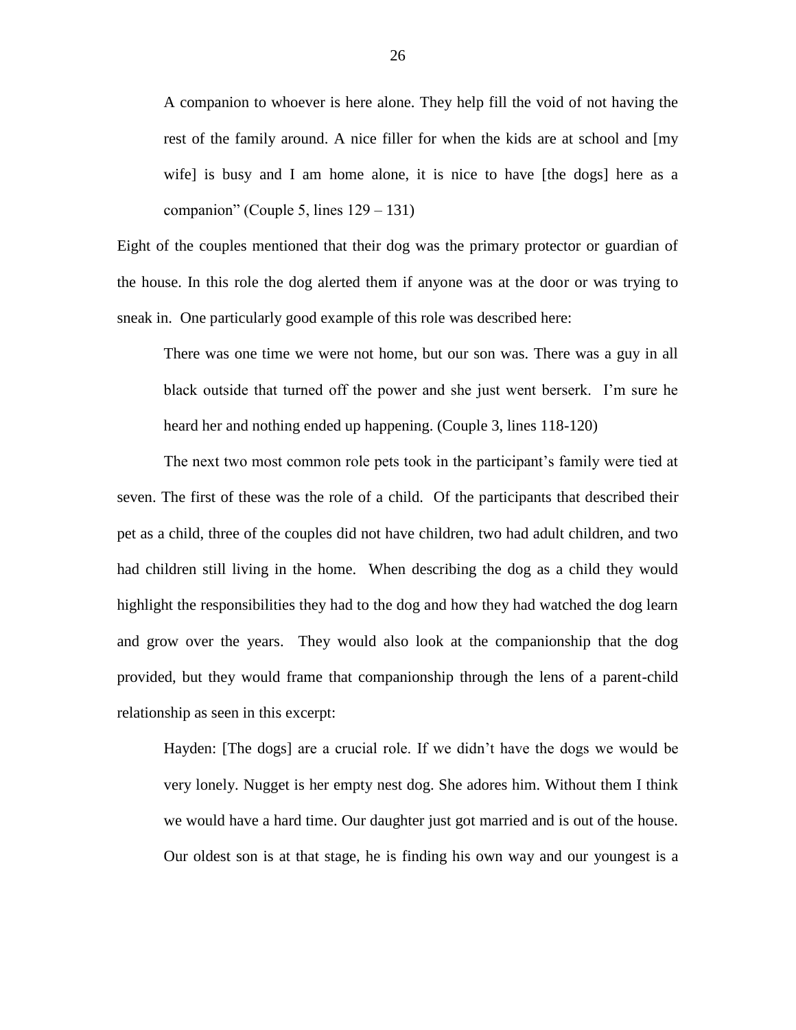> A companion to whoever is here alone. They help fill the void of not having the rest of the family around. A nice filler for when the kids are at school and [my wife] is busy and I am home alone, it is nice to have [the dogs] here as a companion" (Couple 5, lines 129 – 131)

Eight of the couples mentioned that their dog was the primary protector or guardian of the house. In this role the dog alerted them if anyone was at the door or was trying to sneak in. One particularly good example of this role was described here:

> There was one time we were not home, but our son was. There was a guy in all black outside that turned off the power and she just went berserk. I'm sure he heard her and nothing ended up happening. (Couple 3, lines 118-120)

The next two most common role pets took in the participant's family were tied at seven. The first of these was the role of a child. Of the participants that described their pet as a child, three of the couples did not have children, two had adult children, and two had children still living in the home. When describing the dog as a child they would highlight the responsibilities they had to the dog and how they had watched the dog learn and grow over the years. They would also look at the companionship that the dog provided, but they would frame that companionship through the lens of a parent-child relationship as seen in this excerpt:

> Hayden: [The dogs] are a crucial role. If we didn't have the dogs we would be very lonely. Nugget is her empty nest dog. She adores him. Without them I think we would have a hard time. Our daughter just got married and is out of the house. Our oldest son is at that stage, he is finding his own way and our youngest is a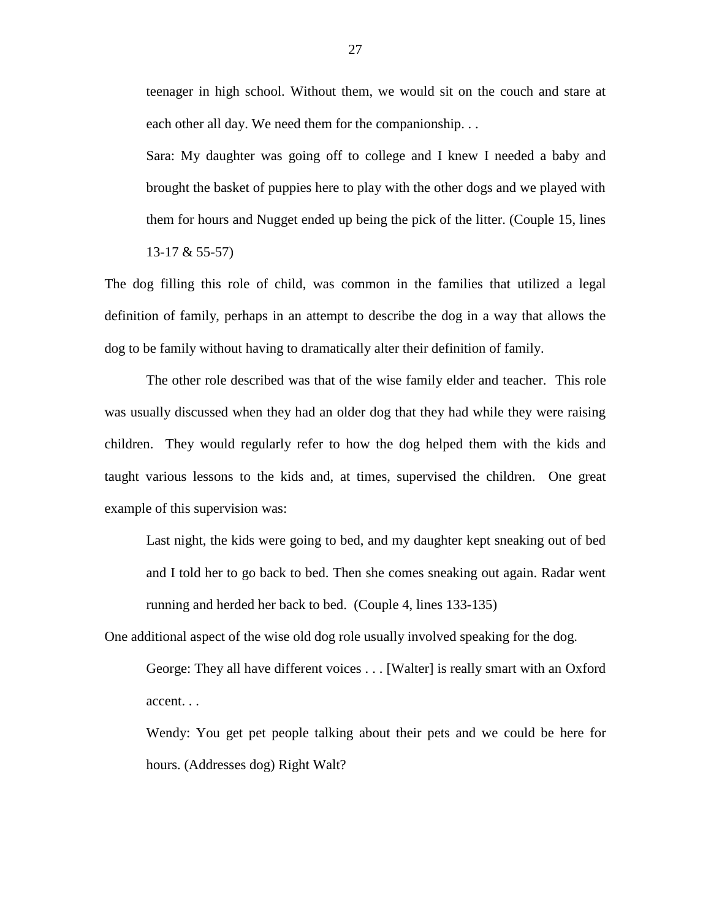teenager in high school. Without them, we would sit on the couch and stare at each other all day. We need them for the companionship. . .

> Sara: My daughter was going off to college and I knew I needed a baby and brought the basket of puppies here to play with the other dogs and we played with them for hours and Nugget ended up being the pick of the litter. (Couple 15, lines 13-17 & 55-57)

The dog filling this role of child, was common in the families that utilized a legal definition of family, perhaps in an attempt to describe the dog in a way that allows the dog to be family without having to dramatically alter their definition of family.

The other role described was that of the wise family elder and teacher. This role was usually discussed when they had an older dog that they had while they were raising children. They would regularly refer to how the dog helped them with the kids and taught various lessons to the kids and, at times, supervised the children. One great example of this supervision was:

> Last night, the kids were going to bed, and my daughter kept sneaking out of bed and I told her to go back to bed. Then she comes sneaking out again. Radar went running and herded her back to bed. (Couple 4, lines 133-135)

One additional aspect of the wise old dog role usually involved speaking for the dog.

> George: They all have different voices . . . [Walter] is really smart with an Oxford accent. . .
>
> Wendy: You get pet people talking about their pets and we could be here for hours. (Addresses dog) Right Walt?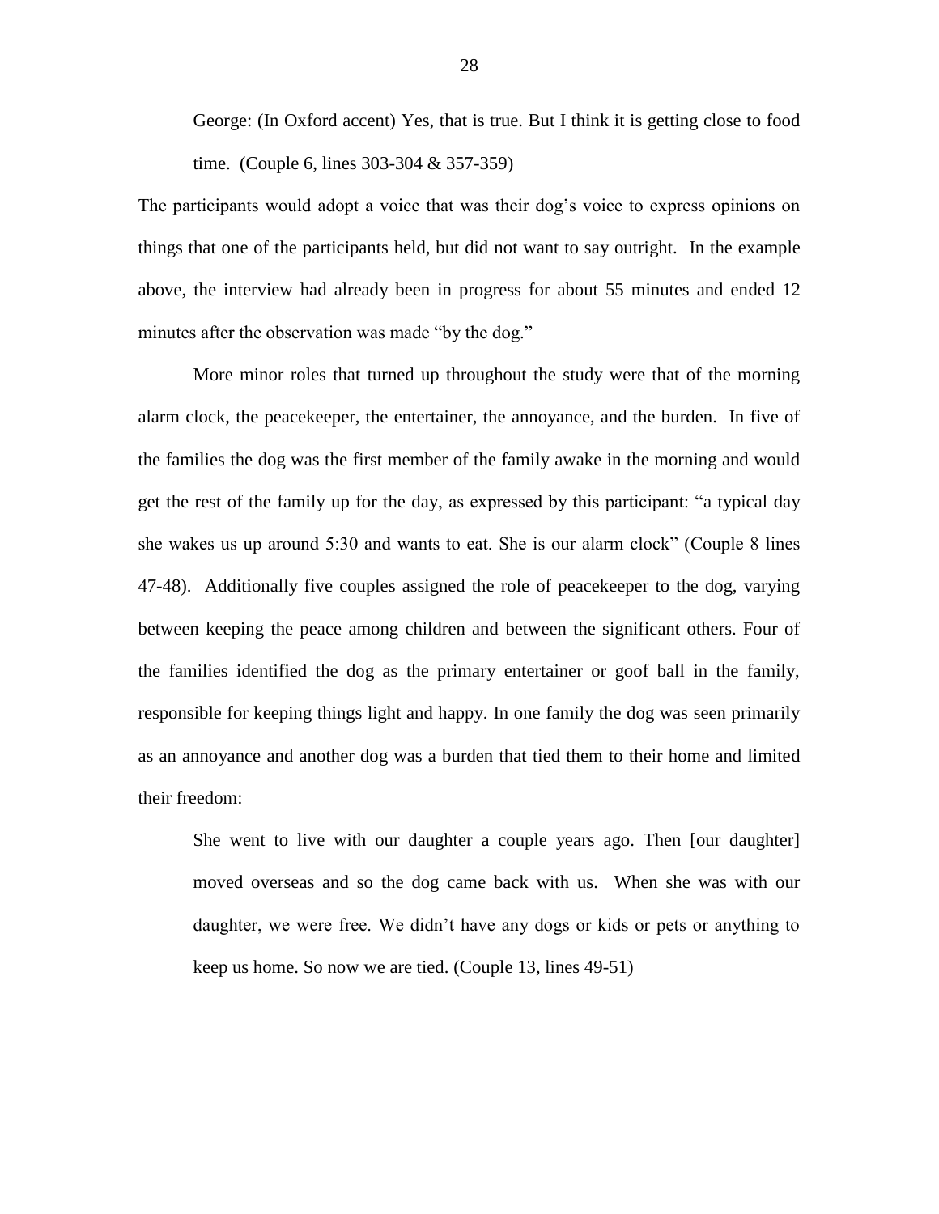> George: (In Oxford accent) Yes, that is true. But I think it is getting close to food time. (Couple 6, lines 303-304 & 357-359)

The participants would adopt a voice that was their dog's voice to express opinions on things that one of the participants held, but did not want to say outright. In the example above, the interview had already been in progress for about 55 minutes and ended 12 minutes after the observation was made "by the dog."

More minor roles that turned up throughout the study were that of the morning alarm clock, the peacekeeper, the entertainer, the annoyance, and the burden. In five of the families the dog was the first member of the family awake in the morning and would get the rest of the family up for the day, as expressed by this participant: "a typical day she wakes us up around 5:30 and wants to eat. She is our alarm clock" (Couple 8 lines 47-48). Additionally five couples assigned the role of peacekeeper to the dog, varying between keeping the peace among children and between the significant others. Four of the families identified the dog as the primary entertainer or goof ball in the family, responsible for keeping things light and happy. In one family the dog was seen primarily as an annoyance and another dog was a burden that tied them to their home and limited their freedom:

> She went to live with our daughter a couple years ago. Then [our daughter] moved overseas and so the dog came back with us. When she was with our daughter, we were free. We didn't have any dogs or kids or pets or anything to keep us home. So now we are tied. (Couple 13, lines 49-51)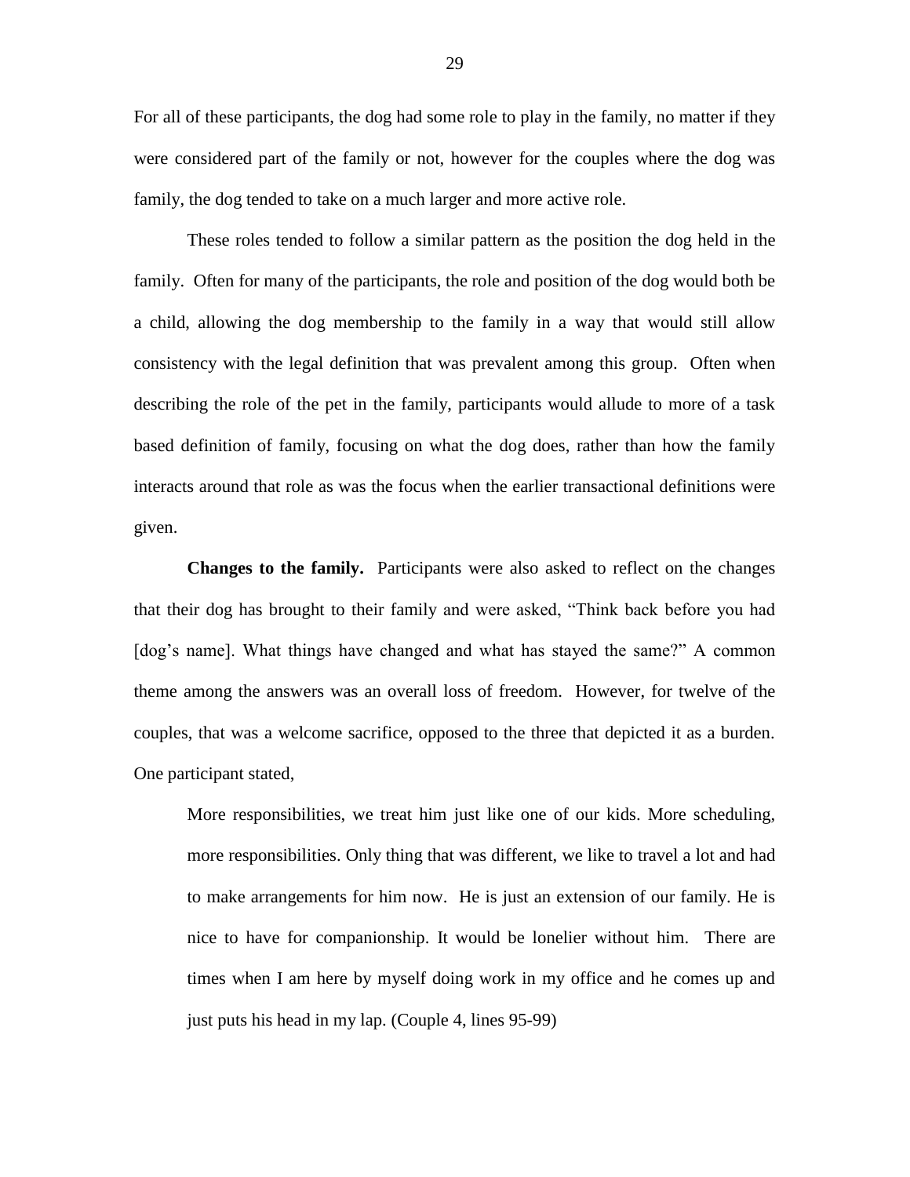For all of these participants, the dog had some role to play in the family, no matter if they were considered part of the family or not, however for the couples where the dog was family, the dog tended to take on a much larger and more active role.

These roles tended to follow a similar pattern as the position the dog held in the family. Often for many of the participants, the role and position of the dog would both be a child, allowing the dog membership to the family in a way that would still allow consistency with the legal definition that was prevalent among this group. Often when describing the role of the pet in the family, participants would allude to more of a task based definition of family, focusing on what the dog does, rather than how the family interacts around that role as was the focus when the earlier transactional definitions were given.

**Changes to the family.** Participants were also asked to reflect on the changes that their dog has brought to their family and were asked, "Think back before you had [dog's name]. What things have changed and what has stayed the same?" A common theme among the answers was an overall loss of freedom. However, for twelve of the couples, that was a welcome sacrifice, opposed to the three that depicted it as a burden. One participant stated,

> More responsibilities, we treat him just like one of our kids. More scheduling, more responsibilities. Only thing that was different, we like to travel a lot and had to make arrangements for him now. He is just an extension of our family. He is nice to have for companionship. It would be lonelier without him. There are times when I am here by myself doing work in my office and he comes up and just puts his head in my lap. (Couple 4, lines 95-99)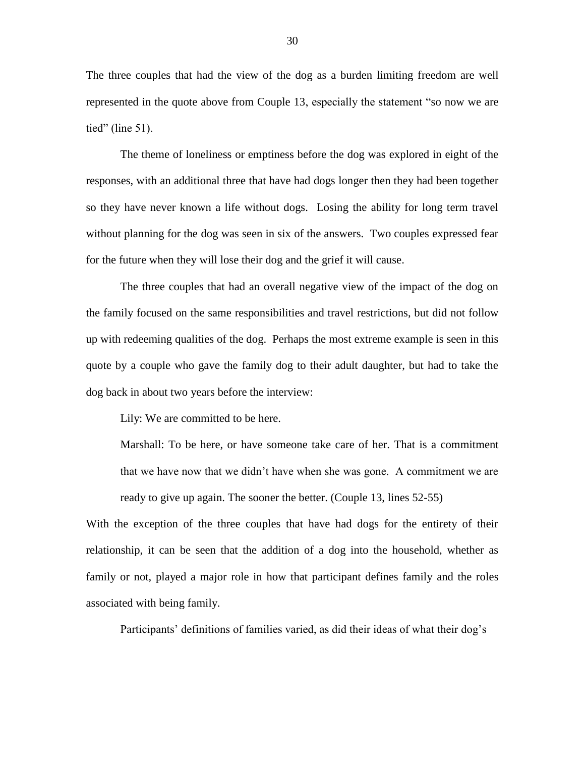The three couples that had the view of the dog as a burden limiting freedom are well represented in the quote above from Couple 13, especially the statement "so now we are tied" (line 51).

The theme of loneliness or emptiness before the dog was explored in eight of the responses, with an additional three that have had dogs longer then they had been together so they have never known a life without dogs. Losing the ability for long term travel without planning for the dog was seen in six of the answers. Two couples expressed fear for the future when they will lose their dog and the grief it will cause.

The three couples that had an overall negative view of the impact of the dog on the family focused on the same responsibilities and travel restrictions, but did not follow up with redeeming qualities of the dog. Perhaps the most extreme example is seen in this quote by a couple who gave the family dog to their adult daughter, but had to take the dog back in about two years before the interview:

> Lily: We are committed to be here.
>
> Marshall: To be here, or have someone take care of her. That is a commitment that we have now that we didn't have when she was gone. A commitment we are ready to give up again. The sooner the better. (Couple 13, lines 52-55)

With the exception of the three couples that have had dogs for the entirety of their relationship, it can be seen that the addition of a dog into the household, whether as family or not, played a major role in how that participant defines family and the roles associated with being family.

Participants' definitions of families varied, as did their ideas of what their dog's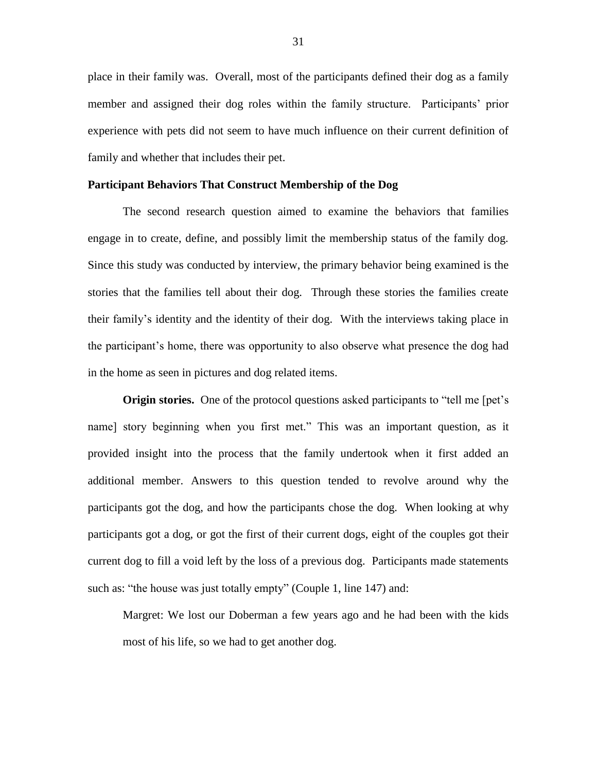place in their family was. Overall, most of the participants defined their dog as a family member and assigned their dog roles within the family structure. Participants' prior experience with pets did not seem to have much influence on their current definition of family and whether that includes their pet.

### Participant Behaviors That Construct Membership of the Dog

The second research question aimed to examine the behaviors that families engage in to create, define, and possibly limit the membership status of the family dog. Since this study was conducted by interview, the primary behavior being examined is the stories that the families tell about their dog. Through these stories the families create their family's identity and the identity of their dog. With the interviews taking place in the participant's home, there was opportunity to also observe what presence the dog had in the home as seen in pictures and dog related items.

**Origin stories.** One of the protocol questions asked participants to "tell me [pet's name] story beginning when you first met." This was an important question, as it provided insight into the process that the family undertook when it first added an additional member. Answers to this question tended to revolve around why the participants got the dog, and how the participants chose the dog. When looking at why participants got a dog, or got the first of their current dogs, eight of the couples got their current dog to fill a void left by the loss of a previous dog. Participants made statements such as: "the house was just totally empty" (Couple 1, line 147) and:

> Margret: We lost our Doberman a few years ago and he had been with the kids most of his life, so we had to get another dog.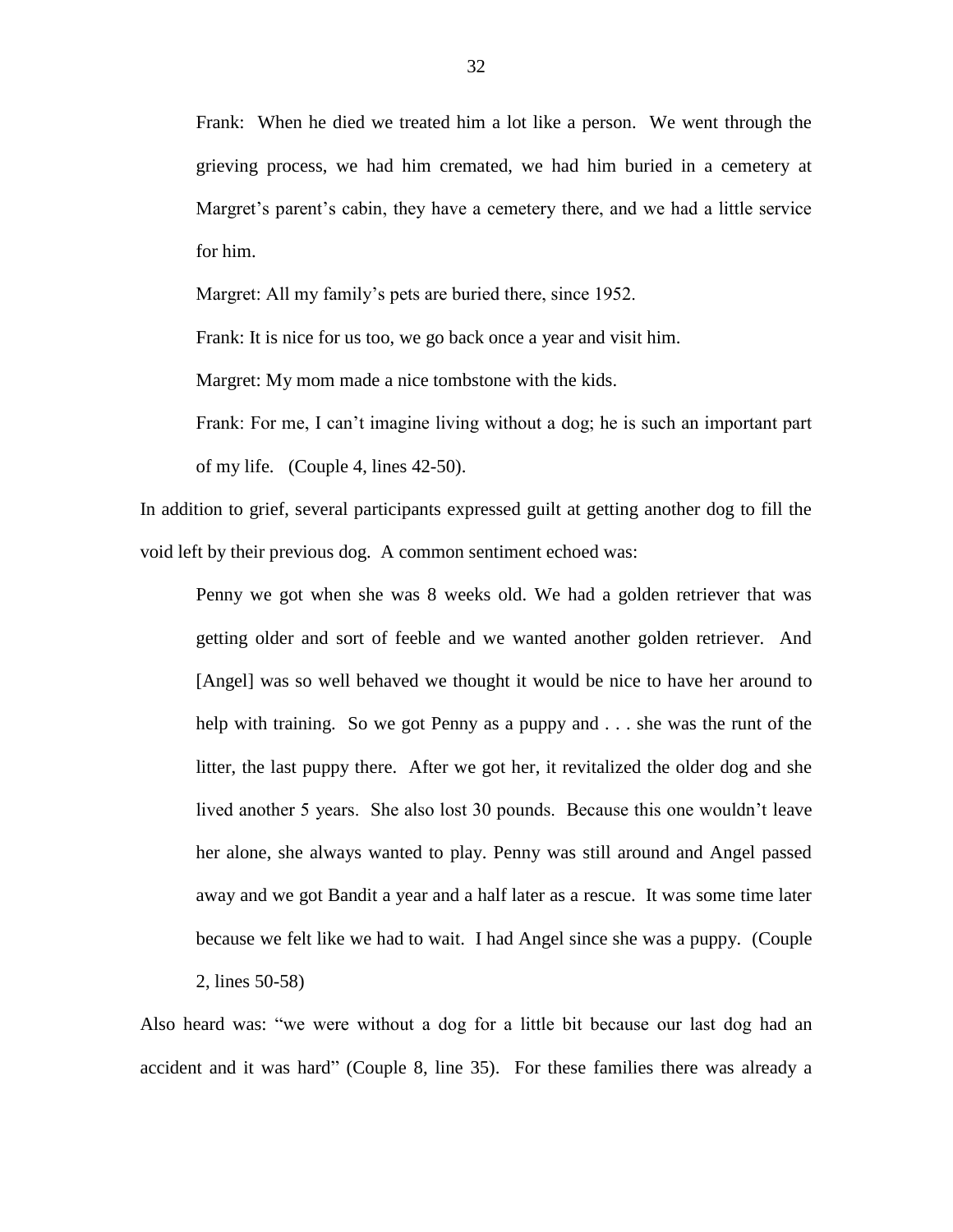> Frank: When he died we treated him a lot like a person. We went through the grieving process, we had him cremated, we had him buried in a cemetery at Margret's parent's cabin, they have a cemetery there, and we had a little service for him.
>
> Margret: All my family's pets are buried there, since 1952.
>
> Frank: It is nice for us too, we go back once a year and visit him.
>
> Margret: My mom made a nice tombstone with the kids.
>
> Frank: For me, I can't imagine living without a dog; he is such an important part of my life. (Couple 4, lines 42-50).

In addition to grief, several participants expressed guilt at getting another dog to fill the void left by their previous dog. A common sentiment echoed was:

> Penny we got when she was 8 weeks old. We had a golden retriever that was getting older and sort of feeble and we wanted another golden retriever. And [Angel] was so well behaved we thought it would be nice to have her around to help with training. So we got Penny as a puppy and . . . she was the runt of the litter, the last puppy there. After we got her, it revitalized the older dog and she lived another 5 years. She also lost 30 pounds. Because this one wouldn't leave her alone, she always wanted to play. Penny was still around and Angel passed away and we got Bandit a year and a half later as a rescue. It was some time later because we felt like we had to wait. I had Angel since she was a puppy. (Couple 2, lines 50-58)

Also heard was: "we were without a dog for a little bit because our last dog had an accident and it was hard" (Couple 8, line 35). For these families there was already a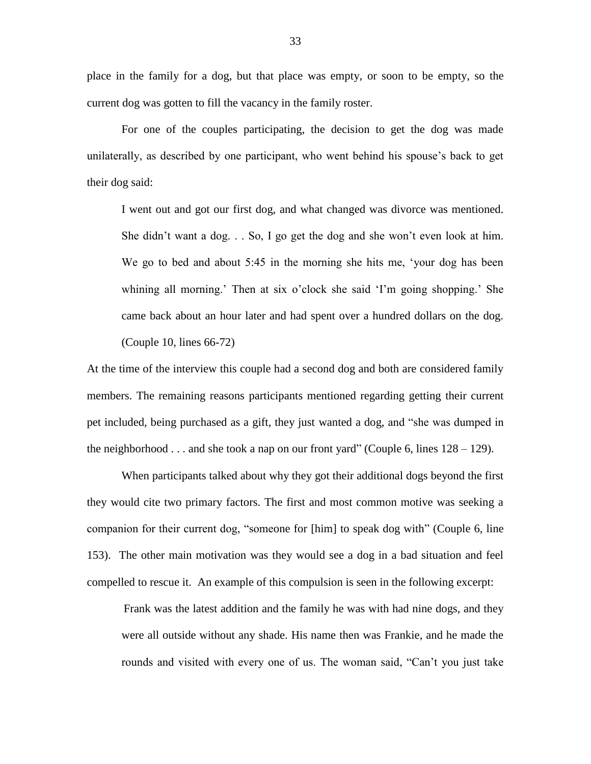place in the family for a dog, but that place was empty, or soon to be empty, so the current dog was gotten to fill the vacancy in the family roster.

For one of the couples participating, the decision to get the dog was made unilaterally, as described by one participant, who went behind his spouse's back to get their dog said:

> I went out and got our first dog, and what changed was divorce was mentioned. She didn't want a dog. . . So, I go get the dog and she won't even look at him. We go to bed and about 5:45 in the morning she hits me, 'your dog has been whining all morning.' Then at six o'clock she said 'I'm going shopping.' She came back about an hour later and had spent over a hundred dollars on the dog. (Couple 10, lines 66-72)

At the time of the interview this couple had a second dog and both are considered family members. The remaining reasons participants mentioned regarding getting their current pet included, being purchased as a gift, they just wanted a dog, and "she was dumped in the neighborhood . . . and she took a nap on our front yard" (Couple 6, lines 128 – 129).

When participants talked about why they got their additional dogs beyond the first they would cite two primary factors. The first and most common motive was seeking a companion for their current dog, "someone for [him] to speak dog with" (Couple 6, line 153). The other main motivation was they would see a dog in a bad situation and feel compelled to rescue it. An example of this compulsion is seen in the following excerpt:

> Frank was the latest addition and the family he was with had nine dogs, and they were all outside without any shade. His name then was Frankie, and he made the rounds and visited with every one of us. The woman said, "Can't you just take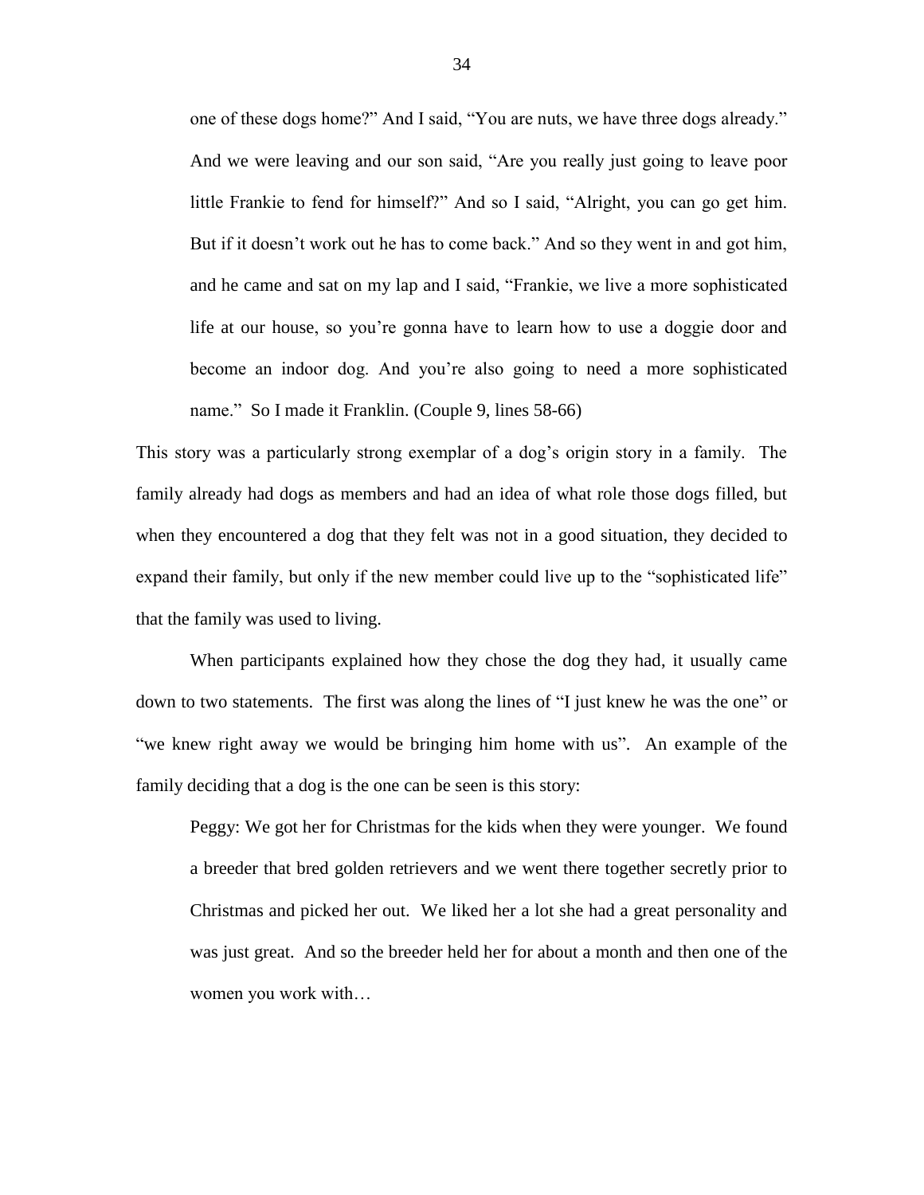> one of these dogs home?" And I said, "You are nuts, we have three dogs already." And we were leaving and our son said, "Are you really just going to leave poor little Frankie to fend for himself?" And so I said, "Alright, you can go get him. But if it doesn't work out he has to come back." And so they went in and got him, and he came and sat on my lap and I said, "Frankie, we live a more sophisticated life at our house, so you're gonna have to learn how to use a doggie door and become an indoor dog. And you're also going to need a more sophisticated name." So I made it Franklin. (Couple 9, lines 58-66)

This story was a particularly strong exemplar of a dog's origin story in a family. The family already had dogs as members and had an idea of what role those dogs filled, but when they encountered a dog that they felt was not in a good situation, they decided to expand their family, but only if the new member could live up to the "sophisticated life" that the family was used to living.

When participants explained how they chose the dog they had, it usually came down to two statements. The first was along the lines of "I just knew he was the one" or "we knew right away we would be bringing him home with us". An example of the family deciding that a dog is the one can be seen is this story:

> Peggy: We got her for Christmas for the kids when they were younger. We found a breeder that bred golden retrievers and we went there together secretly prior to Christmas and picked her out. We liked her a lot she had a great personality and was just great. And so the breeder held her for about a month and then one of the women you work with…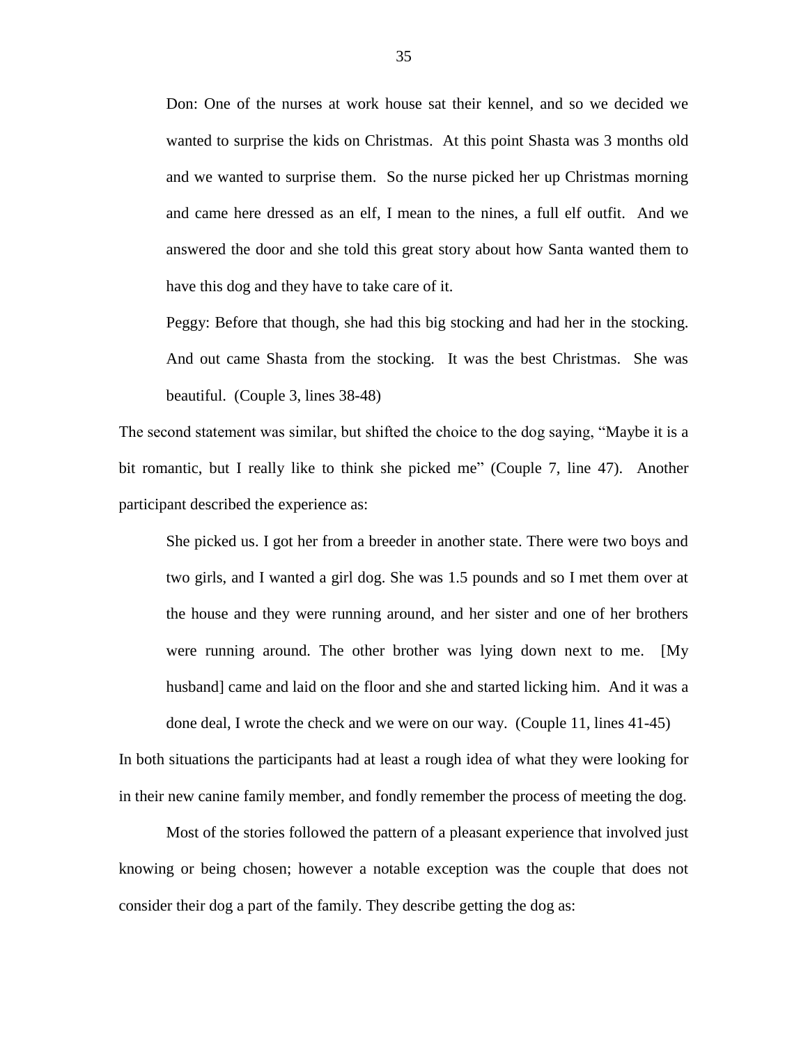> Don: One of the nurses at work house sat their kennel, and so we decided we wanted to surprise the kids on Christmas. At this point Shasta was 3 months old and we wanted to surprise them. So the nurse picked her up Christmas morning and came here dressed as an elf, I mean to the nines, a full elf outfit. And we answered the door and she told this great story about how Santa wanted them to have this dog and they have to take care of it.
>
> Peggy: Before that though, she had this big stocking and had her in the stocking. And out came Shasta from the stocking. It was the best Christmas. She was beautiful. (Couple 3, lines 38-48)

The second statement was similar, but shifted the choice to the dog saying, "Maybe it is a bit romantic, but I really like to think she picked me" (Couple 7, line 47). Another participant described the experience as:

> She picked us. I got her from a breeder in another state. There were two boys and two girls, and I wanted a girl dog. She was 1.5 pounds and so I met them over at the house and they were running around, and her sister and one of her brothers were running around. The other brother was lying down next to me. [My husband] came and laid on the floor and she and started licking him. And it was a done deal, I wrote the check and we were on our way. (Couple 11, lines 41-45)

In both situations the participants had at least a rough idea of what they were looking for in their new canine family member, and fondly remember the process of meeting the dog.

Most of the stories followed the pattern of a pleasant experience that involved just knowing or being chosen; however a notable exception was the couple that does not consider their dog a part of the family. They describe getting the dog as: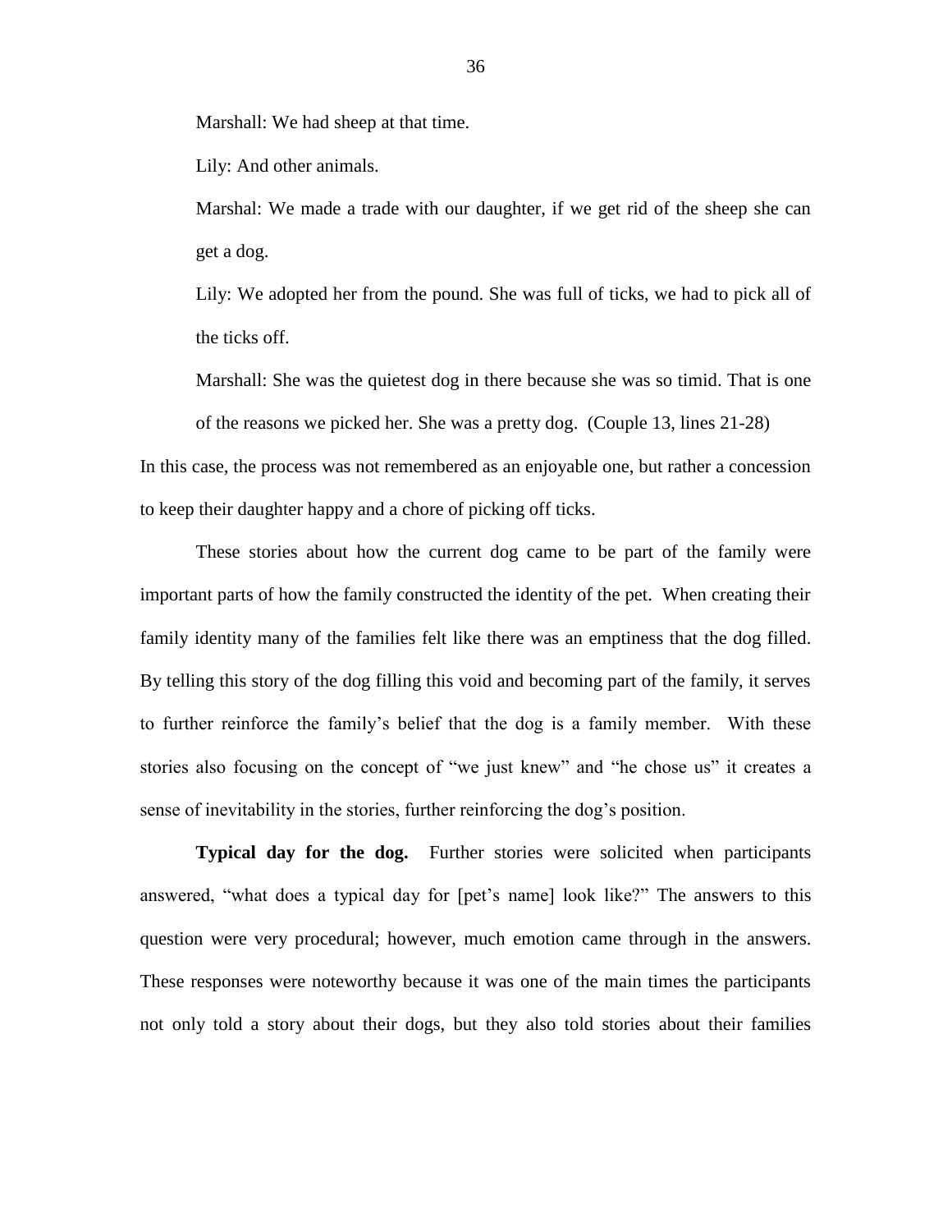Marshall: We had sheep at that time.

Lily: And other animals.

Marshal: We made a trade with our daughter, if we get rid of the sheep she can get a dog.

Lily: We adopted her from the pound. She was full of ticks, we had to pick all of the ticks off.

Marshall: She was the quietest dog in there because she was so timid. That is one of the reasons we picked her. She was a pretty dog. (Couple 13, lines 21-28)

In this case, the process was not remembered as an enjoyable one, but rather a concession to keep their daughter happy and a chore of picking off ticks.

These stories about how the current dog came to be part of the family were important parts of how the family constructed the identity of the pet. When creating their family identity many of the families felt like there was an emptiness that the dog filled. By telling this story of the dog filling this void and becoming part of the family, it serves to further reinforce the family's belief that the dog is a family member. With these stories also focusing on the concept of "we just knew" and "he chose us" it creates a sense of inevitability in the stories, further reinforcing the dog's position.

**Typical day for the dog.** Further stories were solicited when participants answered, "what does a typical day for [pet's name] look like?" The answers to this question were very procedural; however, much emotion came through in the answers. These responses were noteworthy because it was one of the main times the participants not only told a story about their dogs, but they also told stories about their families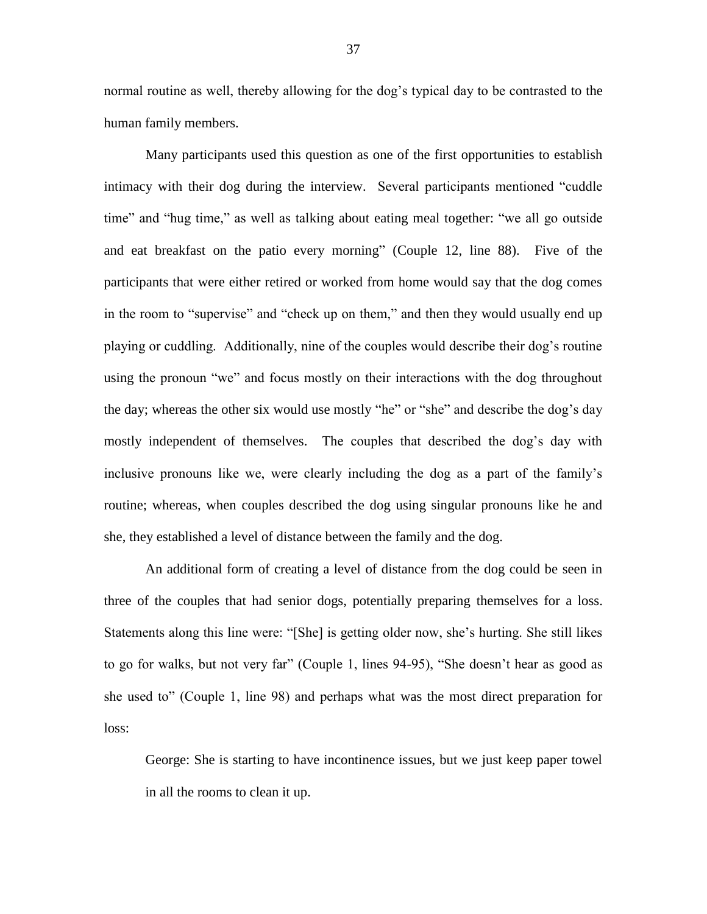normal routine as well, thereby allowing for the dog's typical day to be contrasted to the human family members.

Many participants used this question as one of the first opportunities to establish intimacy with their dog during the interview. Several participants mentioned "cuddle time" and "hug time," as well as talking about eating meal together: "we all go outside and eat breakfast on the patio every morning" (Couple 12, line 88). Five of the participants that were either retired or worked from home would say that the dog comes in the room to "supervise" and "check up on them," and then they would usually end up playing or cuddling. Additionally, nine of the couples would describe their dog's routine using the pronoun "we" and focus mostly on their interactions with the dog throughout the day; whereas the other six would use mostly "he" or "she" and describe the dog's day mostly independent of themselves. The couples that described the dog's day with inclusive pronouns like we, were clearly including the dog as a part of the family's routine; whereas, when couples described the dog using singular pronouns like he and she, they established a level of distance between the family and the dog.

An additional form of creating a level of distance from the dog could be seen in three of the couples that had senior dogs, potentially preparing themselves for a loss. Statements along this line were: "[She] is getting older now, she's hurting. She still likes to go for walks, but not very far" (Couple 1, lines 94-95), "She doesn't hear as good as she used to" (Couple 1, line 98) and perhaps what was the most direct preparation for loss:

> George: She is starting to have incontinence issues, but we just keep paper towel in all the rooms to clean it up.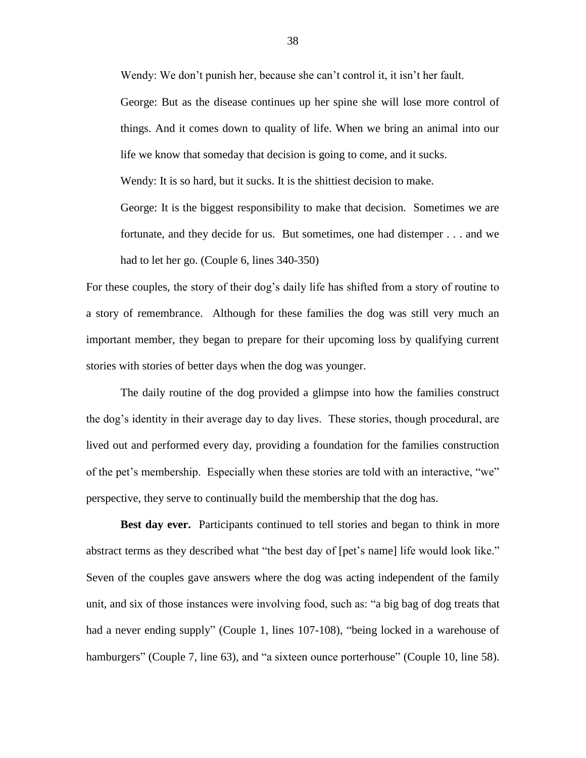> Wendy: We don't punish her, because she can't control it, it isn't her fault.
>
> George: But as the disease continues up her spine she will lose more control of things. And it comes down to quality of life. When we bring an animal into our life we know that someday that decision is going to come, and it sucks.
>
> Wendy: It is so hard, but it sucks. It is the shittiest decision to make.
>
> George: It is the biggest responsibility to make that decision. Sometimes we are fortunate, and they decide for us. But sometimes, one had distemper . . . and we had to let her go. (Couple 6, lines 340-350)

For these couples, the story of their dog's daily life has shifted from a story of routine to a story of remembrance. Although for these families the dog was still very much an important member, they began to prepare for their upcoming loss by qualifying current stories with stories of better days when the dog was younger.

The daily routine of the dog provided a glimpse into how the families construct the dog's identity in their average day to day lives. These stories, though procedural, are lived out and performed every day, providing a foundation for the families construction of the pet's membership. Especially when these stories are told with an interactive, "we" perspective, they serve to continually build the membership that the dog has.

**Best day ever.** Participants continued to tell stories and began to think in more abstract terms as they described what "the best day of [pet's name] life would look like." Seven of the couples gave answers where the dog was acting independent of the family unit, and six of those instances were involving food, such as: "a big bag of dog treats that had a never ending supply" (Couple 1, lines 107-108), "being locked in a warehouse of hamburgers" (Couple 7, line 63), and "a sixteen ounce porterhouse" (Couple 10, line 58).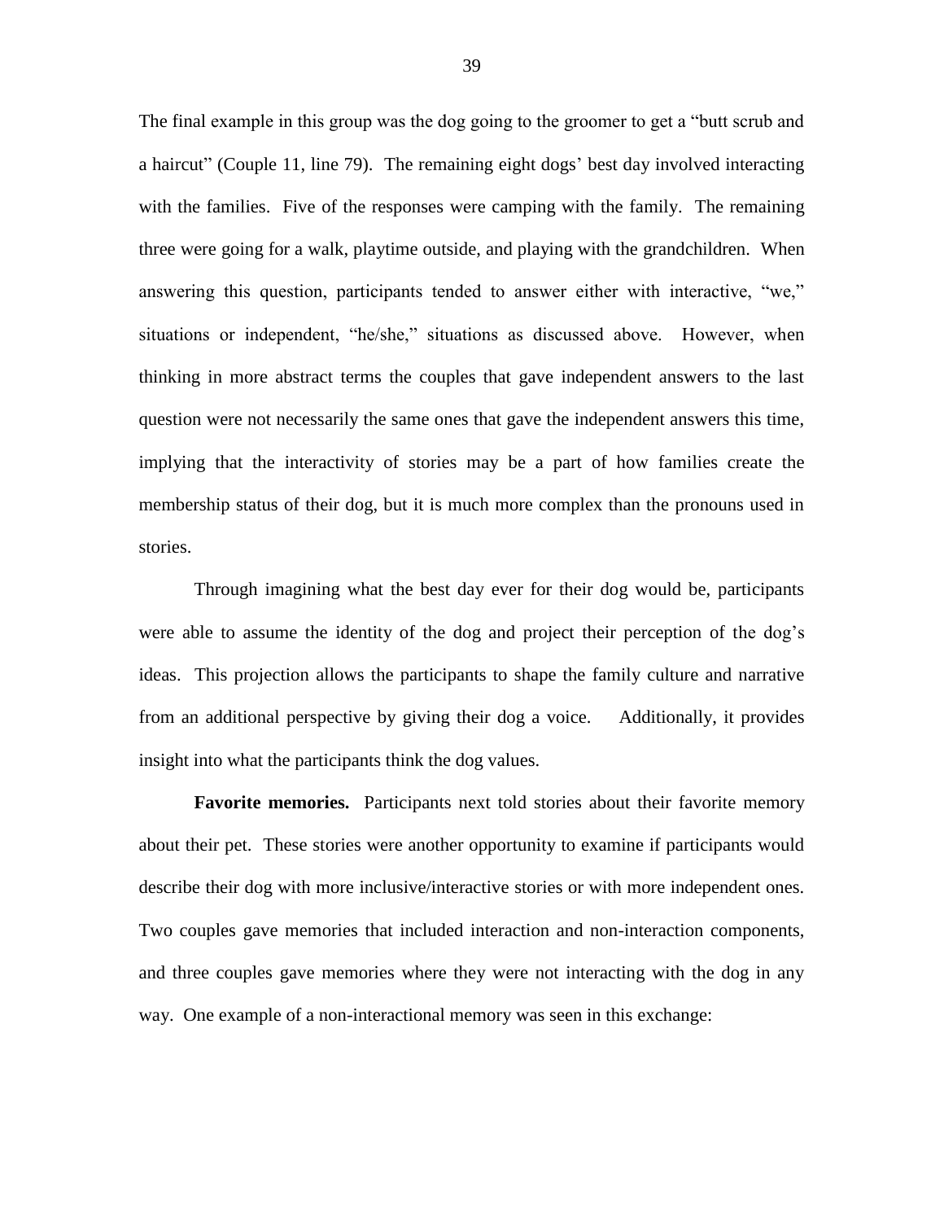The final example in this group was the dog going to the groomer to get a "butt scrub and a haircut" (Couple 11, line 79). The remaining eight dogs' best day involved interacting with the families. Five of the responses were camping with the family. The remaining three were going for a walk, playtime outside, and playing with the grandchildren. When answering this question, participants tended to answer either with interactive, "we," situations or independent, "he/she," situations as discussed above. However, when thinking in more abstract terms the couples that gave independent answers to the last question were not necessarily the same ones that gave the independent answers this time, implying that the interactivity of stories may be a part of how families create the membership status of their dog, but it is much more complex than the pronouns used in stories.

Through imagining what the best day ever for their dog would be, participants were able to assume the identity of the dog and project their perception of the dog's ideas. This projection allows the participants to shape the family culture and narrative from an additional perspective by giving their dog a voice. Additionally, it provides insight into what the participants think the dog values.

**Favorite memories.** Participants next told stories about their favorite memory about their pet. These stories were another opportunity to examine if participants would describe their dog with more inclusive/interactive stories or with more independent ones. Two couples gave memories that included interaction and non-interaction components, and three couples gave memories where they were not interacting with the dog in any way. One example of a non-interactional memory was seen in this exchange: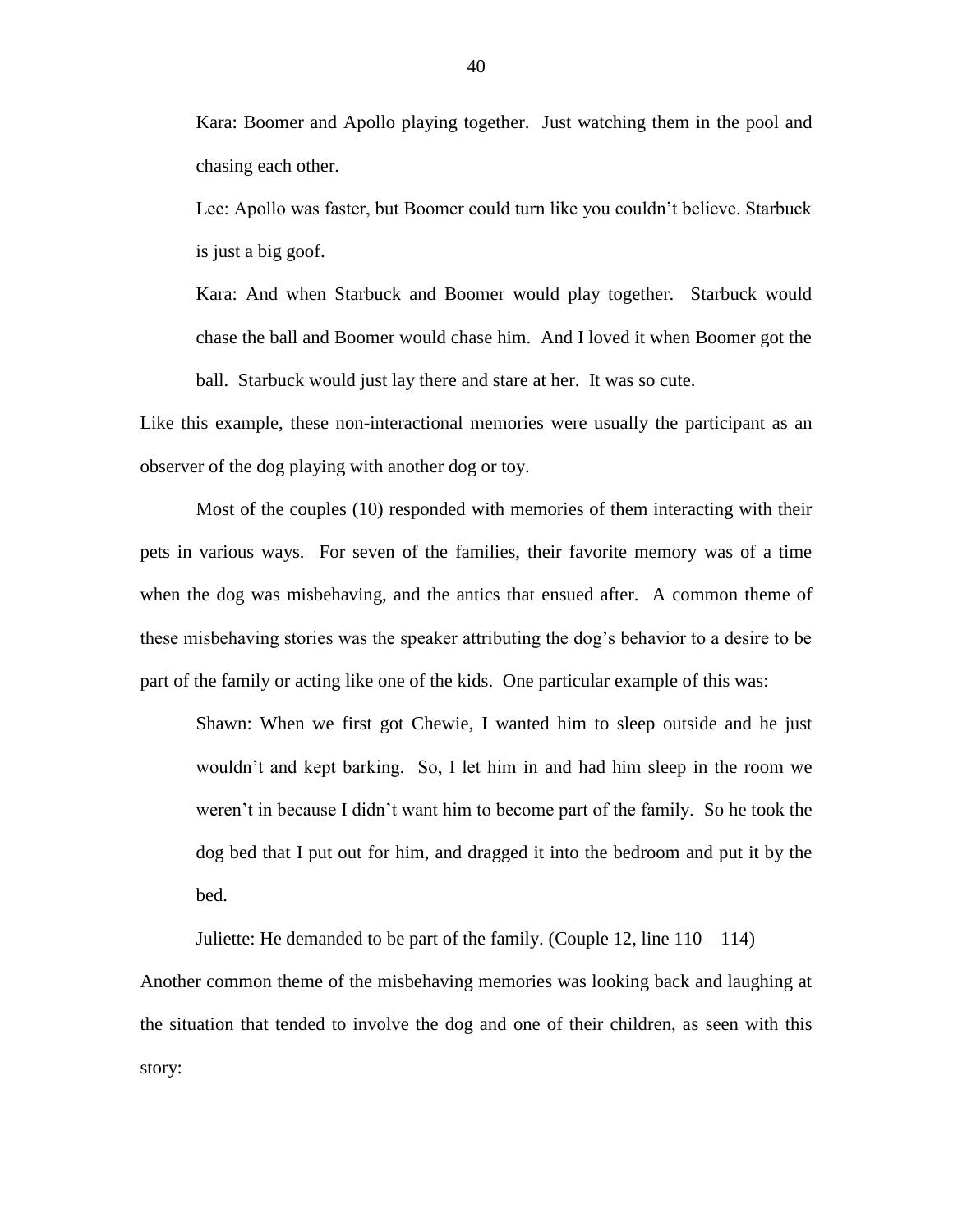> Kara: Boomer and Apollo playing together. Just watching them in the pool and chasing each other.
>
> Lee: Apollo was faster, but Boomer could turn like you couldn't believe. Starbuck is just a big goof.
>
> Kara: And when Starbuck and Boomer would play together. Starbuck would chase the ball and Boomer would chase him. And I loved it when Boomer got the ball. Starbuck would just lay there and stare at her. It was so cute.

Like this example, these non-interactional memories were usually the participant as an observer of the dog playing with another dog or toy.

Most of the couples (10) responded with memories of them interacting with their pets in various ways. For seven of the families, their favorite memory was of a time when the dog was misbehaving, and the antics that ensued after. A common theme of these misbehaving stories was the speaker attributing the dog's behavior to a desire to be part of the family or acting like one of the kids. One particular example of this was:

> Shawn: When we first got Chewie, I wanted him to sleep outside and he just wouldn't and kept barking. So, I let him in and had him sleep in the room we weren't in because I didn't want him to become part of the family. So he took the dog bed that I put out for him, and dragged it into the bedroom and put it by the bed.
>
> Juliette: He demanded to be part of the family. (Couple 12, line 110 – 114)

Another common theme of the misbehaving memories was looking back and laughing at the situation that tended to involve the dog and one of their children, as seen with this story: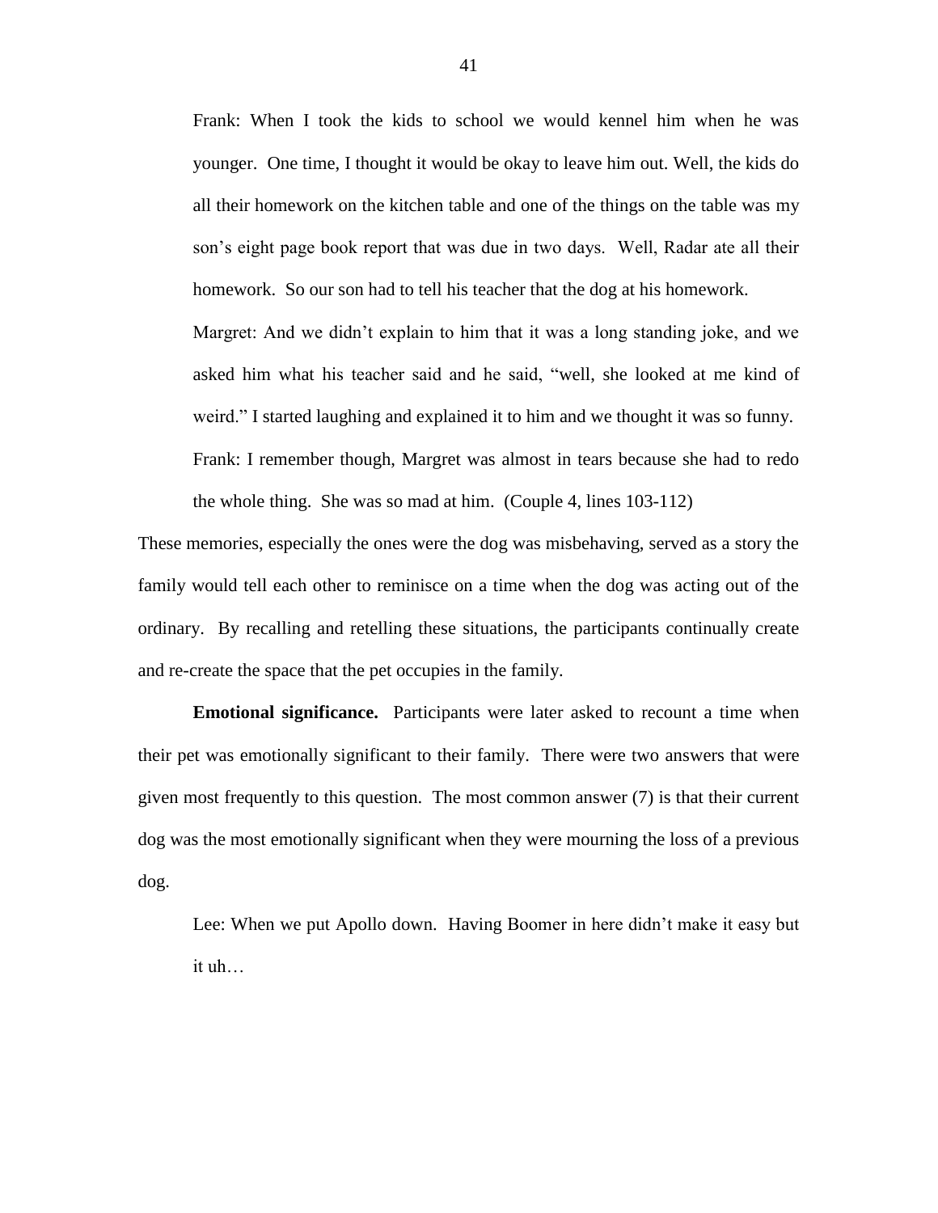> Frank: When I took the kids to school we would kennel him when he was younger. One time, I thought it would be okay to leave him out. Well, the kids do all their homework on the kitchen table and one of the things on the table was my son's eight page book report that was due in two days. Well, Radar ate all their homework. So our son had to tell his teacher that the dog at his homework.
>
> Margret: And we didn't explain to him that it was a long standing joke, and we asked him what his teacher said and he said, "well, she looked at me kind of weird." I started laughing and explained it to him and we thought it was so funny.
>
> Frank: I remember though, Margret was almost in tears because she had to redo the whole thing. She was so mad at him. (Couple 4, lines 103-112)

These memories, especially the ones were the dog was misbehaving, served as a story the family would tell each other to reminisce on a time when the dog was acting out of the ordinary. By recalling and retelling these situations, the participants continually create and re-create the space that the pet occupies in the family.

**Emotional significance.** Participants were later asked to recount a time when their pet was emotionally significant to their family. There were two answers that were given most frequently to this question. The most common answer (7) is that their current dog was the most emotionally significant when they were mourning the loss of a previous dog.

> Lee: When we put Apollo down. Having Boomer in here didn't make it easy but it uh…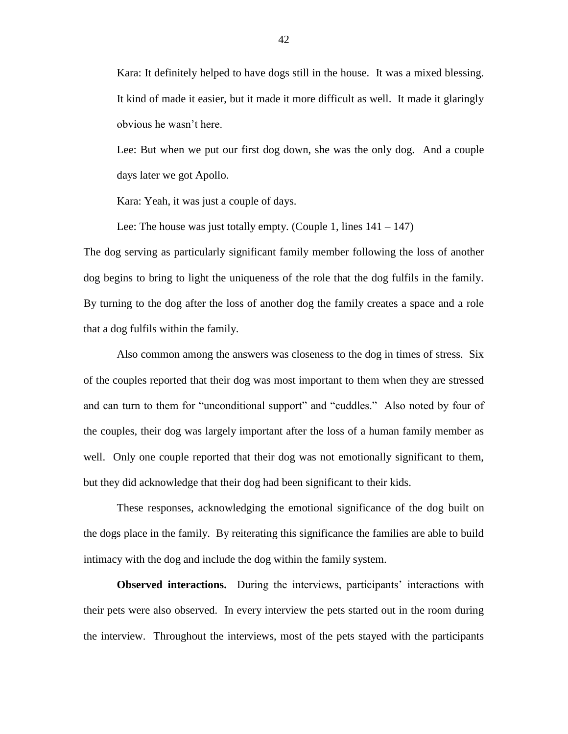Kara: It definitely helped to have dogs still in the house. It was a mixed blessing. It kind of made it easier, but it made it more difficult as well. It made it glaringly obvious he wasn't here.

Lee: But when we put our first dog down, she was the only dog. And a couple days later we got Apollo.

Kara: Yeah, it was just a couple of days.

Lee: The house was just totally empty. (Couple 1, lines 141 – 147)

The dog serving as particularly significant family member following the loss of another dog begins to bring to light the uniqueness of the role that the dog fulfils in the family. By turning to the dog after the loss of another dog the family creates a space and a role that a dog fulfils within the family.

Also common among the answers was closeness to the dog in times of stress. Six of the couples reported that their dog was most important to them when they are stressed and can turn to them for "unconditional support" and "cuddles." Also noted by four of the couples, their dog was largely important after the loss of a human family member as well. Only one couple reported that their dog was not emotionally significant to them, but they did acknowledge that their dog had been significant to their kids.

These responses, acknowledging the emotional significance of the dog built on the dogs place in the family. By reiterating this significance the families are able to build intimacy with the dog and include the dog within the family system.

**Observed interactions.** During the interviews, participants' interactions with their pets were also observed. In every interview the pets started out in the room during the interview. Throughout the interviews, most of the pets stayed with the participants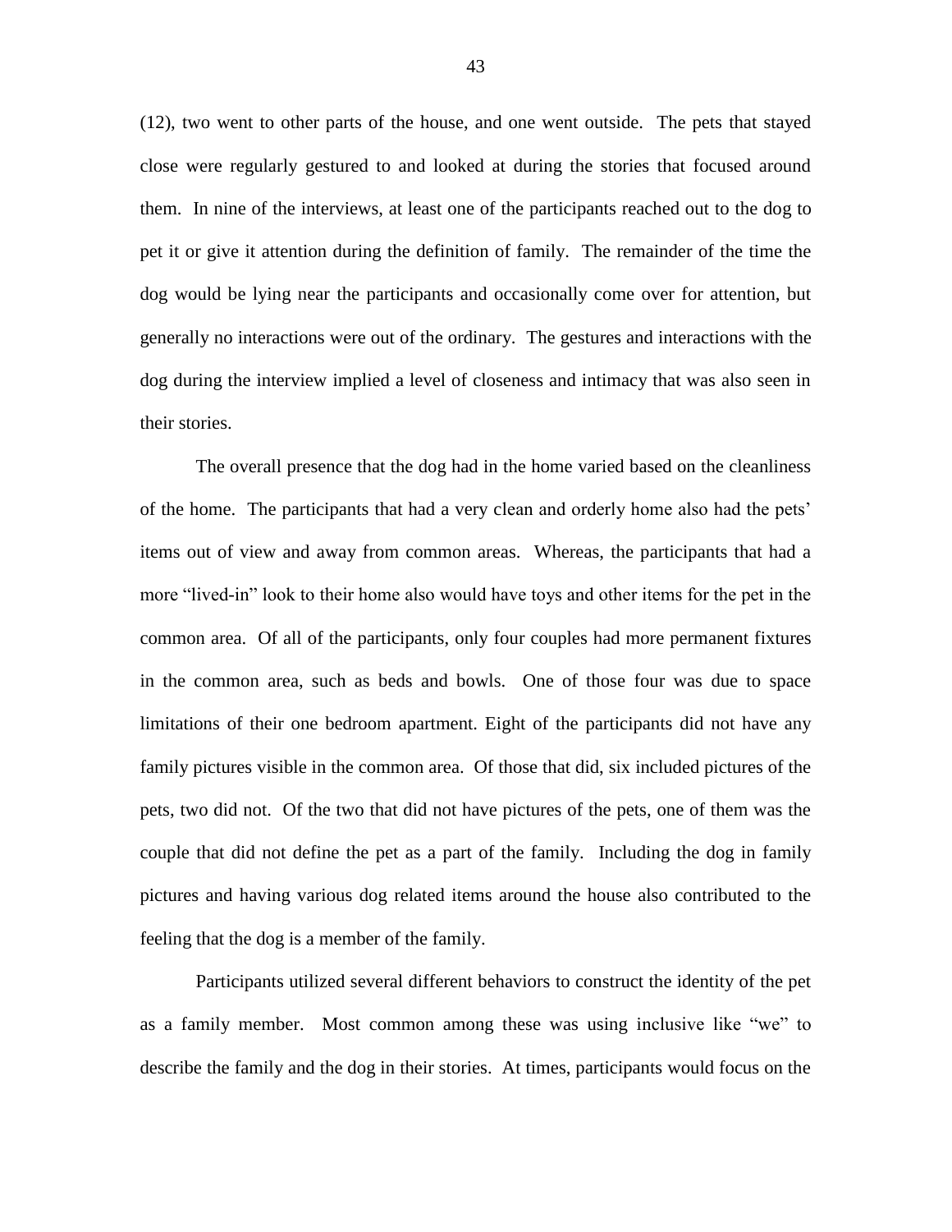(12), two went to other parts of the house, and one went outside. The pets that stayed close were regularly gestured to and looked at during the stories that focused around them. In nine of the interviews, at least one of the participants reached out to the dog to pet it or give it attention during the definition of family. The remainder of the time the dog would be lying near the participants and occasionally come over for attention, but generally no interactions were out of the ordinary. The gestures and interactions with the dog during the interview implied a level of closeness and intimacy that was also seen in their stories.

The overall presence that the dog had in the home varied based on the cleanliness of the home. The participants that had a very clean and orderly home also had the pets' items out of view and away from common areas. Whereas, the participants that had a more "lived-in" look to their home also would have toys and other items for the pet in the common area. Of all of the participants, only four couples had more permanent fixtures in the common area, such as beds and bowls. One of those four was due to space limitations of their one bedroom apartment. Eight of the participants did not have any family pictures visible in the common area. Of those that did, six included pictures of the pets, two did not. Of the two that did not have pictures of the pets, one of them was the couple that did not define the pet as a part of the family. Including the dog in family pictures and having various dog related items around the house also contributed to the feeling that the dog is a member of the family.

Participants utilized several different behaviors to construct the identity of the pet as a family member. Most common among these was using inclusive like "we" to describe the family and the dog in their stories. At times, participants would focus on the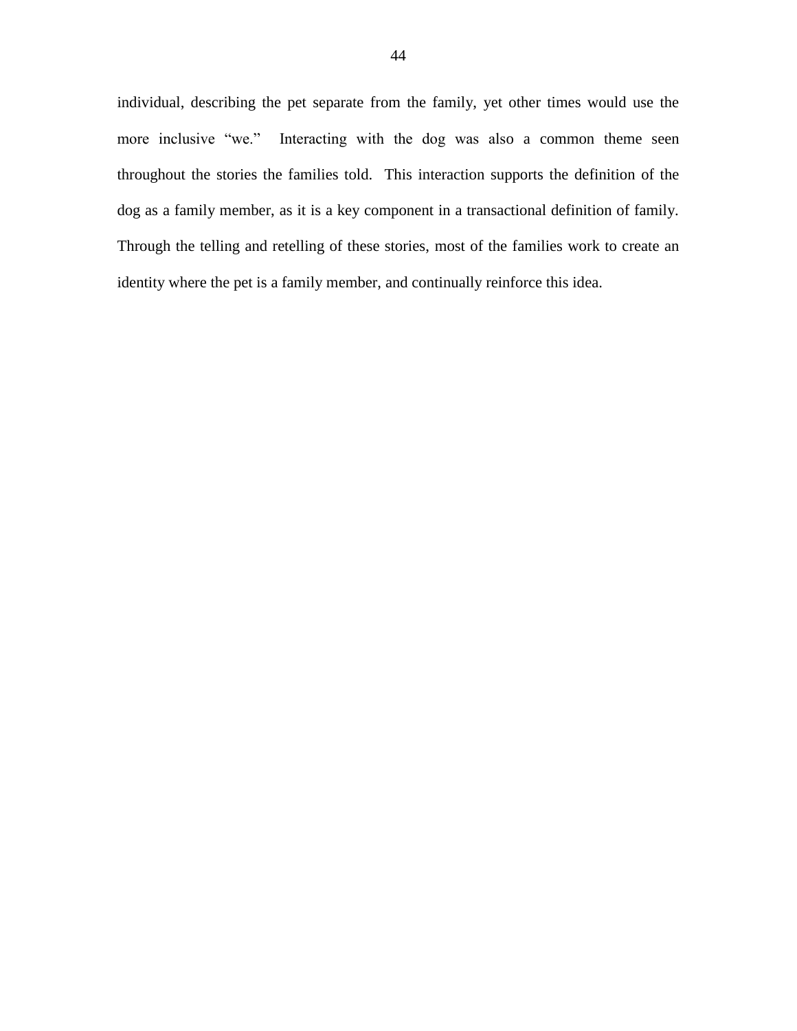individual, describing the pet separate from the family, yet other times would use the more inclusive "we." Interacting with the dog was also a common theme seen throughout the stories the families told. This interaction supports the definition of the dog as a family member, as it is a key component in a transactional definition of family. Through the telling and retelling of these stories, most of the families work to create an identity where the pet is a family member, and continually reinforce this idea.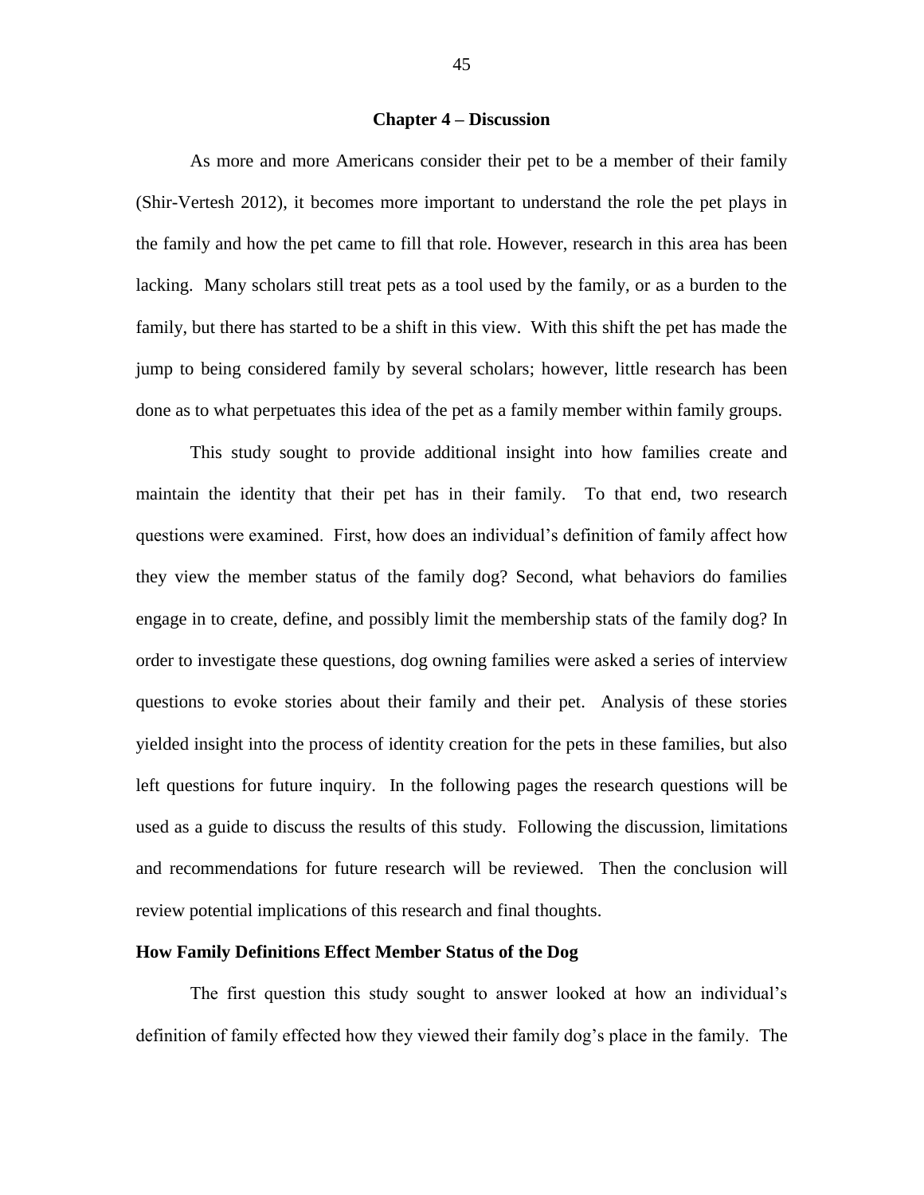## Chapter 4 – Discussion

As more and more Americans consider their pet to be a member of their family (Shir-Vertesh 2012), it becomes more important to understand the role the pet plays in the family and how the pet came to fill that role. However, research in this area has been lacking. Many scholars still treat pets as a tool used by the family, or as a burden to the family, but there has started to be a shift in this view. With this shift the pet has made the jump to being considered family by several scholars; however, little research has been done as to what perpetuates this idea of the pet as a family member within family groups.

This study sought to provide additional insight into how families create and maintain the identity that their pet has in their family. To that end, two research questions were examined. First, how does an individual's definition of family affect how they view the member status of the family dog? Second, what behaviors do families engage in to create, define, and possibly limit the membership stats of the family dog? In order to investigate these questions, dog owning families were asked a series of interview questions to evoke stories about their family and their pet. Analysis of these stories yielded insight into the process of identity creation for the pets in these families, but also left questions for future inquiry. In the following pages the research questions will be used as a guide to discuss the results of this study. Following the discussion, limitations and recommendations for future research will be reviewed. Then the conclusion will review potential implications of this research and final thoughts.

### How Family Definitions Effect Member Status of the Dog

The first question this study sought to answer looked at how an individual's definition of family effected how they viewed their family dog's place in the family. The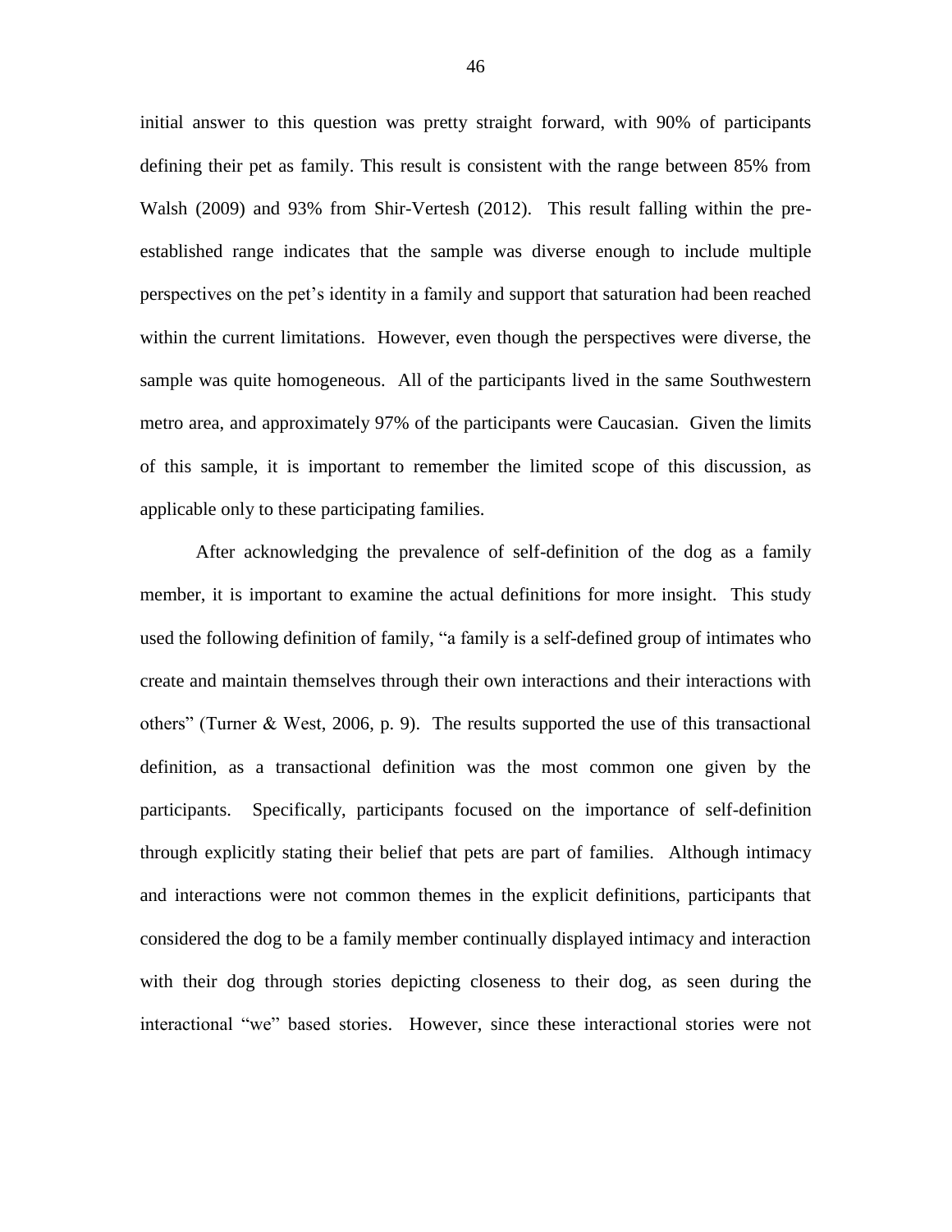initial answer to this question was pretty straight forward, with 90% of participants defining their pet as family. This result is consistent with the range between 85% from Walsh (2009) and 93% from Shir-Vertesh (2012). This result falling within the pre-established range indicates that the sample was diverse enough to include multiple perspectives on the pet's identity in a family and support that saturation had been reached within the current limitations. However, even though the perspectives were diverse, the sample was quite homogeneous. All of the participants lived in the same Southwestern metro area, and approximately 97% of the participants were Caucasian. Given the limits of this sample, it is important to remember the limited scope of this discussion, as applicable only to these participating families.

After acknowledging the prevalence of self-definition of the dog as a family member, it is important to examine the actual definitions for more insight. This study used the following definition of family, "a family is a self-defined group of intimates who create and maintain themselves through their own interactions and their interactions with others" (Turner & West, 2006, p. 9). The results supported the use of this transactional definition, as a transactional definition was the most common one given by the participants. Specifically, participants focused on the importance of self-definition through explicitly stating their belief that pets are part of families. Although intimacy and interactions were not common themes in the explicit definitions, participants that considered the dog to be a family member continually displayed intimacy and interaction with their dog through stories depicting closeness to their dog, as seen during the interactional "we" based stories. However, since these interactional stories were not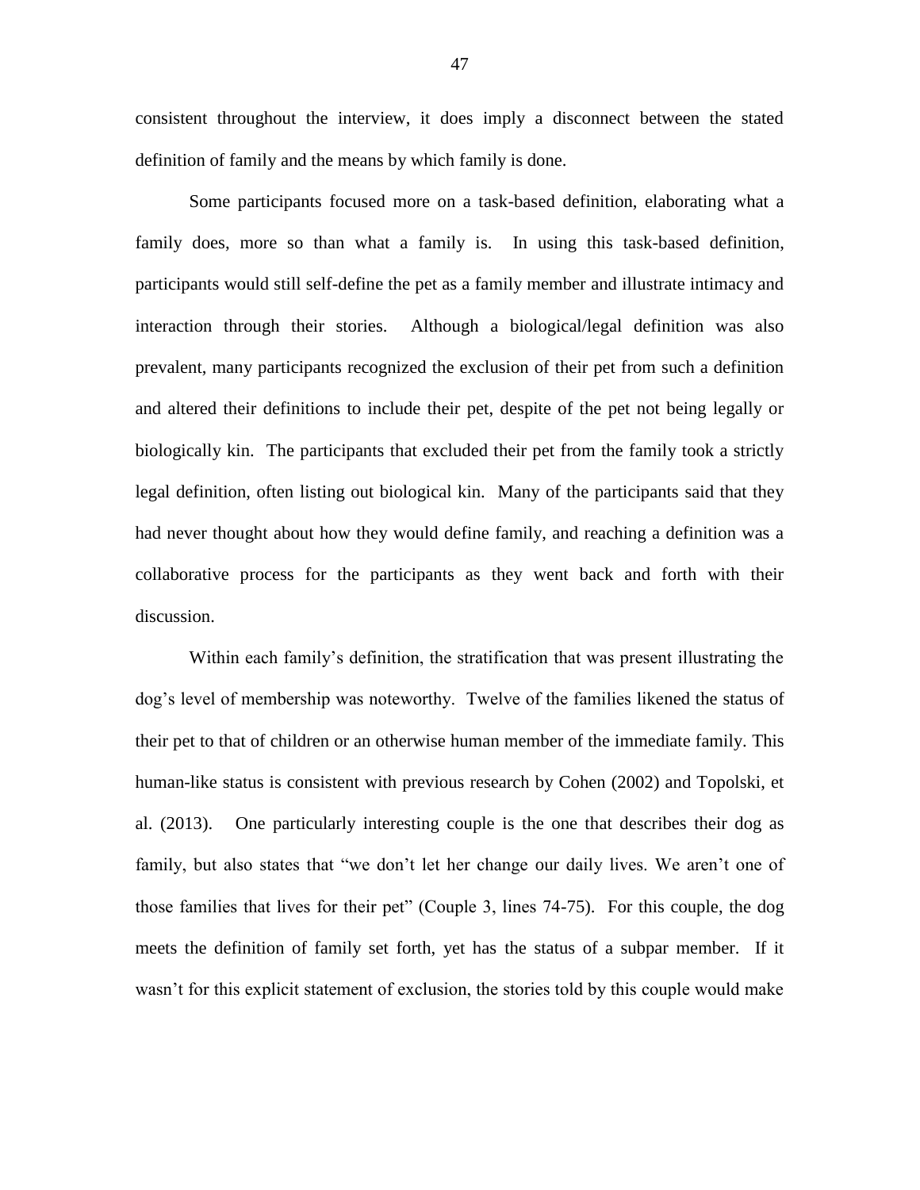consistent throughout the interview, it does imply a disconnect between the stated definition of family and the means by which family is done.

Some participants focused more on a task-based definition, elaborating what a family does, more so than what a family is. In using this task-based definition, participants would still self-define the pet as a family member and illustrate intimacy and interaction through their stories. Although a biological/legal definition was also prevalent, many participants recognized the exclusion of their pet from such a definition and altered their definitions to include their pet, despite of the pet not being legally or biologically kin. The participants that excluded their pet from the family took a strictly legal definition, often listing out biological kin. Many of the participants said that they had never thought about how they would define family, and reaching a definition was a collaborative process for the participants as they went back and forth with their discussion.

Within each family's definition, the stratification that was present illustrating the dog's level of membership was noteworthy. Twelve of the families likened the status of their pet to that of children or an otherwise human member of the immediate family. This human-like status is consistent with previous research by Cohen (2002) and Topolski, et al. (2013). One particularly interesting couple is the one that describes their dog as family, but also states that "we don't let her change our daily lives. We aren't one of those families that lives for their pet" (Couple 3, lines 74-75). For this couple, the dog meets the definition of family set forth, yet has the status of a subpar member. If it wasn't for this explicit statement of exclusion, the stories told by this couple would make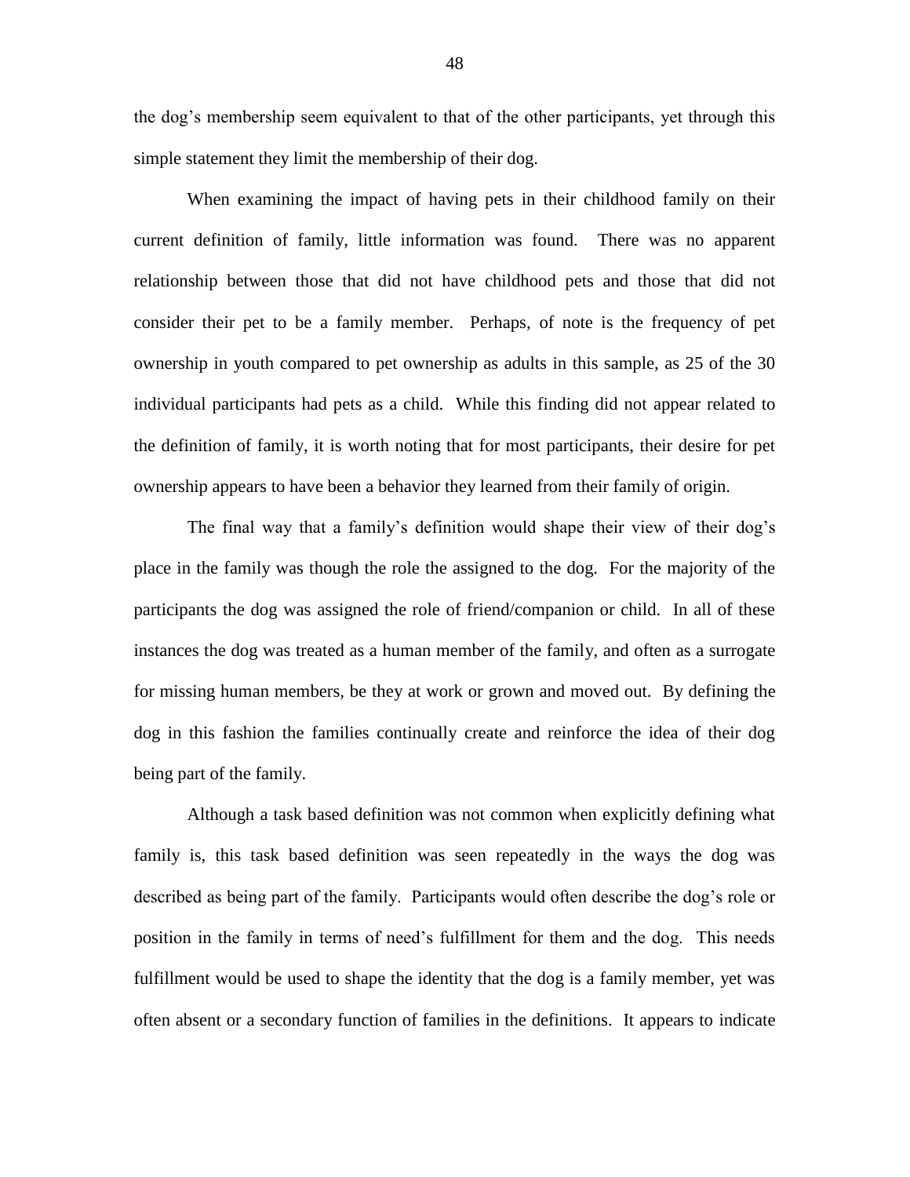the dog's membership seem equivalent to that of the other participants, yet through this simple statement they limit the membership of their dog.

When examining the impact of having pets in their childhood family on their current definition of family, little information was found. There was no apparent relationship between those that did not have childhood pets and those that did not consider their pet to be a family member. Perhaps, of note is the frequency of pet ownership in youth compared to pet ownership as adults in this sample, as 25 of the 30 individual participants had pets as a child. While this finding did not appear related to the definition of family, it is worth noting that for most participants, their desire for pet ownership appears to have been a behavior they learned from their family of origin.

The final way that a family's definition would shape their view of their dog's place in the family was though the role the assigned to the dog. For the majority of the participants the dog was assigned the role of friend/companion or child. In all of these instances the dog was treated as a human member of the family, and often as a surrogate for missing human members, be they at work or grown and moved out. By defining the dog in this fashion the families continually create and reinforce the idea of their dog being part of the family.

Although a task based definition was not common when explicitly defining what family is, this task based definition was seen repeatedly in the ways the dog was described as being part of the family. Participants would often describe the dog's role or position in the family in terms of need's fulfillment for them and the dog. This needs fulfillment would be used to shape the identity that the dog is a family member, yet was often absent or a secondary function of families in the definitions. It appears to indicate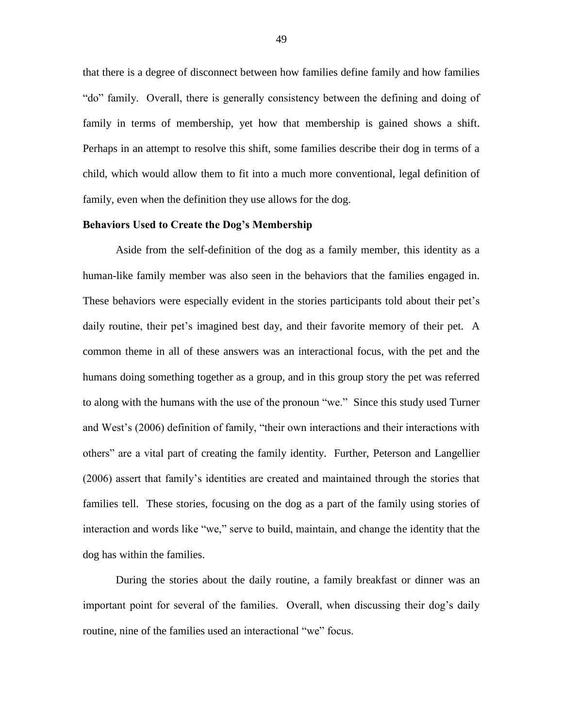that there is a degree of disconnect between how families define family and how families "do" family. Overall, there is generally consistency between the defining and doing of family in terms of membership, yet how that membership is gained shows a shift. Perhaps in an attempt to resolve this shift, some families describe their dog in terms of a child, which would allow them to fit into a much more conventional, legal definition of family, even when the definition they use allows for the dog.

**Behaviors Used to Create the Dog's Membership**

Aside from the self-definition of the dog as a family member, this identity as a human-like family member was also seen in the behaviors that the families engaged in. These behaviors were especially evident in the stories participants told about their pet's daily routine, their pet's imagined best day, and their favorite memory of their pet. A common theme in all of these answers was an interactional focus, with the pet and the humans doing something together as a group, and in this group story the pet was referred to along with the humans with the use of the pronoun "we." Since this study used Turner and West's (2006) definition of family, "their own interactions and their interactions with others" are a vital part of creating the family identity. Further, Peterson and Langellier (2006) assert that family's identities are created and maintained through the stories that families tell. These stories, focusing on the dog as a part of the family using stories of interaction and words like "we," serve to build, maintain, and change the identity that the dog has within the families.

During the stories about the daily routine, a family breakfast or dinner was an important point for several of the families. Overall, when discussing their dog's daily routine, nine of the families used an interactional "we" focus.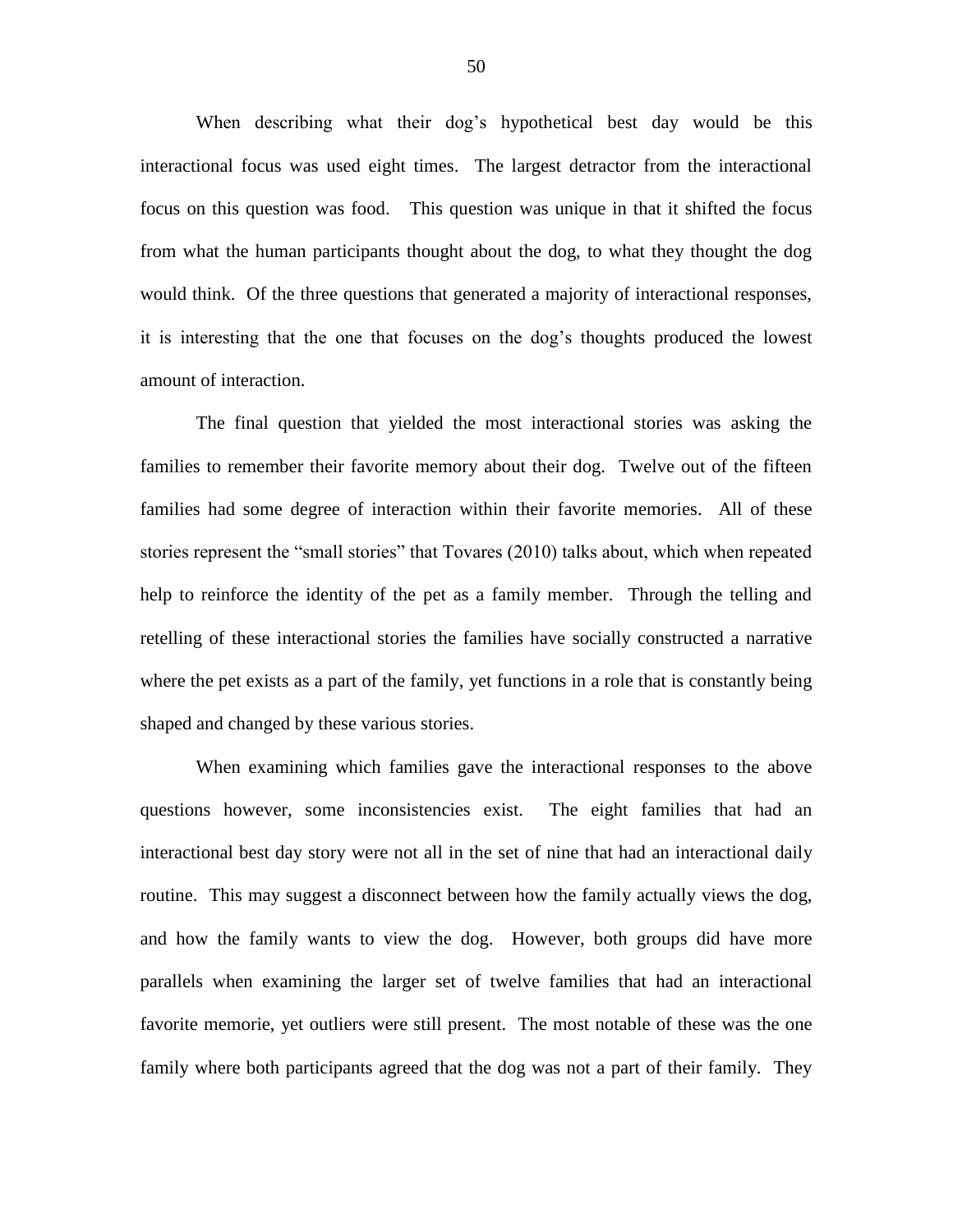When describing what their dog's hypothetical best day would be this interactional focus was used eight times. The largest detractor from the interactional focus on this question was food. This question was unique in that it shifted the focus from what the human participants thought about the dog, to what they thought the dog would think. Of the three questions that generated a majority of interactional responses, it is interesting that the one that focuses on the dog's thoughts produced the lowest amount of interaction.

The final question that yielded the most interactional stories was asking the families to remember their favorite memory about their dog. Twelve out of the fifteen families had some degree of interaction within their favorite memories. All of these stories represent the "small stories" that Tovares (2010) talks about, which when repeated help to reinforce the identity of the pet as a family member. Through the telling and retelling of these interactional stories the families have socially constructed a narrative where the pet exists as a part of the family, yet functions in a role that is constantly being shaped and changed by these various stories.

When examining which families gave the interactional responses to the above questions however, some inconsistencies exist. The eight families that had an interactional best day story were not all in the set of nine that had an interactional daily routine. This may suggest a disconnect between how the family actually views the dog, and how the family wants to view the dog. However, both groups did have more parallels when examining the larger set of twelve families that had an interactional favorite memorie, yet outliers were still present. The most notable of these was the one family where both participants agreed that the dog was not a part of their family. They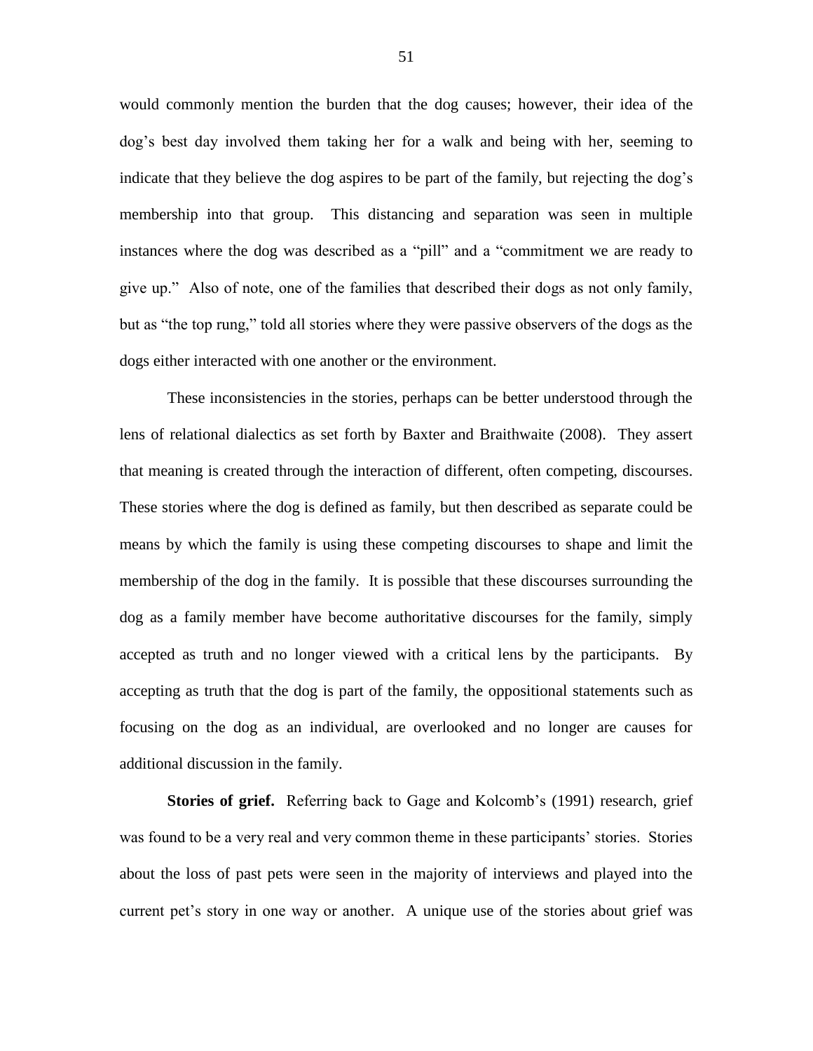would commonly mention the burden that the dog causes; however, their idea of the dog's best day involved them taking her for a walk and being with her, seeming to indicate that they believe the dog aspires to be part of the family, but rejecting the dog's membership into that group. This distancing and separation was seen in multiple instances where the dog was described as a "pill" and a "commitment we are ready to give up." Also of note, one of the families that described their dogs as not only family, but as "the top rung," told all stories where they were passive observers of the dogs as the dogs either interacted with one another or the environment.

These inconsistencies in the stories, perhaps can be better understood through the lens of relational dialectics as set forth by Baxter and Braithwaite (2008). They assert that meaning is created through the interaction of different, often competing, discourses. These stories where the dog is defined as family, but then described as separate could be means by which the family is using these competing discourses to shape and limit the membership of the dog in the family. It is possible that these discourses surrounding the dog as a family member have become authoritative discourses for the family, simply accepted as truth and no longer viewed with a critical lens by the participants. By accepting as truth that the dog is part of the family, the oppositional statements such as focusing on the dog as an individual, are overlooked and no longer are causes for additional discussion in the family.

**Stories of grief.** Referring back to Gage and Kolcomb's (1991) research, grief was found to be a very real and very common theme in these participants' stories. Stories about the loss of past pets were seen in the majority of interviews and played into the current pet's story in one way or another. A unique use of the stories about grief was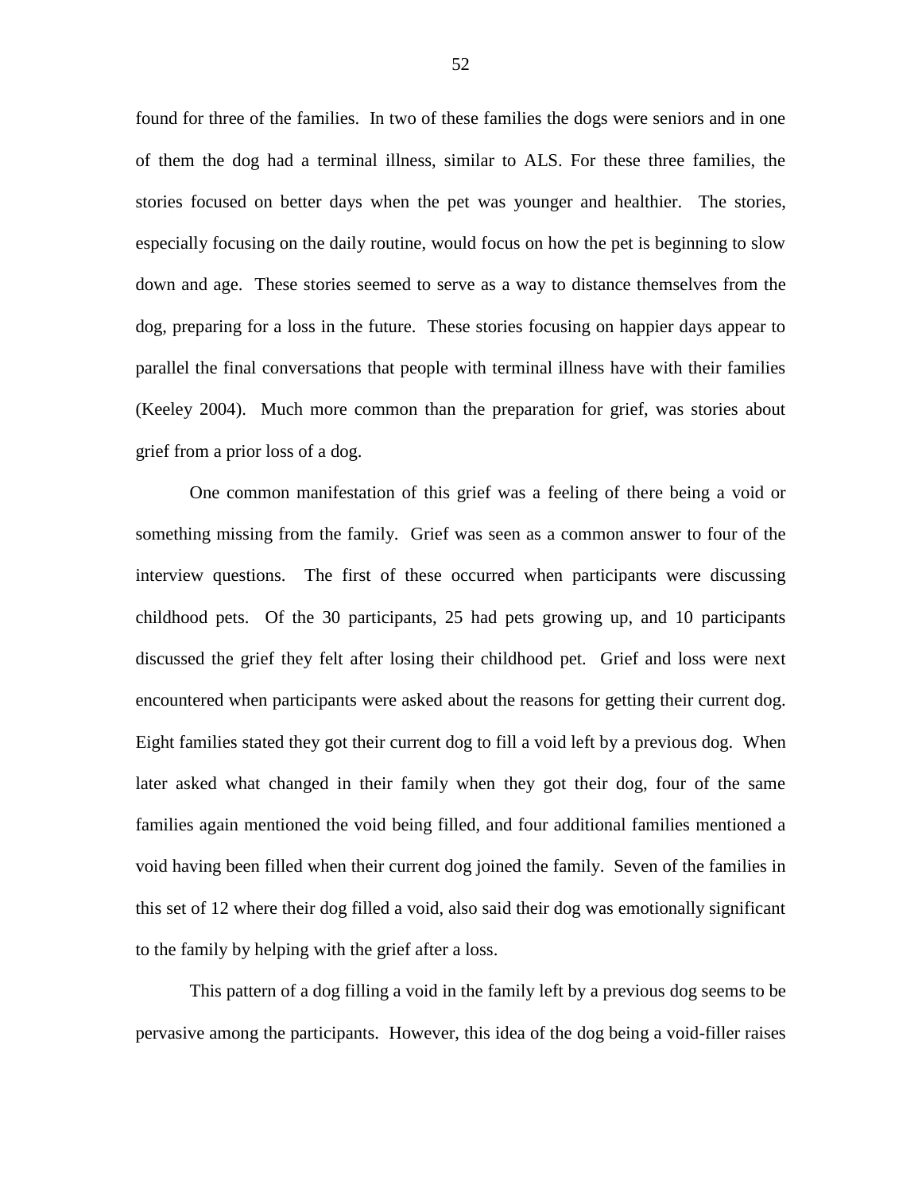found for three of the families. In two of these families the dogs were seniors and in one of them the dog had a terminal illness, similar to ALS. For these three families, the stories focused on better days when the pet was younger and healthier. The stories, especially focusing on the daily routine, would focus on how the pet is beginning to slow down and age. These stories seemed to serve as a way to distance themselves from the dog, preparing for a loss in the future. These stories focusing on happier days appear to parallel the final conversations that people with terminal illness have with their families (Keeley 2004). Much more common than the preparation for grief, was stories about grief from a prior loss of a dog.

One common manifestation of this grief was a feeling of there being a void or something missing from the family. Grief was seen as a common answer to four of the interview questions. The first of these occurred when participants were discussing childhood pets. Of the 30 participants, 25 had pets growing up, and 10 participants discussed the grief they felt after losing their childhood pet. Grief and loss were next encountered when participants were asked about the reasons for getting their current dog. Eight families stated they got their current dog to fill a void left by a previous dog. When later asked what changed in their family when they got their dog, four of the same families again mentioned the void being filled, and four additional families mentioned a void having been filled when their current dog joined the family. Seven of the families in this set of 12 where their dog filled a void, also said their dog was emotionally significant to the family by helping with the grief after a loss.

This pattern of a dog filling a void in the family left by a previous dog seems to be pervasive among the participants. However, this idea of the dog being a void-filler raises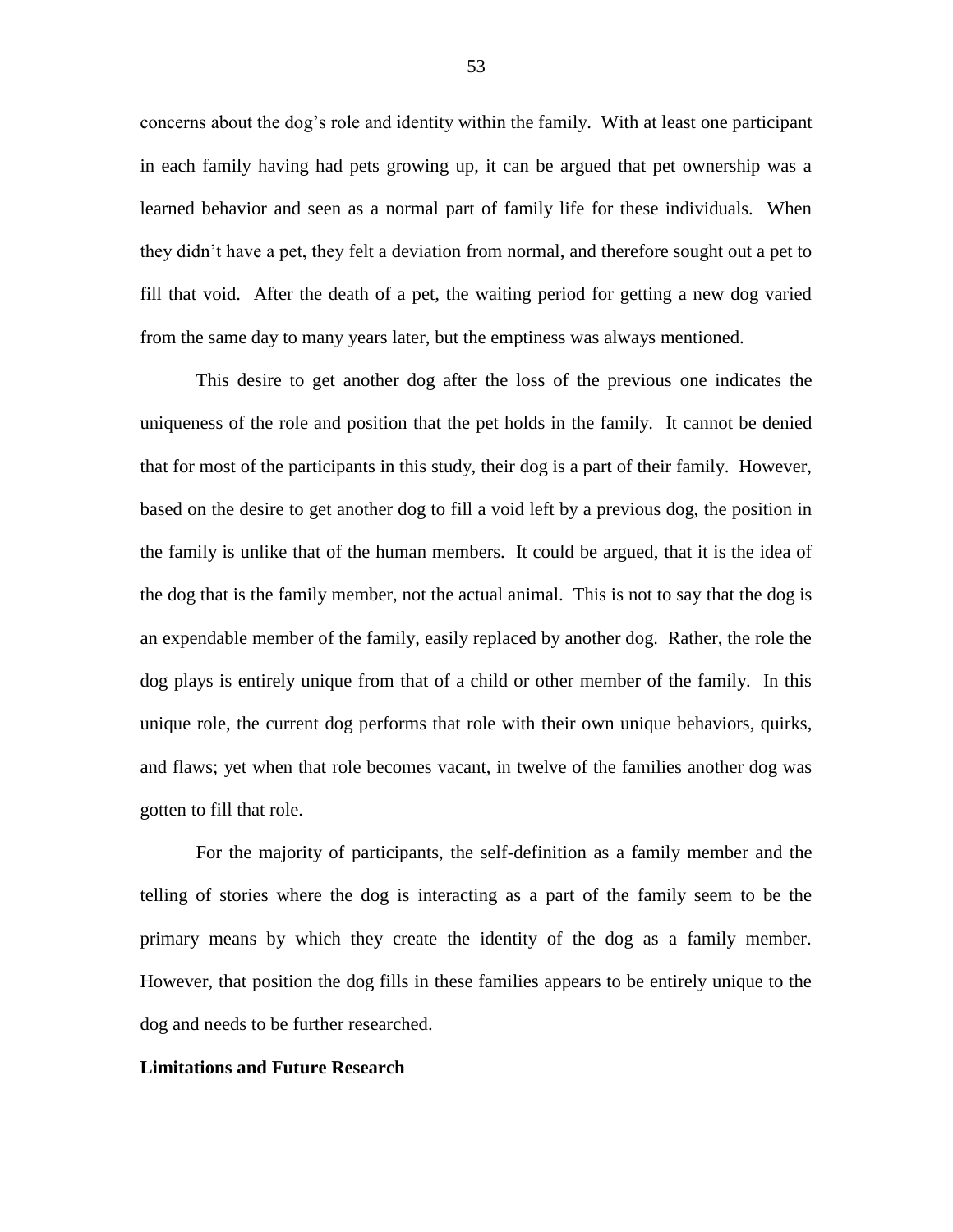concerns about the dog's role and identity within the family. With at least one participant in each family having had pets growing up, it can be argued that pet ownership was a learned behavior and seen as a normal part of family life for these individuals. When they didn't have a pet, they felt a deviation from normal, and therefore sought out a pet to fill that void. After the death of a pet, the waiting period for getting a new dog varied from the same day to many years later, but the emptiness was always mentioned.

This desire to get another dog after the loss of the previous one indicates the uniqueness of the role and position that the pet holds in the family. It cannot be denied that for most of the participants in this study, their dog is a part of their family. However, based on the desire to get another dog to fill a void left by a previous dog, the position in the family is unlike that of the human members. It could be argued, that it is the idea of the dog that is the family member, not the actual animal. This is not to say that the dog is an expendable member of the family, easily replaced by another dog. Rather, the role the dog plays is entirely unique from that of a child or other member of the family. In this unique role, the current dog performs that role with their own unique behaviors, quirks, and flaws; yet when that role becomes vacant, in twelve of the families another dog was gotten to fill that role.

For the majority of participants, the self-definition as a family member and the telling of stories where the dog is interacting as a part of the family seem to be the primary means by which they create the identity of the dog as a family member. However, that position the dog fills in these families appears to be entirely unique to the dog and needs to be further researched.

**Limitations and Future Research**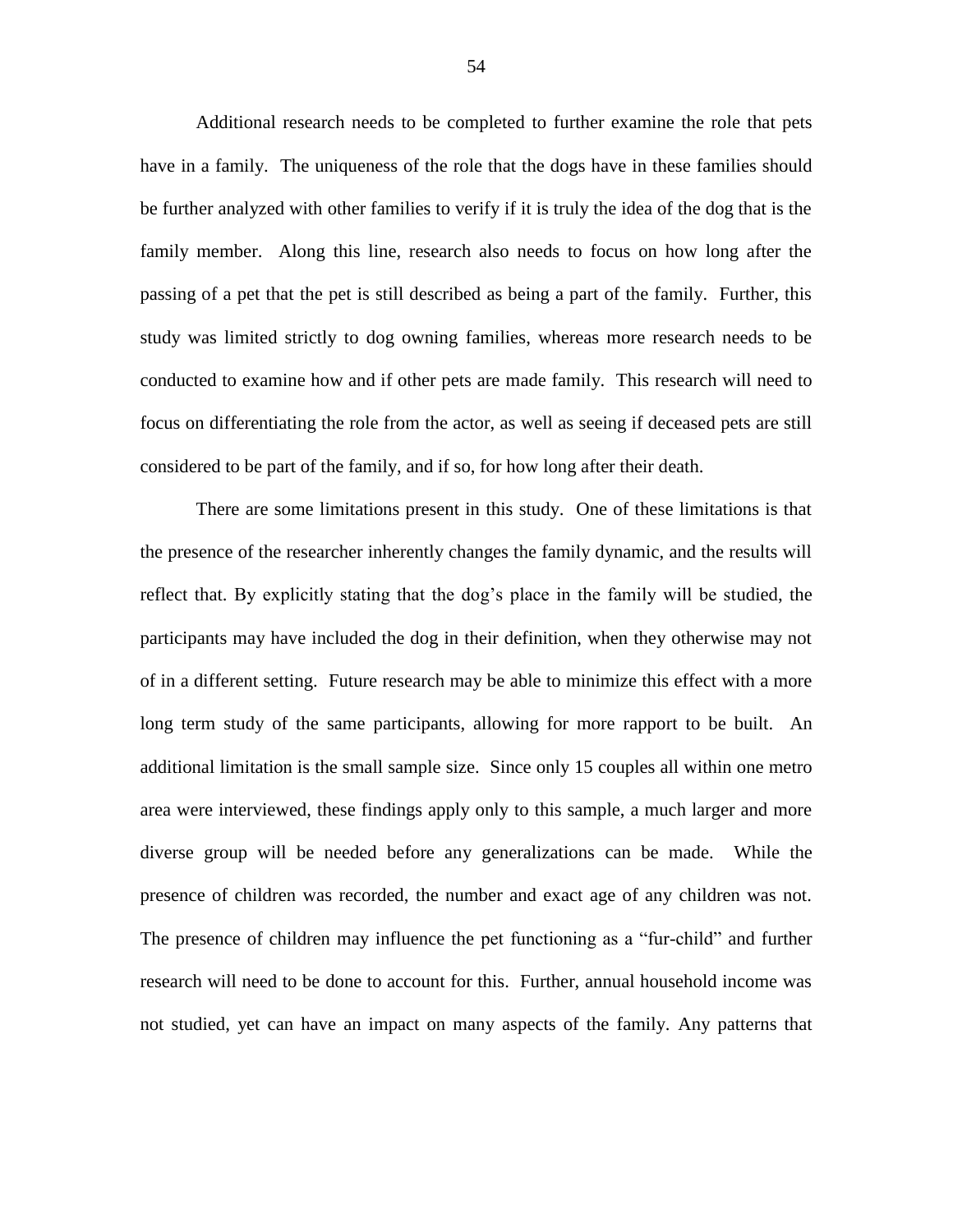Additional research needs to be completed to further examine the role that pets have in a family. The uniqueness of the role that the dogs have in these families should be further analyzed with other families to verify if it is truly the idea of the dog that is the family member. Along this line, research also needs to focus on how long after the passing of a pet that the pet is still described as being a part of the family. Further, this study was limited strictly to dog owning families, whereas more research needs to be conducted to examine how and if other pets are made family. This research will need to focus on differentiating the role from the actor, as well as seeing if deceased pets are still considered to be part of the family, and if so, for how long after their death.

There are some limitations present in this study. One of these limitations is that the presence of the researcher inherently changes the family dynamic, and the results will reflect that. By explicitly stating that the dog's place in the family will be studied, the participants may have included the dog in their definition, when they otherwise may not of in a different setting. Future research may be able to minimize this effect with a more long term study of the same participants, allowing for more rapport to be built. An additional limitation is the small sample size. Since only 15 couples all within one metro area were interviewed, these findings apply only to this sample, a much larger and more diverse group will be needed before any generalizations can be made. While the presence of children was recorded, the number and exact age of any children was not. The presence of children may influence the pet functioning as a "fur-child" and further research will need to be done to account for this. Further, annual household income was not studied, yet can have an impact on many aspects of the family. Any patterns that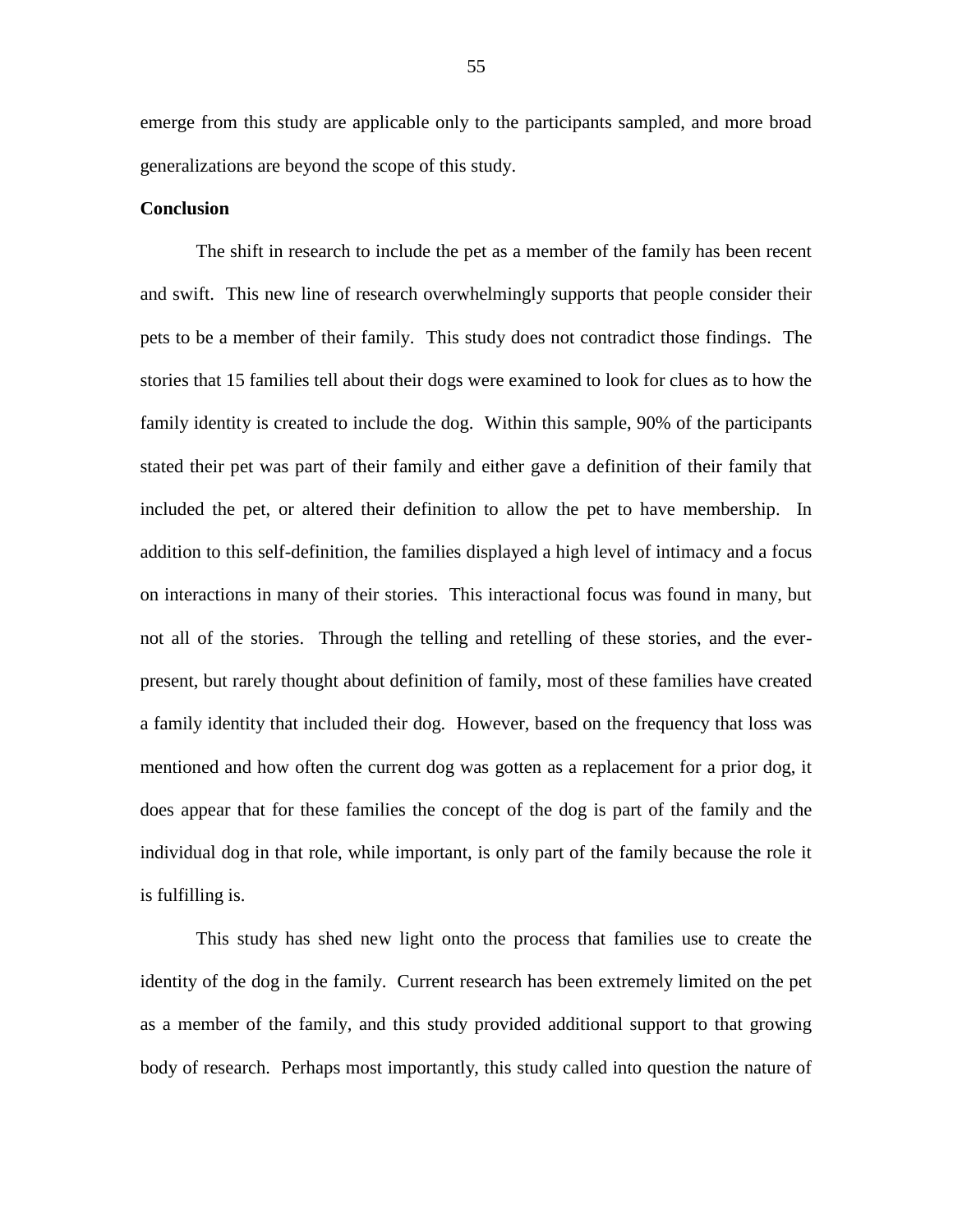emerge from this study are applicable only to the participants sampled, and more broad generalizations are beyond the scope of this study.

**Conclusion**

The shift in research to include the pet as a member of the family has been recent and swift. This new line of research overwhelmingly supports that people consider their pets to be a member of their family. This study does not contradict those findings. The stories that 15 families tell about their dogs were examined to look for clues as to how the family identity is created to include the dog. Within this sample, 90% of the participants stated their pet was part of their family and either gave a definition of their family that included the pet, or altered their definition to allow the pet to have membership. In addition to this self-definition, the families displayed a high level of intimacy and a focus on interactions in many of their stories. This interactional focus was found in many, but not all of the stories. Through the telling and retelling of these stories, and the ever-present, but rarely thought about definition of family, most of these families have created a family identity that included their dog. However, based on the frequency that loss was mentioned and how often the current dog was gotten as a replacement for a prior dog, it does appear that for these families the concept of the dog is part of the family and the individual dog in that role, while important, is only part of the family because the role it is fulfilling is.

This study has shed new light onto the process that families use to create the identity of the dog in the family. Current research has been extremely limited on the pet as a member of the family, and this study provided additional support to that growing body of research. Perhaps most importantly, this study called into question the nature of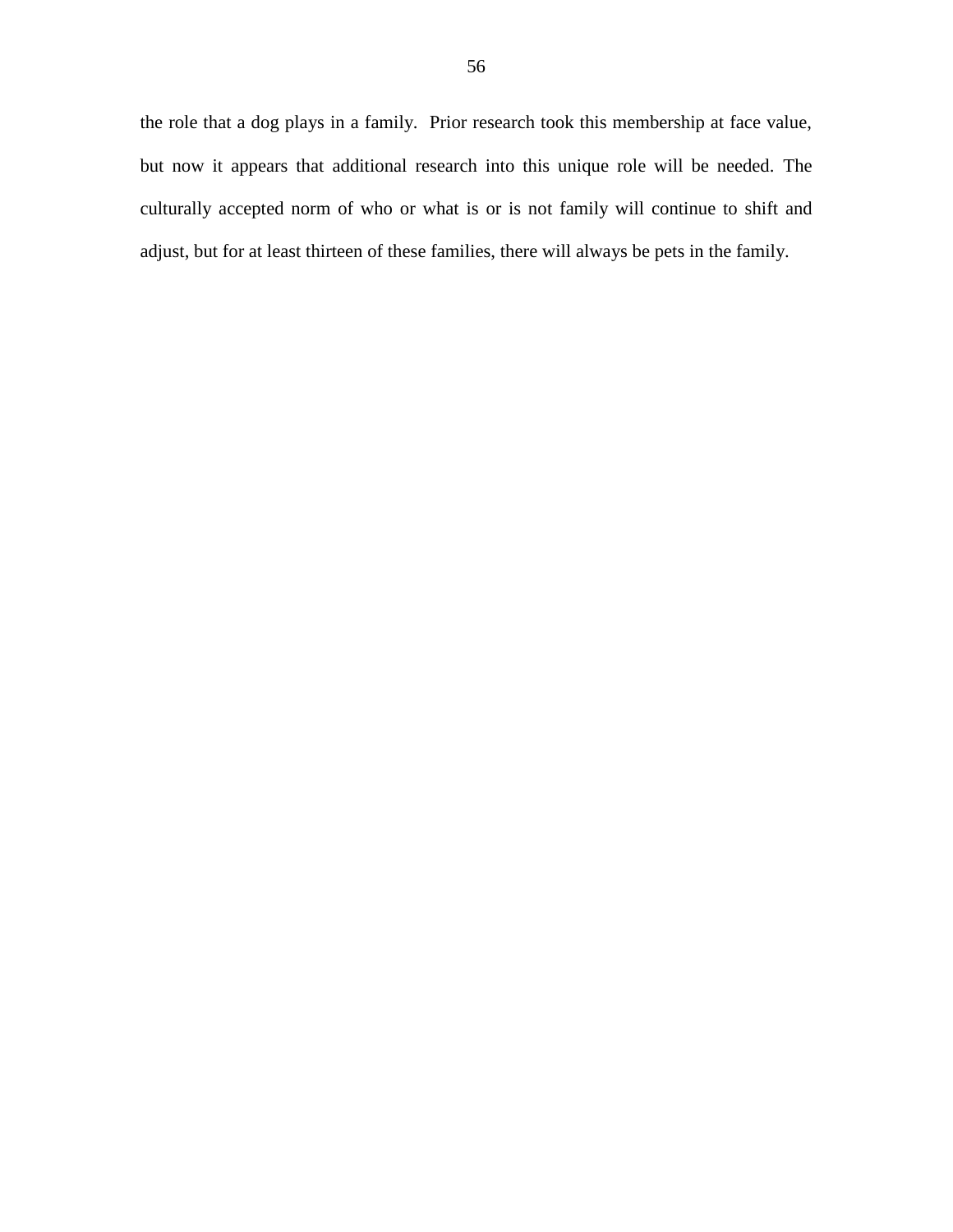the role that a dog plays in a family. Prior research took this membership at face value, but now it appears that additional research into this unique role will be needed. The culturally accepted norm of who or what is or is not family will continue to shift and adjust, but for at least thirteen of these families, there will always be pets in the family.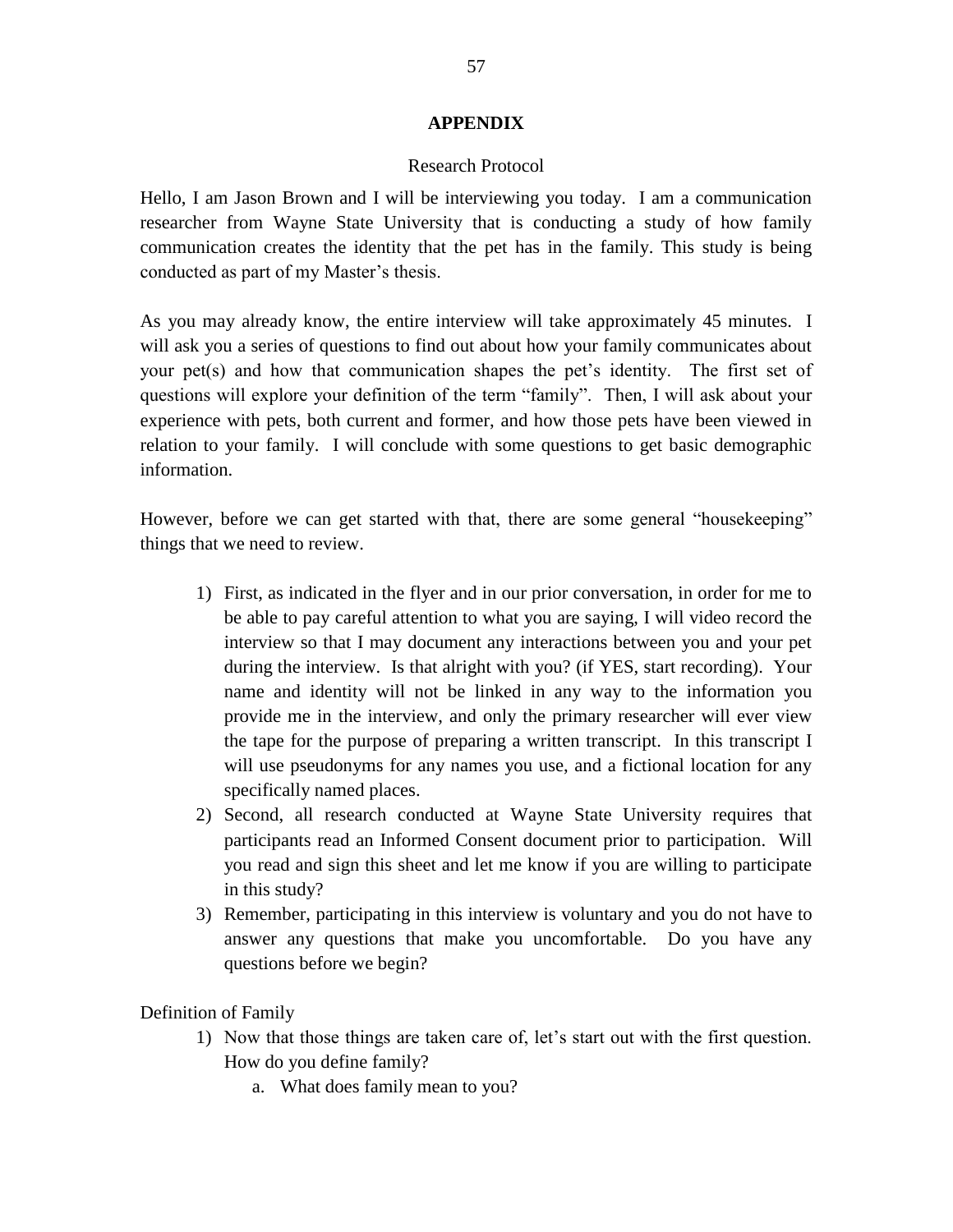# APPENDIX

Research Protocol

Hello, I am Jason Brown and I will be interviewing you today. I am a communication researcher from Wayne State University that is conducting a study of how family communication creates the identity that the pet has in the family. This study is being conducted as part of my Master's thesis.

As you may already know, the entire interview will take approximately 45 minutes. I will ask you a series of questions to find out about how your family communicates about your pet(s) and how that communication shapes the pet's identity. The first set of questions will explore your definition of the term "family". Then, I will ask about your experience with pets, both current and former, and how those pets have been viewed in relation to your family. I will conclude with some questions to get basic demographic information.

However, before we can get started with that, there are some general "housekeeping" things that we need to review.

1) First, as indicated in the flyer and in our prior conversation, in order for me to be able to pay careful attention to what you are saying, I will video record the interview so that I may document any interactions between you and your pet during the interview. Is that alright with you? (if YES, start recording). Your name and identity will not be linked in any way to the information you provide me in the interview, and only the primary researcher will ever view the tape for the purpose of preparing a written transcript. In this transcript I will use pseudonyms for any names you use, and a fictional location for any specifically named places.
2) Second, all research conducted at Wayne State University requires that participants read an Informed Consent document prior to participation. Will you read and sign this sheet and let me know if you are willing to participate in this study?
3) Remember, participating in this interview is voluntary and you do not have to answer any questions that make you uncomfortable. Do you have any questions before we begin?

Definition of Family

1) Now that those things are taken care of, let's start out with the first question. How do you define family?
    a. What does family mean to you?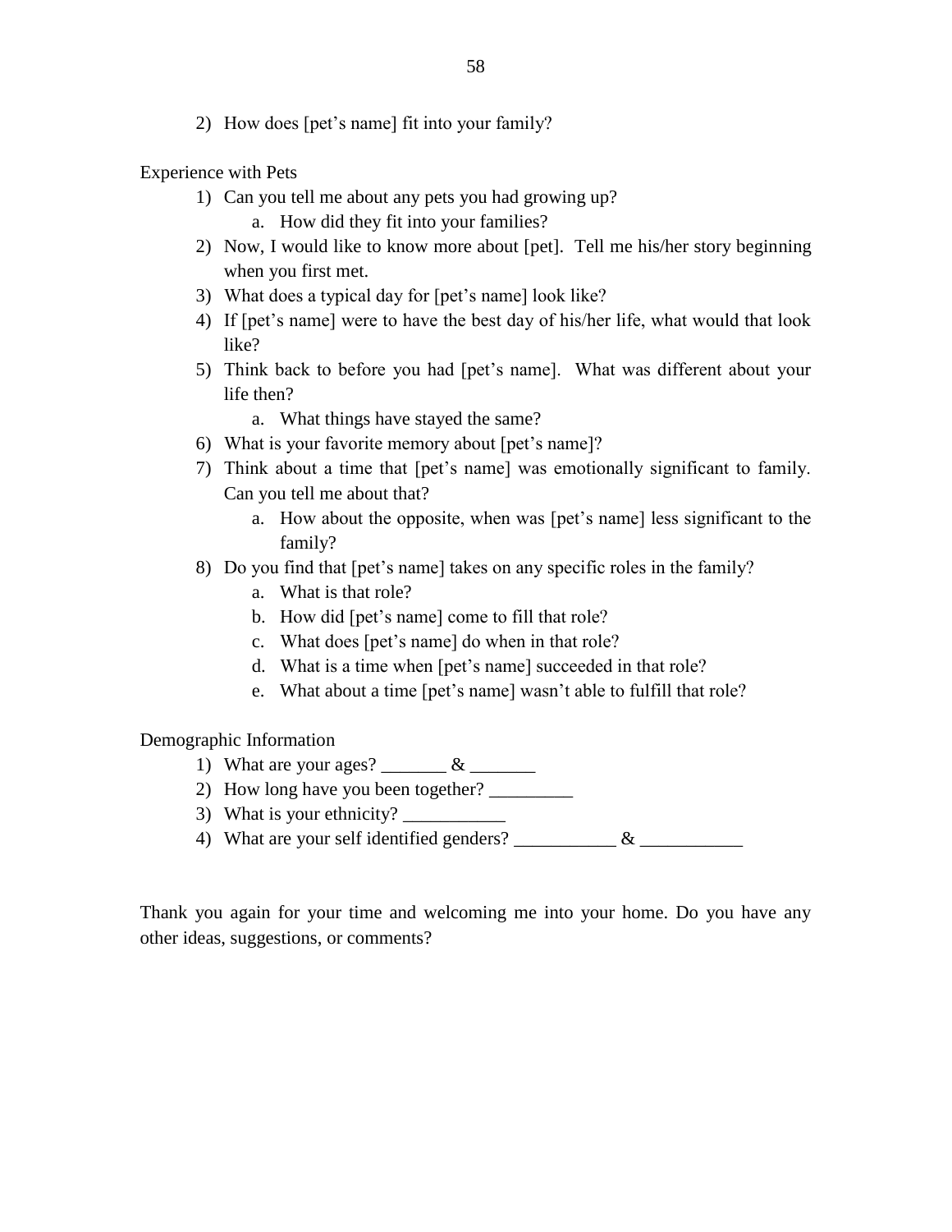2) How does [pet's name] fit into your family?

Experience with Pets

1) Can you tell me about any pets you had growing up?
    a. How did they fit into your families?
2) Now, I would like to know more about [pet]. Tell me his/her story beginning when you first met.
3) What does a typical day for [pet's name] look like?
4) If [pet's name] were to have the best day of his/her life, what would that look like?
5) Think back to before you had [pet's name]. What was different about your life then?
    a. What things have stayed the same?
6) What is your favorite memory about [pet's name]?
7) Think about a time that [pet's name] was emotionally significant to family. Can you tell me about that?
    a. How about the opposite, when was [pet's name] less significant to the family?
8) Do you find that [pet's name] takes on any specific roles in the family?
    a. What is that role?
    b. How did [pet's name] come to fill that role?
    c. What does [pet's name] do when in that role?
    d. What is a time when [pet's name] succeeded in that role?
    e. What about a time [pet's name] wasn't able to fulfill that role?

Demographic Information

1) What are your ages? _______ & _______
2) How long have you been together? _________
3) What is your ethnicity? ___________
4) What are your self identified genders? ___________ & ___________

Thank you again for your time and welcoming me into your home. Do you have any other ideas, suggestions, or comments?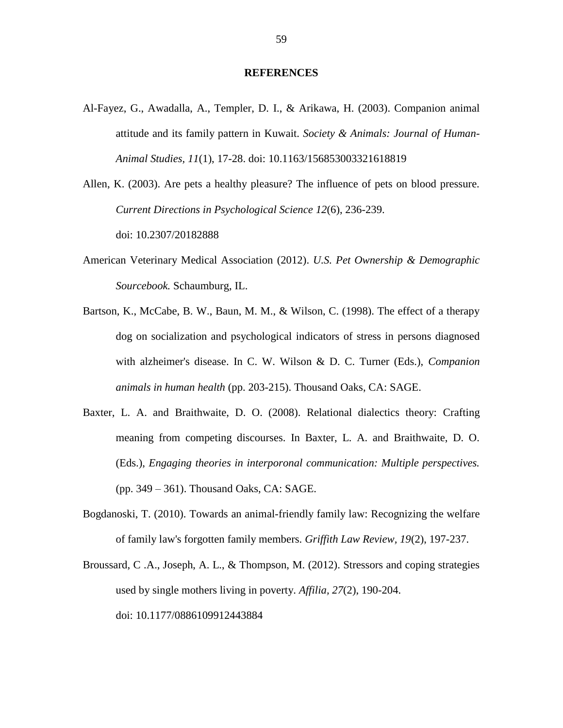# REFERENCES

Al-Fayez, G., Awadalla, A., Templer, D. I., & Arikawa, H. (2003). Companion animal attitude and its family pattern in Kuwait. *Society & Animals: Journal of Human-Animal Studies*, *11*(1), 17-28. doi: 10.1163/156853003321618819

Allen, K. (2003). Are pets a healthy pleasure? The influence of pets on blood pressure. *Current Directions in Psychological Science 12*(6), 236-239. doi: 10.2307/20182888

American Veterinary Medical Association (2012). *U.S. Pet Ownership & Demographic Sourcebook.* Schaumburg, IL.

Bartson, K., McCabe, B. W., Baun, M. M., & Wilson, C. (1998). The effect of a therapy dog on socialization and psychological indicators of stress in persons diagnosed with alzheimer's disease. In C. W. Wilson & D. C. Turner (Eds.), *Companion animals in human health* (pp. 203-215). Thousand Oaks, CA: SAGE.

Baxter, L. A. and Braithwaite, D. O. (2008). Relational dialectics theory: Crafting meaning from competing discourses. In Baxter, L. A. and Braithwaite, D. O. (Eds.), *Engaging theories in interporonal communication: Multiple perspectives.* (pp. 349 – 361). Thousand Oaks, CA: SAGE.

Bogdanoski, T. (2010). Towards an animal-friendly family law: Recognizing the welfare of family law's forgotten family members. *Griffith Law Review*, *19*(2), 197-237.

Broussard, C .A., Joseph, A. L., & Thompson, M. (2012). Stressors and coping strategies used by single mothers living in poverty. *Affilia, 27*(2), 190-204. doi: 10.1177/0886109912443884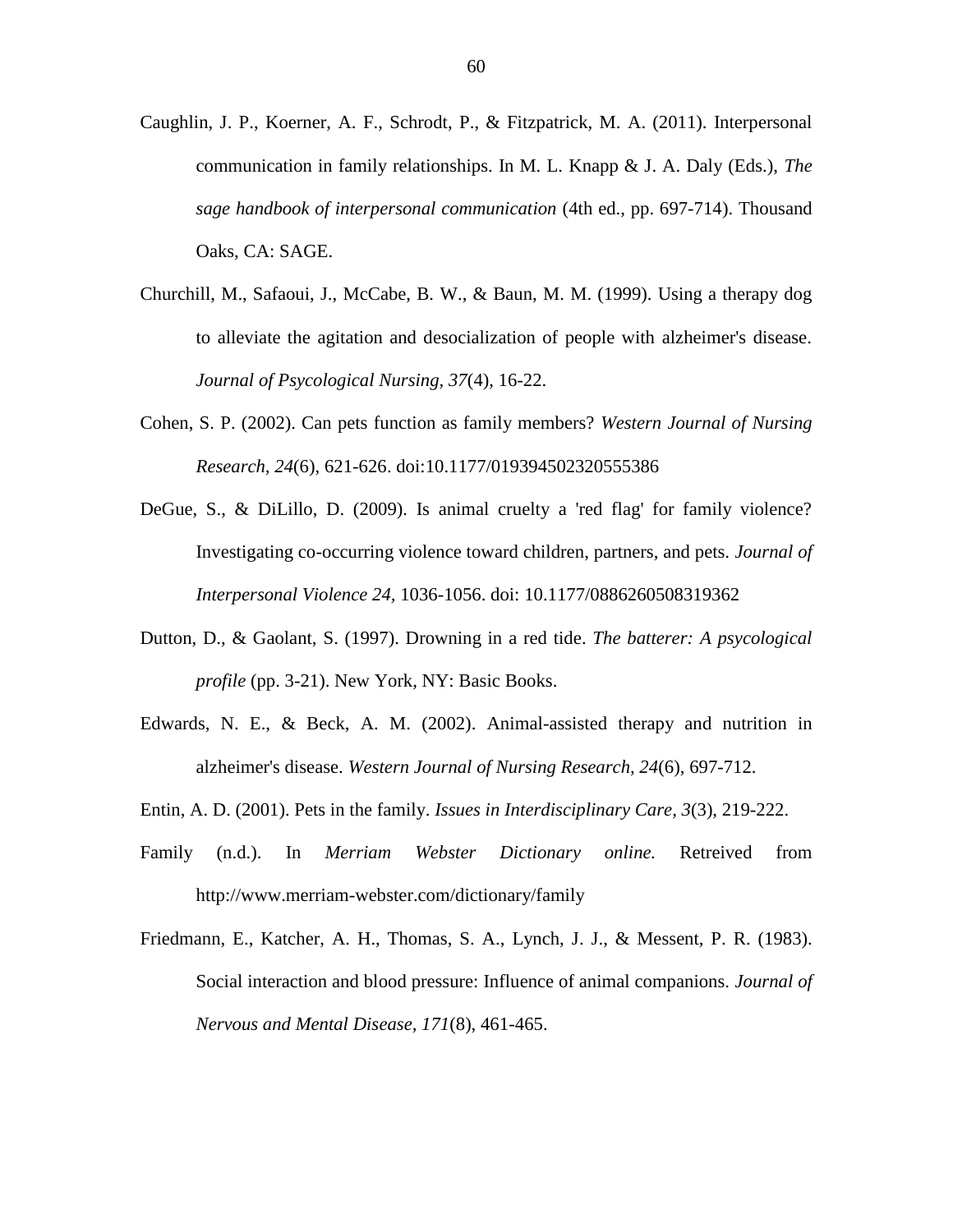Caughlin, J. P., Koerner, A. F., Schrodt, P., & Fitzpatrick, M. A. (2011). Interpersonal communication in family relationships. In M. L. Knapp & J. A. Daly (Eds.), *The sage handbook of interpersonal communication* (4th ed., pp. 697-714). Thousand Oaks, CA: SAGE.

Churchill, M., Safaoui, J., McCabe, B. W., & Baun, M. M. (1999). Using a therapy dog to alleviate the agitation and desocialization of people with alzheimer's disease. *Journal of Psycological Nursing, 37*(4), 16-22.

Cohen, S. P. (2002). Can pets function as family members? *Western Journal of Nursing Research, 24*(6), 621-626. doi:10.1177/019394502320555386

DeGue, S., & DiLillo, D. (2009). Is animal cruelty a 'red flag' for family violence? Investigating co-occurring violence toward children, partners, and pets. *Journal of Interpersonal Violence 24,* 1036-1056. doi: 10.1177/0886260508319362

Dutton, D., & Gaolant, S. (1997). Drowning in a red tide. *The batterer: A psycological profile* (pp. 3-21). New York, NY: Basic Books.

Edwards, N. E., & Beck, A. M. (2002). Animal-assisted therapy and nutrition in alzheimer's disease. *Western Journal of Nursing Research, 24*(6), 697-712.

Entin, A. D. (2001). Pets in the family. *Issues in Interdisciplinary Care, 3*(3), 219-222.

Family (n.d.). In *Merriam Webster Dictionary online.* Retreived from http://www.merriam-webster.com/dictionary/family

Friedmann, E., Katcher, A. H., Thomas, S. A., Lynch, J. J., & Messent, P. R. (1983). Social interaction and blood pressure: Influence of animal companions. *Journal of Nervous and Mental Disease, 171*(8), 461-465.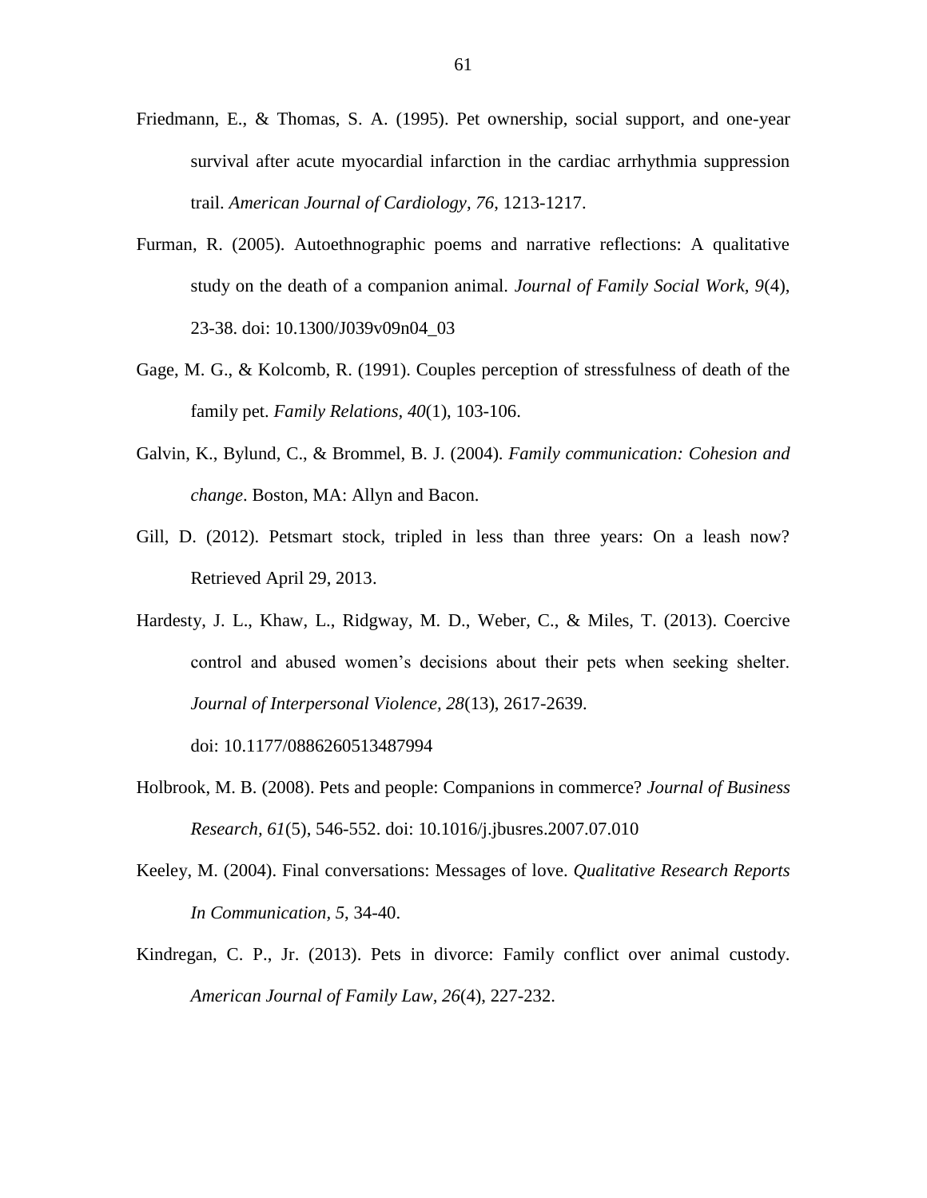Friedmann, E., & Thomas, S. A. (1995). Pet ownership, social support, and one-year survival after acute myocardial infarction in the cardiac arrhythmia suppression trail. *American Journal of Cardiology, 76*, 1213-1217.

Furman, R. (2005). Autoethnographic poems and narrative reflections: A qualitative study on the death of a companion animal. *Journal of Family Social Work, 9*(4), 23-38. doi: 10.1300/J039v09n04_03

Gage, M. G., & Kolcomb, R. (1991). Couples perception of stressfulness of death of the family pet. *Family Relations, 40*(1), 103-106.

Galvin, K., Bylund, C., & Brommel, B. J. (2004). *Family communication: Cohesion and change*. Boston, MA: Allyn and Bacon.

Gill, D. (2012). Petsmart stock, tripled in less than three years: On a leash now? Retrieved April 29, 2013.

Hardesty, J. L., Khaw, L., Ridgway, M. D., Weber, C., & Miles, T. (2013). Coercive control and abused women's decisions about their pets when seeking shelter. *Journal of Interpersonal Violence, 28*(13), 2617-2639. doi: 10.1177/0886260513487994

Holbrook, M. B. (2008). Pets and people: Companions in commerce? *Journal of Business Research, 61*(5), 546-552. doi: 10.1016/j.jbusres.2007.07.010

Keeley, M. (2004). Final conversations: Messages of love. *Qualitative Research Reports In Communication, 5*, 34-40.

Kindregan, C. P., Jr. (2013). Pets in divorce: Family conflict over animal custody. *American Journal of Family Law, 26*(4), 227-232.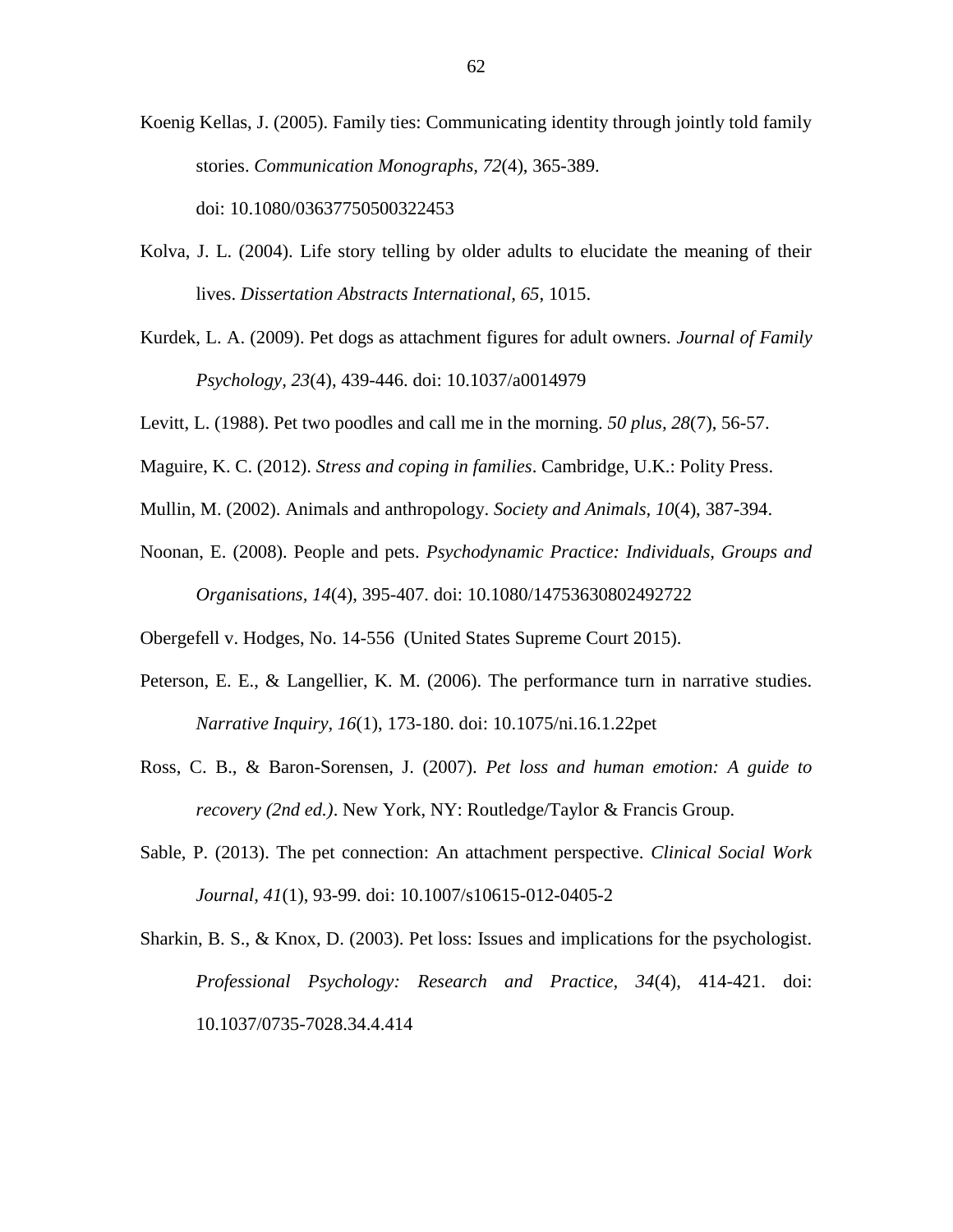Koenig Kellas, J. (2005). Family ties: Communicating identity through jointly told family stories. *Communication Monographs, 72*(4), 365-389. doi: 10.1080/03637750500322453

Kolva, J. L. (2004). Life story telling by older adults to elucidate the meaning of their lives. *Dissertation Abstracts International, 65*, 1015.

Kurdek, L. A. (2009). Pet dogs as attachment figures for adult owners. *Journal of Family Psychology, 23*(4), 439-446. doi: 10.1037/a0014979

Levitt, L. (1988). Pet two poodles and call me in the morning. *50 plus, 28*(7), 56-57.

Maguire, K. C. (2012). *Stress and coping in families*. Cambridge, U.K.: Polity Press.

Mullin, M. (2002). Animals and anthropology. *Society and Animals, 10*(4), 387-394.

Noonan, E. (2008). People and pets. *Psychodynamic Practice: Individuals, Groups and Organisations, 14*(4), 395-407. doi: 10.1080/14753630802492722

Obergefell v. Hodges, No. 14-556 (United States Supreme Court 2015).

Peterson, E. E., & Langellier, K. M. (2006). The performance turn in narrative studies. *Narrative Inquiry, 16*(1), 173-180. doi: 10.1075/ni.16.1.22pet

Ross, C. B., & Baron-Sorensen, J. (2007). *Pet loss and human emotion: A guide to recovery (2nd ed.)*. New York, NY: Routledge/Taylor & Francis Group.

Sable, P. (2013). The pet connection: An attachment perspective. *Clinical Social Work Journal, 41*(1), 93-99. doi: 10.1007/s10615-012-0405-2

Sharkin, B. S., & Knox, D. (2003). Pet loss: Issues and implications for the psychologist. *Professional Psychology: Research and Practice, 34*(4), 414-421. doi: 10.1037/0735-7028.34.4.414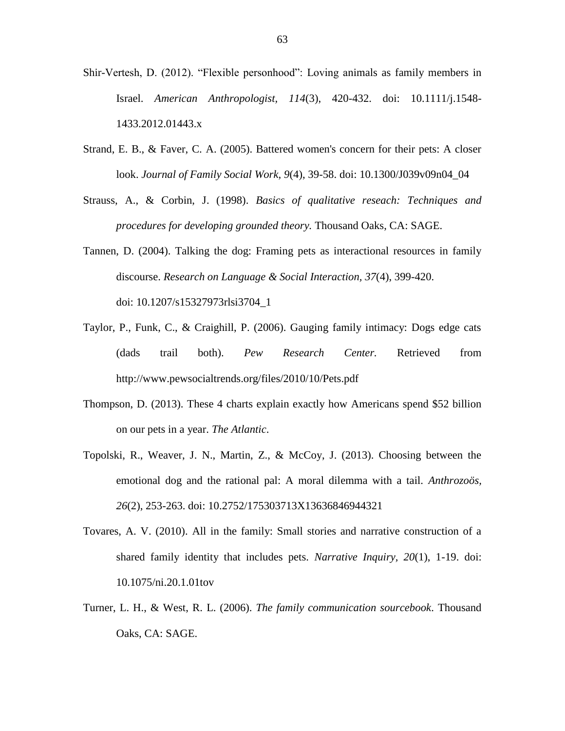Shir-Vertesh, D. (2012). “Flexible personhood”: Loving animals as family members in Israel. *American Anthropologist, 114*(3), 420-432. doi: 10.1111/j.1548-1433.2012.01443.x

Strand, E. B., & Faver, C. A. (2005). Battered women's concern for their pets: A closer look. *Journal of Family Social Work, 9*(4), 39-58. doi: 10.1300/J039v09n04_04

Strauss, A., & Corbin, J. (1998). *Basics of qualitative reseach: Techniques and procedures for developing grounded theory.* Thousand Oaks, CA: SAGE.

Tannen, D. (2004). Talking the dog: Framing pets as interactional resources in family discourse. *Research on Language & Social Interaction, 37*(4), 399-420. doi: 10.1207/s15327973rlsi3704_1

Taylor, P., Funk, C., & Craighill, P. (2006). Gauging family intimacy: Dogs edge cats (dads trail both). *Pew Research Center.* Retrieved from http://www.pewsocialtrends.org/files/2010/10/Pets.pdf

Thompson, D. (2013). These 4 charts explain exactly how Americans spend $52 billion on our pets in a year. *The Atlantic*.

Topolski, R., Weaver, J. N., Martin, Z., & McCoy, J. (2013). Choosing between the emotional dog and the rational pal: A moral dilemma with a tail. *Anthrozoös, 26*(2), 253-263. doi: 10.2752/175303713X13636846944321

Tovares, A. V. (2010). All in the family: Small stories and narrative construction of a shared family identity that includes pets. *Narrative Inquiry, 20*(1), 1-19. doi: 10.1075/ni.20.1.01tov

Turner, L. H., & West, R. L. (2006). *The family communication sourcebook*. Thousand Oaks, CA: SAGE.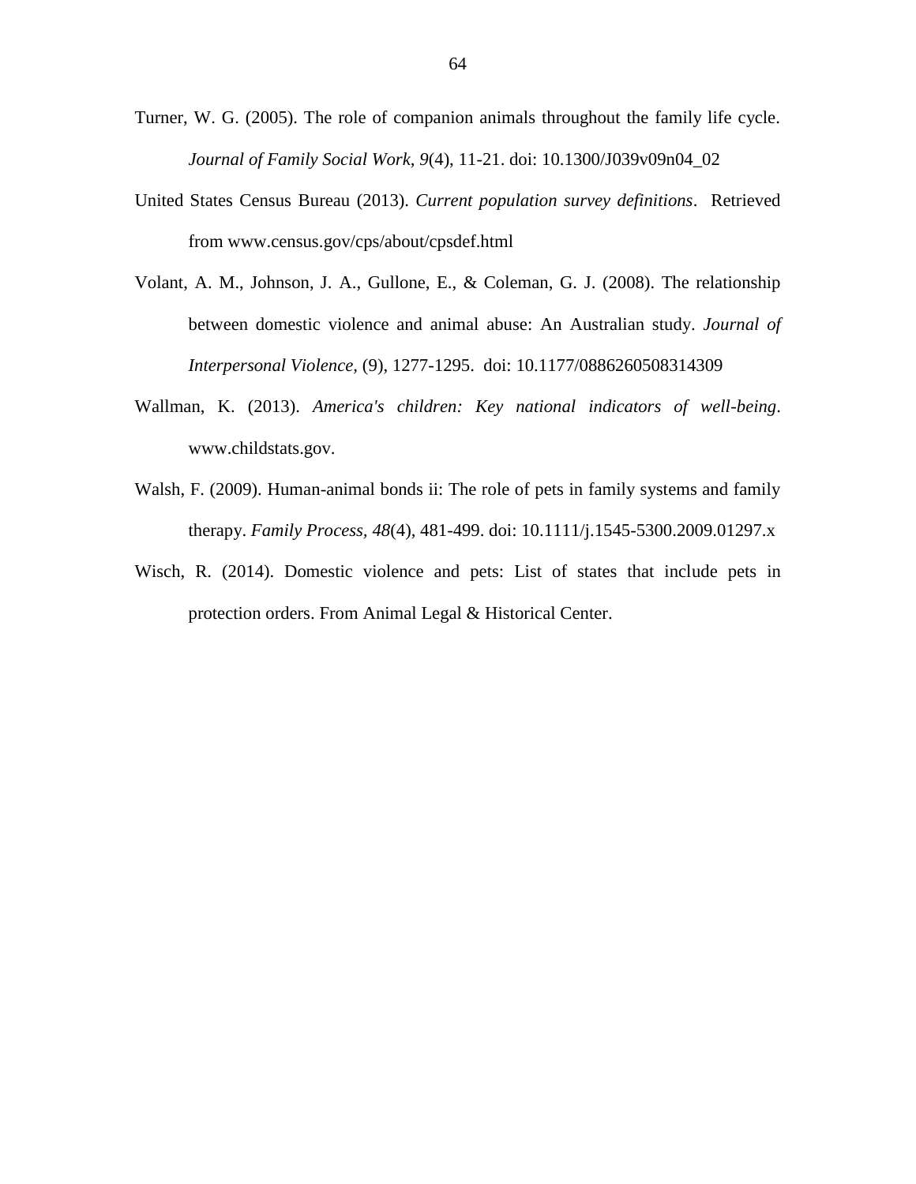Turner, W. G. (2005). The role of companion animals throughout the family life cycle. *Journal of Family Social Work, 9*(4), 11-21. doi: 10.1300/J039v09n04_02

United States Census Bureau (2013). *Current population survey definitions*. Retrieved from www.census.gov/cps/about/cpsdef.html

Volant, A. M., Johnson, J. A., Gullone, E., & Coleman, G. J. (2008). The relationship between domestic violence and animal abuse: An Australian study. *Journal of Interpersonal Violence*, (9), 1277-1295. doi: 10.1177/0886260508314309

Wallman, K. (2013). *America's children: Key national indicators of well-being*. www.childstats.gov.

Walsh, F. (2009). Human-animal bonds ii: The role of pets in family systems and family therapy. *Family Process, 48*(4), 481-499. doi: 10.1111/j.1545-5300.2009.01297.x

Wisch, R. (2014). Domestic violence and pets: List of states that include pets in protection orders. From Animal Legal & Historical Center.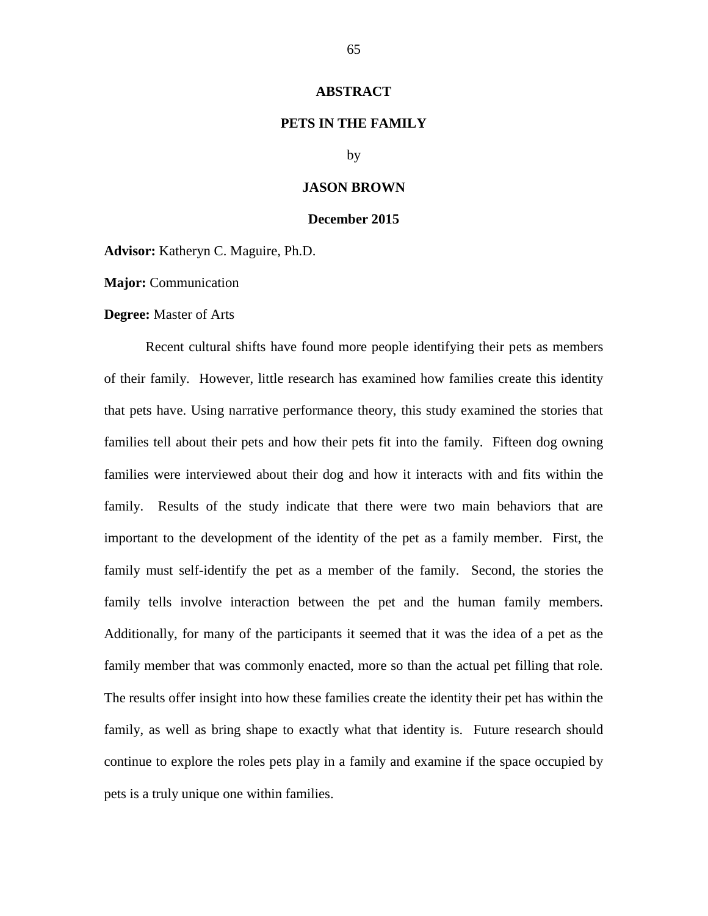# ABSTRACT

## PETS IN THE FAMILY

by

**JASON BROWN**

**December 2015**

**Advisor:** Katheryn C. Maguire, Ph.D.

**Major:** Communication

**Degree:** Master of Arts

Recent cultural shifts have found more people identifying their pets as members of their family. However, little research has examined how families create this identity that pets have. Using narrative performance theory, this study examined the stories that families tell about their pets and how their pets fit into the family. Fifteen dog owning families were interviewed about their dog and how it interacts with and fits within the family. Results of the study indicate that there were two main behaviors that are important to the development of the identity of the pet as a family member. First, the family must self-identify the pet as a member of the family. Second, the stories the family tells involve interaction between the pet and the human family members. Additionally, for many of the participants it seemed that it was the idea of a pet as the family member that was commonly enacted, more so than the actual pet filling that role. The results offer insight into how these families create the identity their pet has within the family, as well as bring shape to exactly what that identity is. Future research should continue to explore the roles pets play in a family and examine if the space occupied by pets is a truly unique one within families.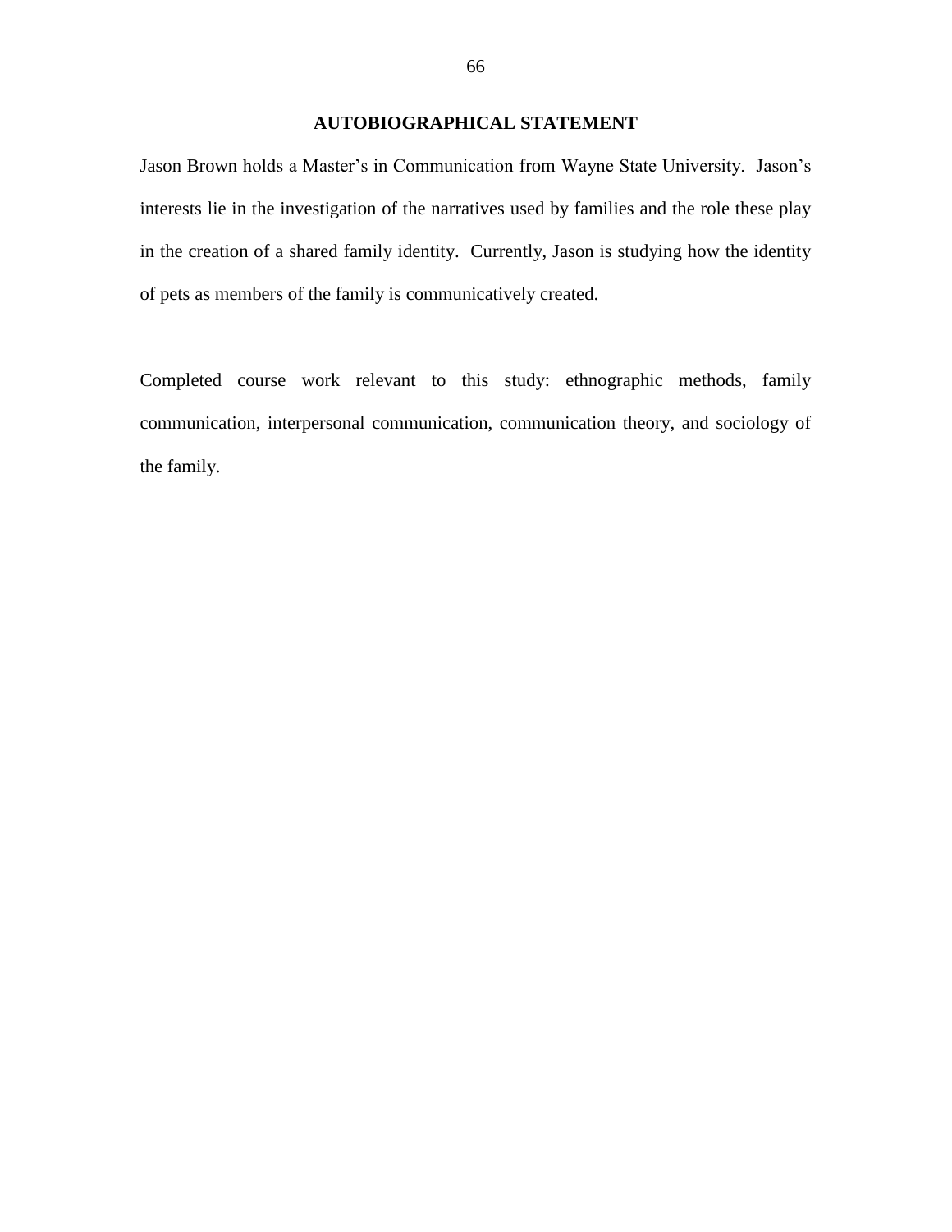## AUTOBIOGRAPHICAL STATEMENT

Jason Brown holds a Master's in Communication from Wayne State University. Jason's interests lie in the investigation of the narratives used by families and the role these play in the creation of a shared family identity. Currently, Jason is studying how the identity of pets as members of the family is communicatively created.

Completed course work relevant to this study: ethnographic methods, family communication, interpersonal communication, communication theory, and sociology of the family.